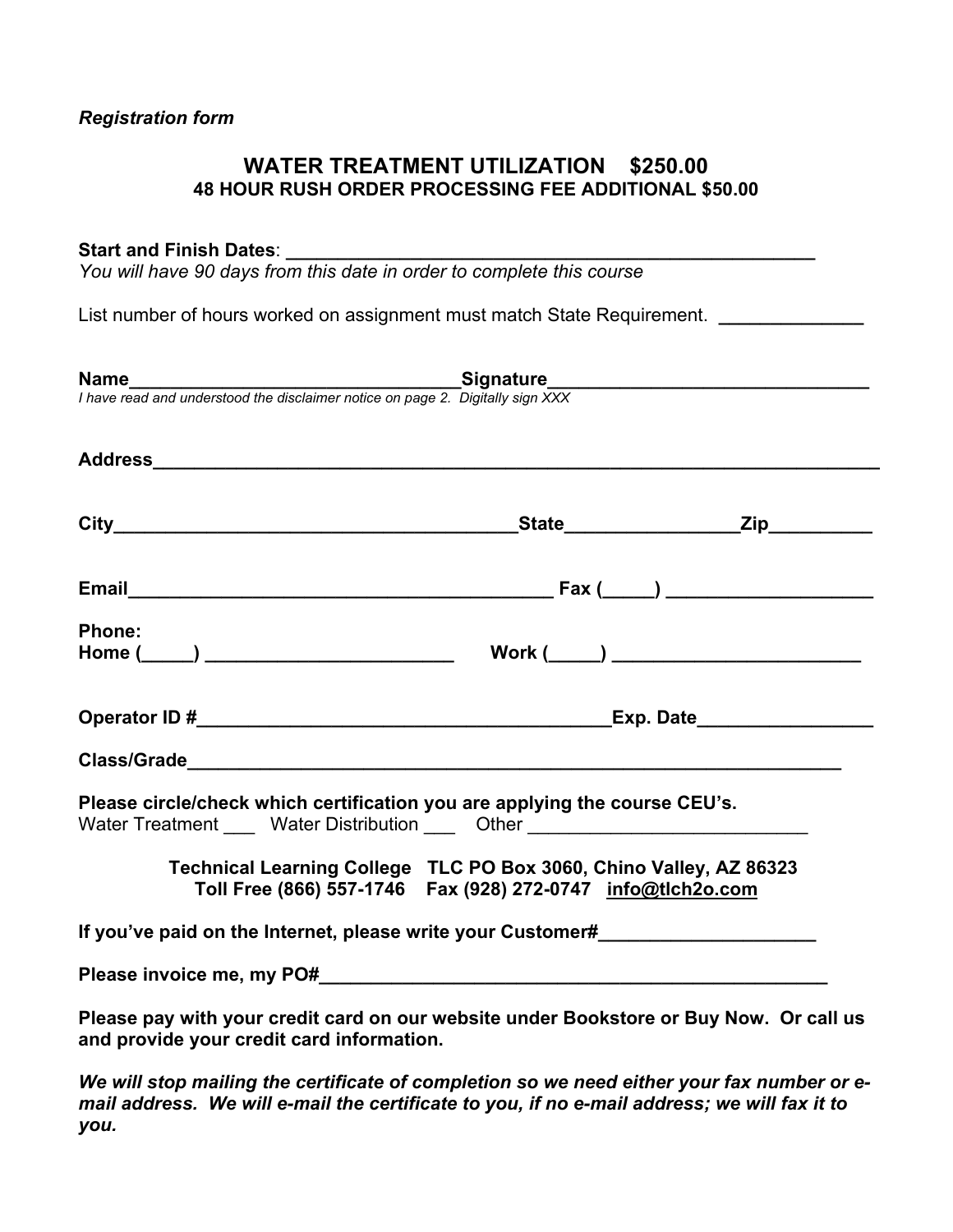*Registration form*

## WATER TREATMENT UTILIZATION $250.00

### 48 HOUR RUSH ORDER PROCESSING FEE ADDITIONAL $50.00

**Start and Finish Dates**: **\_\_\_\_\_\_\_\_\_\_\_\_\_\_\_\_\_\_\_\_\_\_\_\_\_\_\_\_\_\_\_\_\_\_\_\_\_\_\_\_\_\_\_\_\_\_\_\_\_**
*You will have 90 days from this date in order to complete this course*

List number of hours worked on assignment must match State Requirement. **\_\_\_\_\_\_\_\_\_\_\_\_\_**

**Name**\_\_\_\_\_\_\_\_\_\_\_\_\_\_\_\_\_\_\_\_\_\_\_\_\_\_\_\_\_\_\_\_**Signature**\_\_\_\_\_\_\_\_\_\_\_\_\_\_\_\_\_\_\_\_\_\_\_\_\_\_\_\_\_\_
*I have read and understood the disclaimer notice on page 2. Digitally sign XXX*

**Address**\_\_\_\_\_\_\_\_\_\_\_\_\_\_\_\_\_\_\_\_\_\_\_\_\_\_\_\_\_\_\_\_\_\_\_\_\_\_\_\_\_\_\_\_\_\_\_\_\_\_\_\_\_\_\_\_\_\_\_\_\_\_\_\_\_\_\_\_\_\_

**City**\_\_\_\_\_\_\_\_\_\_\_\_\_\_\_\_\_\_\_\_\_\_\_\_\_\_\_\_\_\_\_\_\_\_\_\_\_\_\_**State**\_\_\_\_\_\_\_\_\_\_\_\_\_\_\_\_**Zip**\_\_\_\_\_\_\_\_\_\_

**Email**\_\_\_\_\_\_\_\_\_\_\_\_\_\_\_\_\_\_\_\_\_\_\_\_\_\_\_\_\_\_\_\_\_\_\_\_\_\_\_\_\_ **Fax (\_\_\_\_\_) \_\_\_\_\_\_\_\_\_\_\_\_\_\_\_\_\_\_\_\_**

**Phone:**
**Home (\_\_\_\_\_) \_\_\_\_\_\_\_\_\_\_\_\_\_\_\_\_\_\_\_\_\_\_\_\_ Work (\_\_\_\_\_) \_\_\_\_\_\_\_\_\_\_\_\_\_\_\_\_\_\_\_\_\_\_\_\_**

**Operator ID #**\_\_\_\_\_\_\_\_\_\_\_\_\_\_\_\_\_\_\_\_\_\_\_\_\_\_\_\_\_\_\_\_\_\_\_\_\_\_\_\_**Exp. Date**\_\_\_\_\_\_\_\_\_\_\_\_\_\_\_\_\_

**Class/Grade**\_\_\_\_\_\_\_\_\_\_\_\_\_\_\_\_\_\_\_\_\_\_\_\_\_\_\_\_\_\_\_\_\_\_\_\_\_\_\_\_\_\_\_\_\_\_\_\_\_\_\_\_\_\_\_\_\_\_\_\_\_\_\_\_

**Please circle/check which certification you are applying the course CEU's.**
Water Treatment \_\_\_ Water Distribution \_\_\_ Other \_\_\_\_\_\_\_\_\_\_\_\_\_\_\_\_\_\_\_\_\_\_\_\_\_\_\_

**Technical Learning College TLC PO Box 3060, Chino Valley, AZ 86323**
**Toll Free (866) 557-1746 Fax (928) 272-0747 info@tlch2o.com**

**If you've paid on the Internet, please write your Customer#**\_\_\_\_\_\_\_\_\_\_\_\_\_\_\_\_\_\_\_\_

**Please invoice me, my PO#**\_\_\_\_\_\_\_\_\_\_\_\_\_\_\_\_\_\_\_\_\_\_\_\_\_\_\_\_\_\_\_\_\_\_\_\_\_\_\_\_\_\_\_\_\_\_\_\_\_\_\_

**Please pay with your credit card on our website under Bookstore or Buy Now. Or call us and provide your credit card information.**

***We will stop mailing the certificate of completion so we need either your fax number or e-mail address. We will e-mail the certificate to you, if no e-mail address; we will fax it to you.***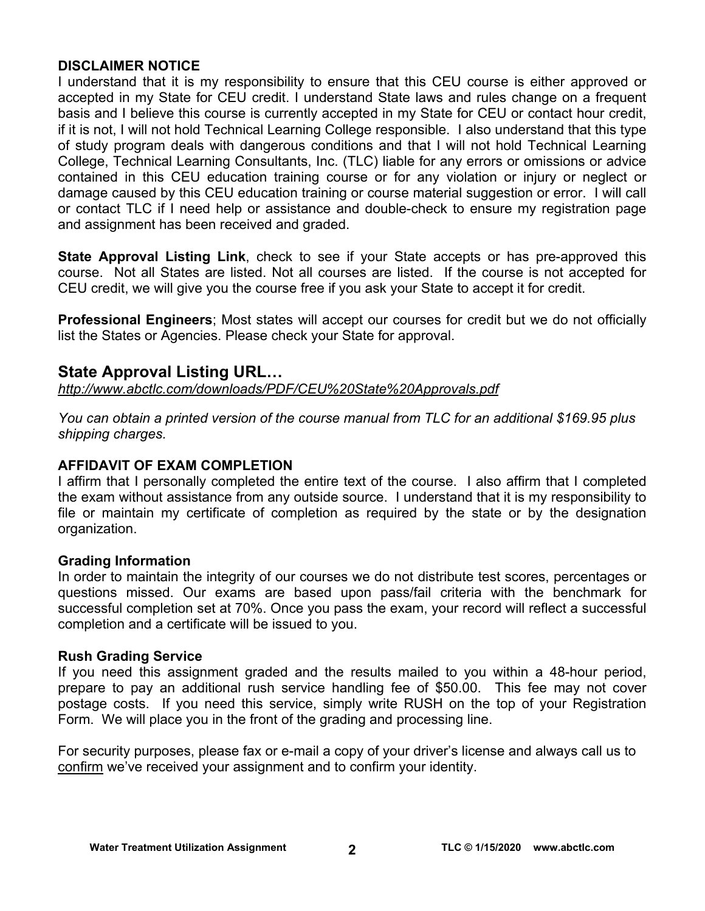**DISCLAIMER NOTICE**

I understand that it is my responsibility to ensure that this CEU course is either approved or accepted in my State for CEU credit. I understand State laws and rules change on a frequent basis and I believe this course is currently accepted in my State for CEU or contact hour credit, if it is not, I will not hold Technical Learning College responsible. I also understand that this type of study program deals with dangerous conditions and that I will not hold Technical Learning College, Technical Learning Consultants, Inc. (TLC) liable for any errors or omissions or advice contained in this CEU education training course or for any violation or injury or neglect or damage caused by this CEU education training or course material suggestion or error. I will call or contact TLC if I need help or assistance and double-check to ensure my registration page and assignment has been received and graded.

**State Approval Listing Link**, check to see if your State accepts or has pre-approved this course. Not all States are listed. Not all courses are listed. If the course is not accepted for CEU credit, we will give you the course free if you ask your State to accept it for credit.

**Professional Engineers**; Most states will accept our courses for credit but we do not officially list the States or Agencies. Please check your State for approval.

## State Approval Listing URL…

*http://www.abctlc.com/downloads/PDF/CEU%20State%20Approvals.pdf*

*You can obtain a printed version of the course manual from TLC for an additional $169.95 plus shipping charges.*

**AFFIDAVIT OF EXAM COMPLETION**

I affirm that I personally completed the entire text of the course. I also affirm that I completed the exam without assistance from any outside source. I understand that it is my responsibility to file or maintain my certificate of completion as required by the state or by the designation organization.

**Grading Information**

In order to maintain the integrity of our courses we do not distribute test scores, percentages or questions missed. Our exams are based upon pass/fail criteria with the benchmark for successful completion set at 70%. Once you pass the exam, your record will reflect a successful completion and a certificate will be issued to you.

**Rush Grading Service**

If you need this assignment graded and the results mailed to you within a 48-hour period, prepare to pay an additional rush service handling fee of $50.00. This fee may not cover postage costs. If you need this service, simply write RUSH on the top of your Registration Form. We will place you in the front of the grading and processing line.

For security purposes, please fax or e-mail a copy of your driver's license and always call us to confirm we've received your assignment and to confirm your identity.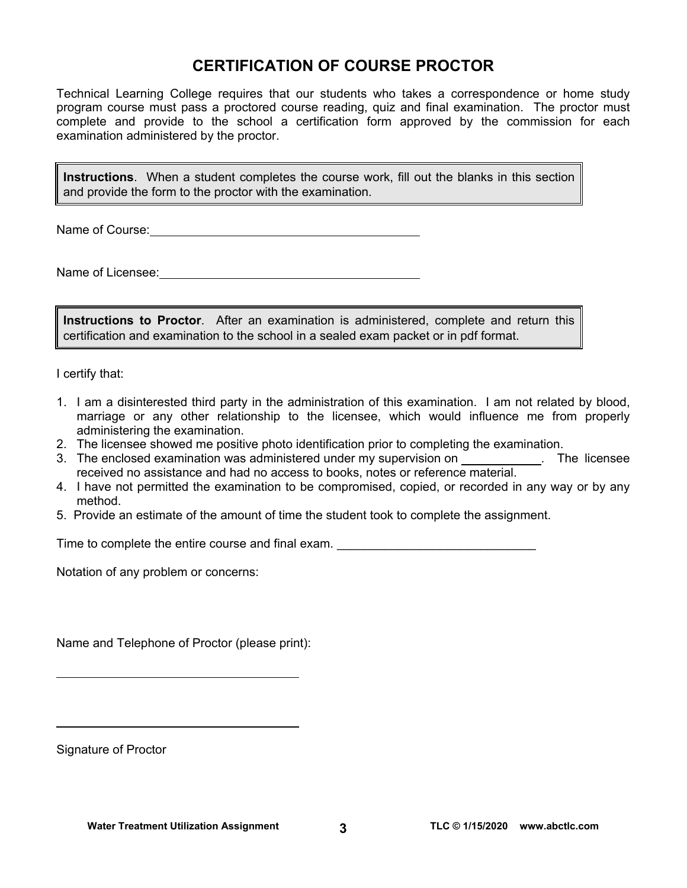# CERTIFICATION OF COURSE PROCTOR

Technical Learning College requires that our students who takes a correspondence or home study program course must pass a proctored course reading, quiz and final examination. The proctor must complete and provide to the school a certification form approved by the commission for each examination administered by the proctor.

**Instructions**. When a student completes the course work, fill out the blanks in this section and provide the form to the proctor with the examination.

Name of Course: ______________________________________

Name of Licensee: ______________________________________

**Instructions to Proctor**. After an examination is administered, complete and return this certification and examination to the school in a sealed exam packet or in pdf format.

I certify that:

1. I am a disinterested third party in the administration of this examination. I am not related by blood, marriage or any other relationship to the licensee, which would influence me from properly administering the examination.
2. The licensee showed me positive photo identification prior to completing the examination.
3. The enclosed examination was administered under my supervision on ___________. The licensee received no assistance and had no access to books, notes or reference material.
4. I have not permitted the examination to be compromised, copied, or recorded in any way or by any method.
5. Provide an estimate of the amount of time the student took to complete the assignment.

Time to complete the entire course and final exam. ______________________________

Notation of any problem or concerns:

Name and Telephone of Proctor (please print):

______________________________________

______________________________________

Signature of Proctor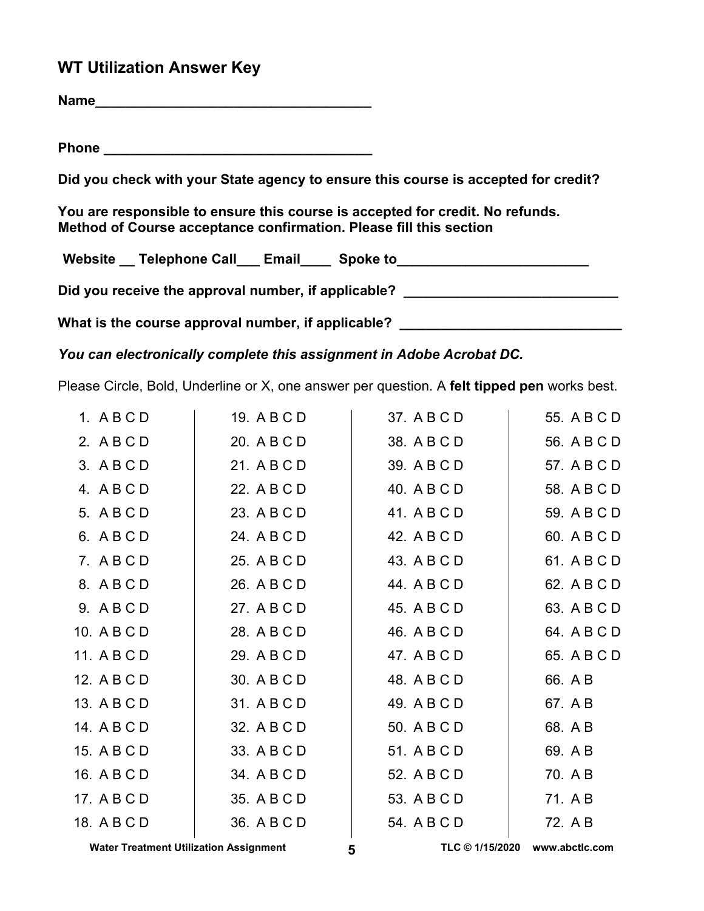## WT Utilization Answer Key

**Name___________________________________**

**Phone __________________________________**

**Did you check with your State agency to ensure this course is accepted for credit?**

**You are responsible to ensure this course is accepted for credit. No refunds.**
**Method of Course acceptance confirmation. Please fill this section**

**Website __ Telephone Call___ Email____ Spoke to________________________**

**Did you receive the approval number, if applicable? ___________________________**

**What is the course approval number, if applicable? ____________________________**

***You can electronically complete this assignment in Adobe Acrobat DC.***

Please Circle, Bold, Underline or X, one answer per question. A **felt tipped pen** works best.

| | | | |
|---|---|---|---|
| 1. A B C D | 19. A B C D | 37. A B C D | 55. A B C D |
| 2. A B C D | 20. A B C D | 38. A B C D | 56. A B C D |
| 3. A B C D | 21. A B C D | 39. A B C D | 57. A B C D |
| 4. A B C D | 22. A B C D | 40. A B C D | 58. A B C D |
| 5. A B C D | 23. A B C D | 41. A B C D | 59. A B C D |
| 6. A B C D | 24. A B C D | 42. A B C D | 60. A B C D |
| 7. A B C D | 25. A B C D | 43. A B C D | 61. A B C D |
| 8. A B C D | 26. A B C D | 44. A B C D | 62. A B C D |
| 9. A B C D | 27. A B C D | 45. A B C D | 63. A B C D |
| 10. A B C D | 28. A B C D | 46. A B C D | 64. A B C D |
| 11. A B C D | 29. A B C D | 47. A B C D | 65. A B C D |
| 12. A B C D | 30. A B C D | 48. A B C D | 66. A B |
| 13. A B C D | 31. A B C D | 49. A B C D | 67. A B |
| 14. A B C D | 32. A B C D | 50. A B C D | 68. A B |
| 15. A B C D | 33. A B C D | 51. A B C D | 69. A B |
| 16. A B C D | 34. A B C D | 52. A B C D | 70. A B |
| 17. A B C D | 35. A B C D | 53. A B C D | 71. A B |
| 18. A B C D | 36. A B C D | 54. A B C D | 72. A B |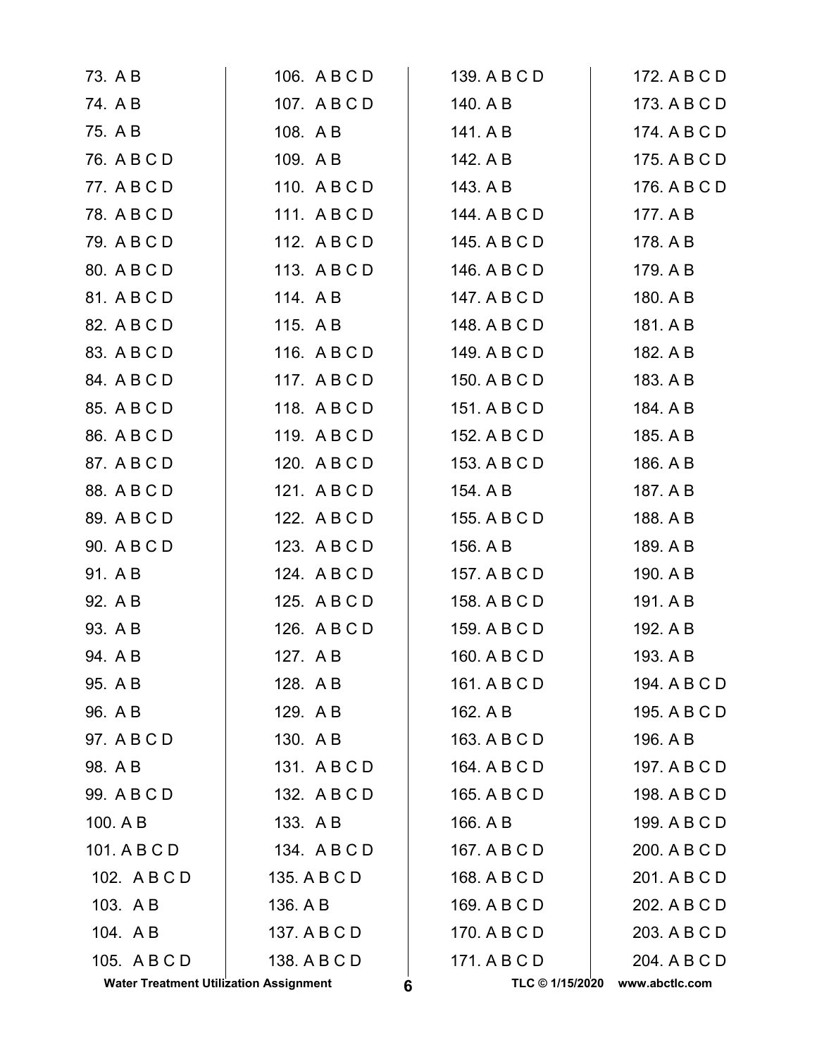73. A B
74. A B
75. A B
76. A B C D
77. A B C D
78. A B C D
79. A B C D
80. A B C D
81. A B C D
82. A B C D
83. A B C D
84. A B C D
85. A B C D
86. A B C D
87. A B C D
88. A B C D
89. A B C D
90. A B C D
91. A B
92. A B
93. A B
94. A B
95. A B
96. A B
97. A B C D
98. A B
99. A B C D
100. A B
101. A B C D
102. A B C D
103. A B
104. A B
105. A B C D
106. A B C D
107. A B C D
108. A B
109. A B
110. A B C D
111. A B C D
112. A B C D
113. A B C D
114. A B
115. A B
116. A B C D
117. A B C D
118. A B C D
119. A B C D
120. A B C D
121. A B C D
122. A B C D
123. A B C D
124. A B C D
125. A B C D
126. A B C D
127. A B
128. A B
129. A B
130. A B
131. A B C D
132. A B C D
133. A B
134. A B C D
135. A B C D
136. A B
137. A B C D
138. A B C D
139. A B C D
140. A B
141. A B
142. A B
143. A B
144. A B C D
145. A B C D
146. A B C D
147. A B C D
148. A B C D
149. A B C D
150. A B C D
151. A B C D
152. A B C D
153. A B C D
154. A B
155. A B C D
156. A B
157. A B C D
158. A B C D
159. A B C D
160. A B C D
161. A B C D
162. A B
163. A B C D
164. A B C D
165. A B C D
166. A B
167. A B C D
168. A B C D
169. A B C D
170. A B C D
171. A B C D
172. A B C D
173. A B C D
174. A B C D
175. A B C D
176. A B C D
177. A B
178. A B
179. A B
180. A B
181. A B
182. A B
183. A B
184. A B
185. A B
186. A B
187. A B
188. A B
189. A B
190. A B
191. A B
192. A B
193. A B
194. A B C D
195. A B C D
196. A B
197. A B C D
198. A B C D
199. A B C D
200. A B C D
201. A B C D
202. A B C D
203. A B C D
204. A B C D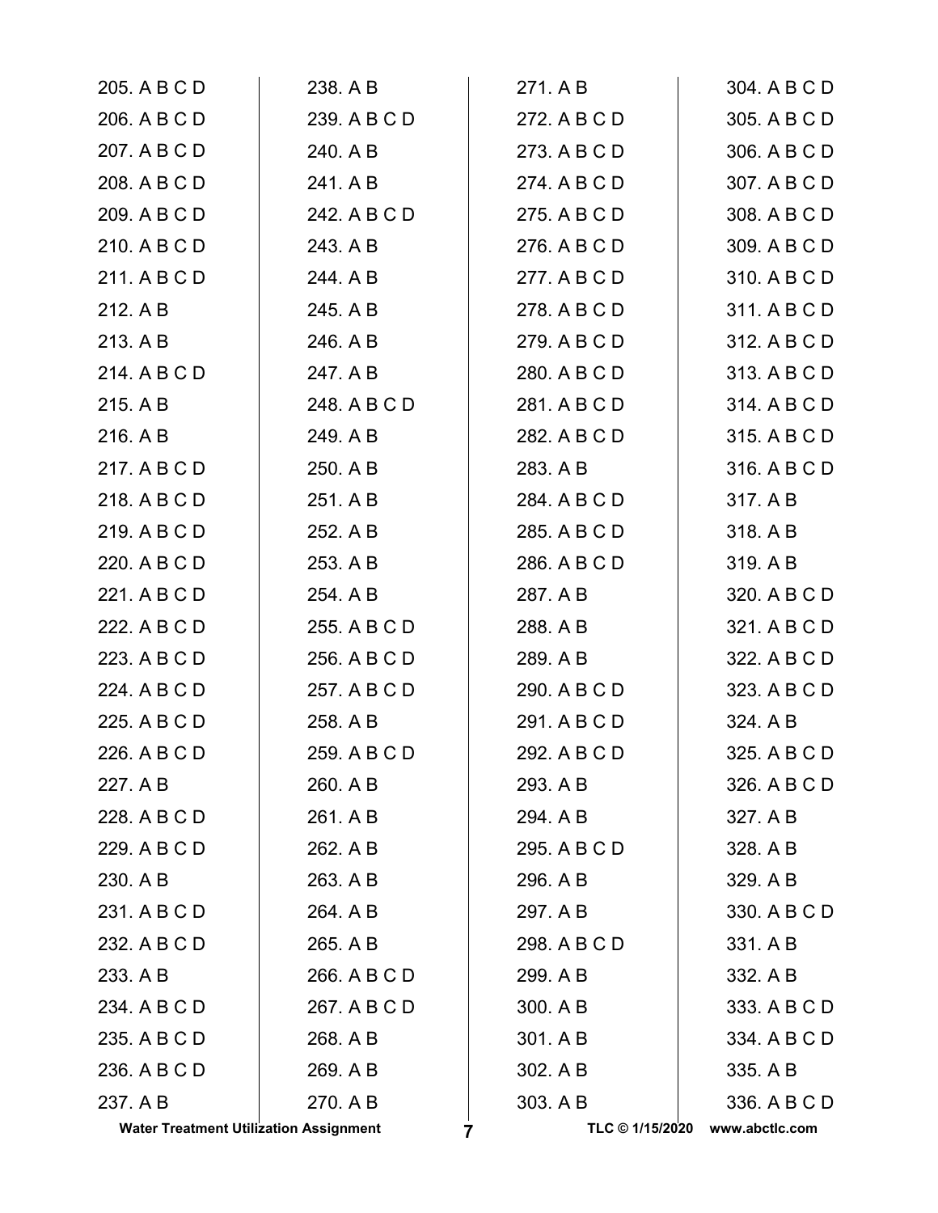205. A B C D
206. A B C D
207. A B C D
208. A B C D
209. A B C D
210. A B C D
211. A B C D
212. A B
213. A B
214. A B C D
215. A B
216. A B
217. A B C D
218. A B C D
219. A B C D
220. A B C D
221. A B C D
222. A B C D
223. A B C D
224. A B C D
225. A B C D
226. A B C D
227. A B
228. A B C D
229. A B C D
230. A B
231. A B C D
232. A B C D
233. A B
234. A B C D
235. A B C D
236. A B C D
237. A B
238. A B
239. A B C D
240. A B
241. A B
242. A B C D
243. A B
244. A B
245. A B
246. A B
247. A B
248. A B C D
249. A B
250. A B
251. A B
252. A B
253. A B
254. A B
255. A B C D
256. A B C D
257. A B C D
258. A B
259. A B C D
260. A B
261. A B
262. A B
263. A B
264. A B
265. A B
266. A B C D
267. A B C D
268. A B
269. A B
270. A B
271. A B
272. A B C D
273. A B C D
274. A B C D
275. A B C D
276. A B C D
277. A B C D
278. A B C D
279. A B C D
280. A B C D
281. A B C D
282. A B C D
283. A B
284. A B C D
285. A B C D
286. A B C D
287. A B
288. A B
289. A B
290. A B C D
291. A B C D
292. A B C D
293. A B
294. A B
295. A B C D
296. A B
297. A B
298. A B C D
299. A B
300. A B
301. A B
302. A B
303. A B
304. A B C D
305. A B C D
306. A B C D
307. A B C D
308. A B C D
309. A B C D
310. A B C D
311. A B C D
312. A B C D
313. A B C D
314. A B C D
315. A B C D
316. A B C D
317. A B
318. A B
319. A B
320. A B C D
321. A B C D
322. A B C D
323. A B C D
324. A B
325. A B C D
326. A B C D
327. A B
328. A B
329. A B
330. A B C D
331. A B
332. A B
333. A B C D
334. A B C D
335. A B
336. A B C D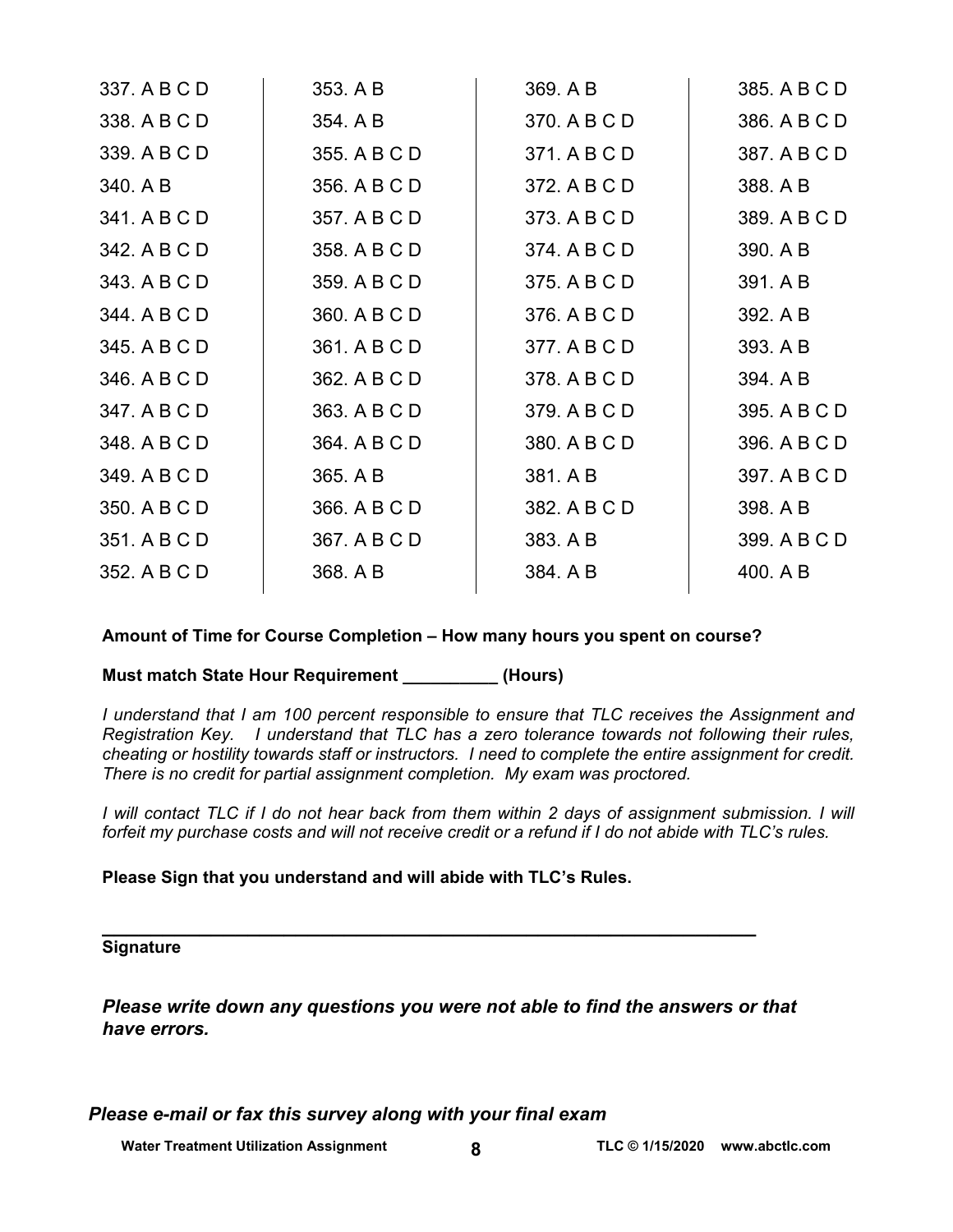| | | | |
|---|---|---|---|
| 337. A B C D | 353. A B | 369. A B | 385. A B C D |
| 338. A B C D | 354. A B | 370. A B C D | 386. A B C D |
| 339. A B C D | 355. A B C D | 371. A B C D | 387. A B C D |
| 340. A B | 356. A B C D | 372. A B C D | 388. A B |
| 341. A B C D | 357. A B C D | 373. A B C D | 389. A B C D |
| 342. A B C D | 358. A B C D | 374. A B C D | 390. A B |
| 343. A B C D | 359. A B C D | 375. A B C D | 391. A B |
| 344. A B C D | 360. A B C D | 376. A B C D | 392. A B |
| 345. A B C D | 361. A B C D | 377. A B C D | 393. A B |
| 346. A B C D | 362. A B C D | 378. A B C D | 394. A B |
| 347. A B C D | 363. A B C D | 379. A B C D | 395. A B C D |
| 348. A B C D | 364. A B C D | 380. A B C D | 396. A B C D |
| 349. A B C D | 365. A B | 381. A B | 397. A B C D |
| 350. A B C D | 366. A B C D | 382. A B C D | 398. A B |
| 351. A B C D | 367. A B C D | 383. A B | 399. A B C D |
| 352. A B C D | 368. A B | 384. A B | 400. A B |

**Amount of Time for Course Completion – How many hours you spent on course?**

**Must match State Hour Requirement __________ (Hours)**

*I understand that I am 100 percent responsible to ensure that TLC receives the Assignment and Registration Key. I understand that TLC has a zero tolerance towards not following their rules, cheating or hostility towards staff or instructors. I need to complete the entire assignment for credit. There is no credit for partial assignment completion. My exam was proctored.*

*I will contact TLC if I do not hear back from them within 2 days of assignment submission. I will forfeit my purchase costs and will not receive credit or a refund if I do not abide with TLC's rules.*

**Please Sign that you understand and will abide with TLC's Rules.**

_________________________________________________________________

**Signature**

***Please write down any questions you were not able to find the answers or that have errors.***

***Please e-mail or fax this survey along with your final exam***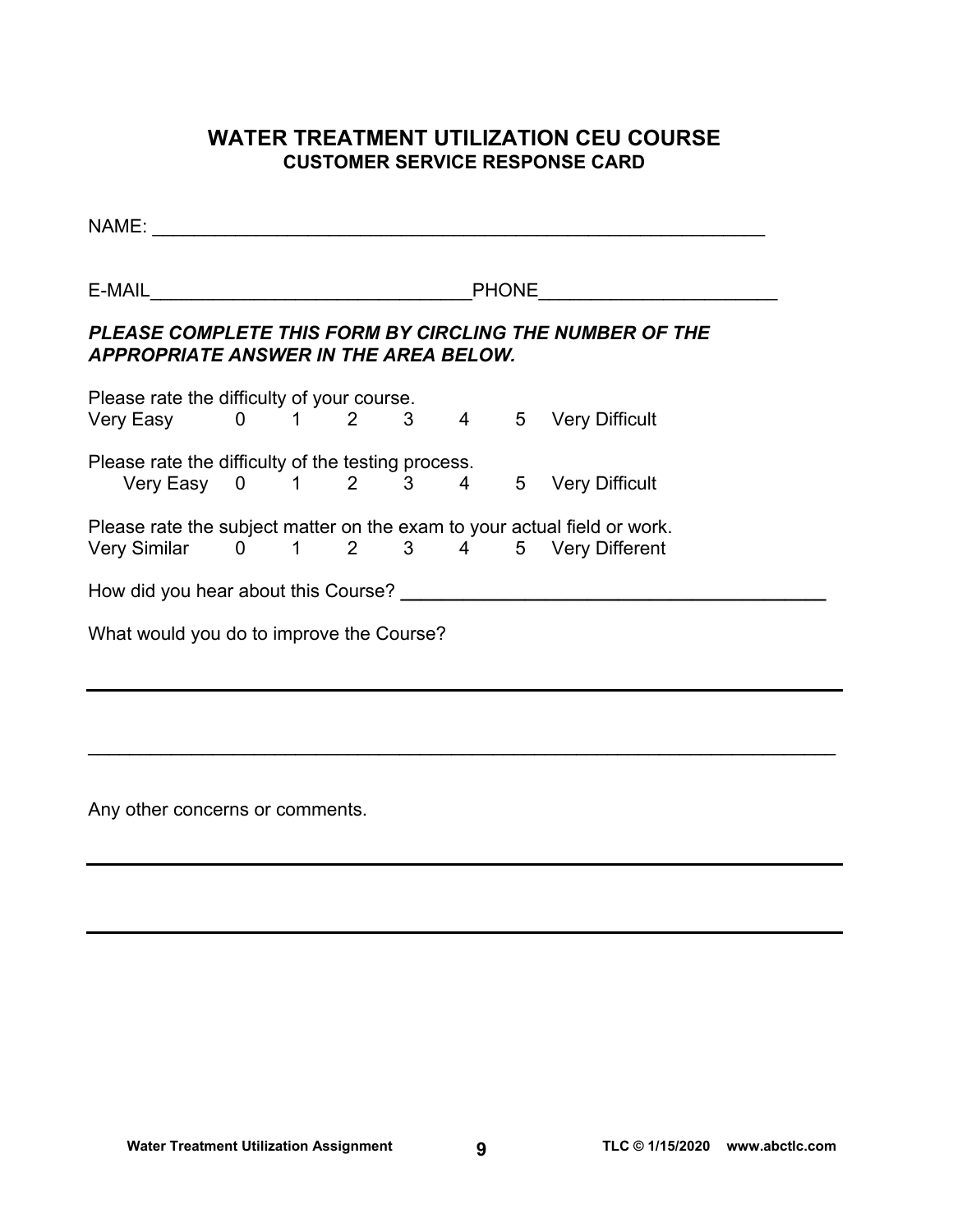## WATER TREATMENT UTILIZATION CEU COURSE
### CUSTOMER SERVICE RESPONSE CARD

NAME: ___________________________________________________________

E-MAIL______________________________PHONE______________________

***PLEASE COMPLETE THIS FORM BY CIRCLING THE NUMBER OF THE APPROPRIATE ANSWER IN THE AREA BELOW.***

Please rate the difficulty of your course.
Very Easy 0 1 2 3 4 5 Very Difficult

Please rate the difficulty of the testing process.
Very Easy 0 1 2 3 4 5 Very Difficult

Please rate the subject matter on the exam to your actual field or work.
Very Similar 0 1 2 3 4 5 Very Different

How did you hear about this Course? ________________________________________

What would you do to improve the Course?

_______________________________________________________________________

_______________________________________________________________________

Any other concerns or comments.

_______________________________________________________________________

_______________________________________________________________________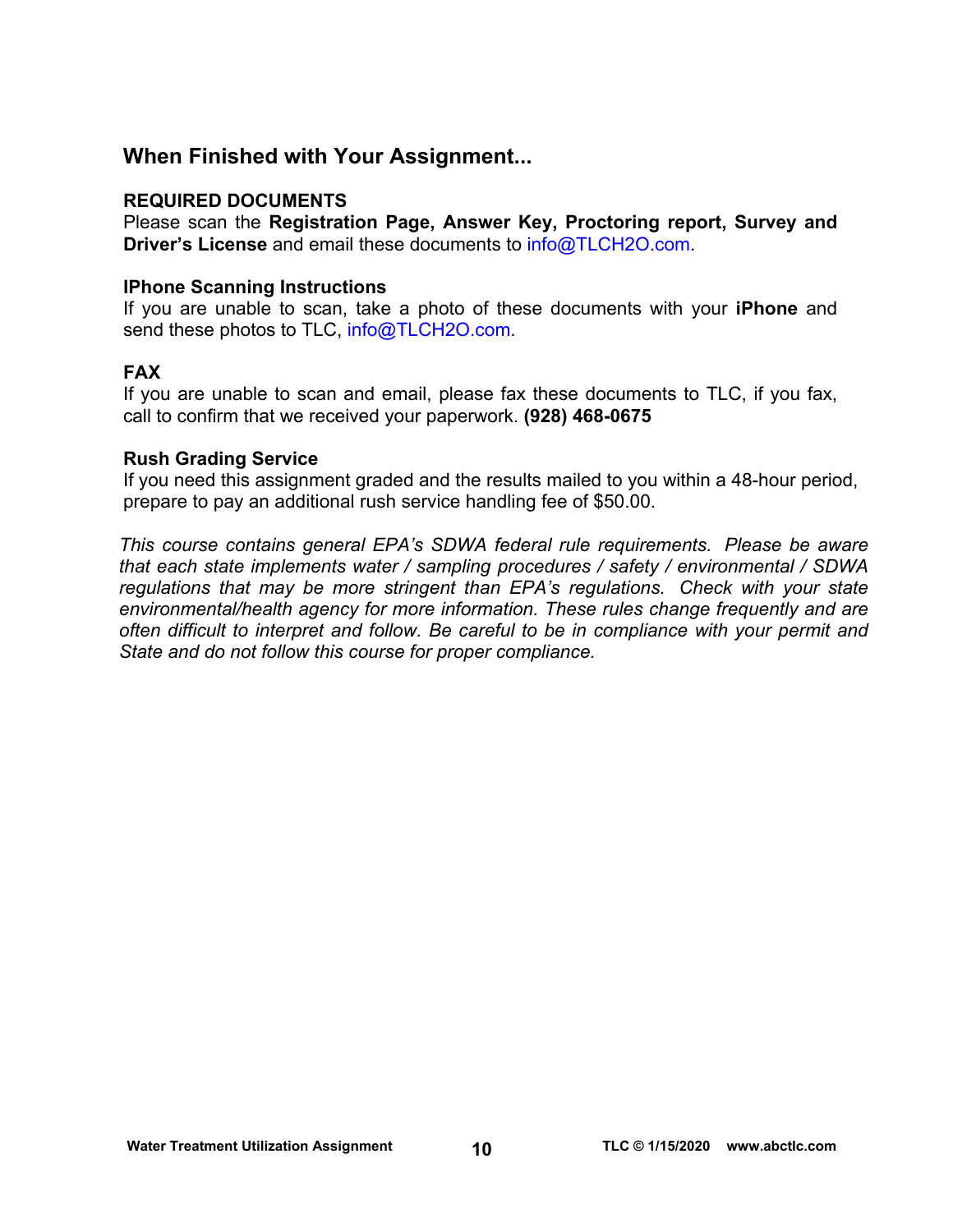## When Finished with Your Assignment...

**REQUIRED DOCUMENTS**

Please scan the **Registration Page, Answer Key, Proctoring report, Survey and Driver's License** and email these documents to info@TLCH2O.com.

**IPhone Scanning Instructions**

If you are unable to scan, take a photo of these documents with your **iPhone** and send these photos to TLC, info@TLCH2O.com.

**FAX**

If you are unable to scan and email, please fax these documents to TLC, if you fax, call to confirm that we received your paperwork. **(928) 468-0675**

**Rush Grading Service**

If you need this assignment graded and the results mailed to you within a 48-hour period, prepare to pay an additional rush service handling fee of $50.00.

*This course contains general EPA's SDWA federal rule requirements. Please be aware that each state implements water / sampling procedures / safety / environmental / SDWA regulations that may be more stringent than EPA's regulations. Check with your state environmental/health agency for more information. These rules change frequently and are often difficult to interpret and follow. Be careful to be in compliance with your permit and State and do not follow this course for proper compliance.*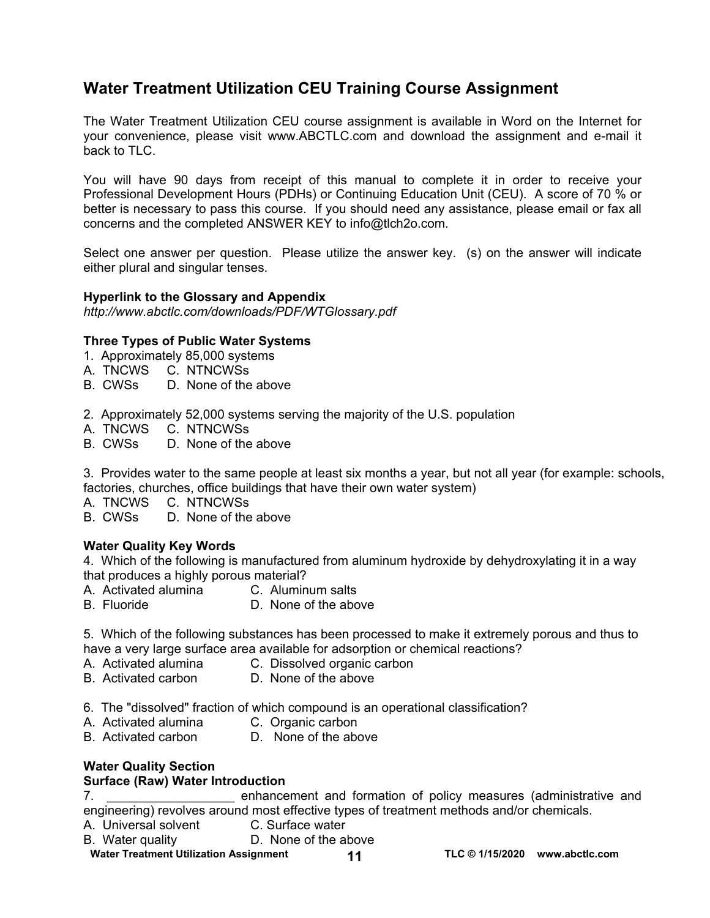## Water Treatment Utilization CEU Training Course Assignment

The Water Treatment Utilization CEU course assignment is available in Word on the Internet for your convenience, please visit www.ABCTLC.com and download the assignment and e-mail it back to TLC.

You will have 90 days from receipt of this manual to complete it in order to receive your Professional Development Hours (PDHs) or Continuing Education Unit (CEU). A score of 70 % or better is necessary to pass this course. If you should need any assistance, please email or fax all concerns and the completed ANSWER KEY to info@tlch2o.com.

Select one answer per question. Please utilize the answer key. (s) on the answer will indicate either plural and singular tenses.

**Hyperlink to the Glossary and Appendix**
*http://www.abctlc.com/downloads/PDF/WTGlossary.pdf*

**Three Types of Public Water Systems**

1. Approximately 85,000 systems
A. TNCWS C. NTNCWSs
B. CWSs D. None of the above

2. Approximately 52,000 systems serving the majority of the U.S. population
A. TNCWS C. NTNCWSs
B. CWSs D. None of the above

3. Provides water to the same people at least six months a year, but not all year (for example: schools, factories, churches, office buildings that have their own water system)
A. TNCWS C. NTNCWSs
B. CWSs D. None of the above

**Water Quality Key Words**

4. Which of the following is manufactured from aluminum hydroxide by dehydroxylating it in a way that produces a highly porous material?
A. Activated alumina C. Aluminum salts
B. Fluoride D. None of the above

5. Which of the following substances has been processed to make it extremely porous and thus to have a very large surface area available for adsorption or chemical reactions?
A. Activated alumina C. Dissolved organic carbon
B. Activated carbon D. None of the above

6. The "dissolved" fraction of which compound is an operational classification?
A. Activated alumina C. Organic carbon
B. Activated carbon D. None of the above

**Water Quality Section**
**Surface (Raw) Water Introduction**

7. __________________ enhancement and formation of policy measures (administrative and engineering) revolves around most effective types of treatment methods and/or chemicals.
A. Universal solvent C. Surface water
B. Water quality D. None of the above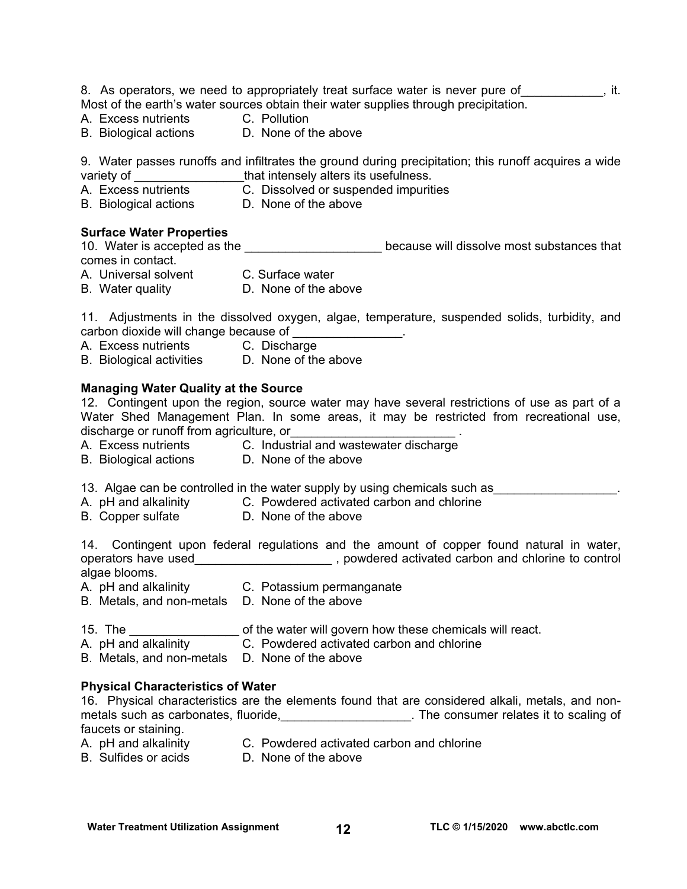8. As operators, we need to appropriately treat surface water is never pure of____________, it. Most of the earth's water sources obtain their water supplies through precipitation.

A. Excess nutrients C. Pollution
B. Biological actions D. None of the above

9. Water passes runoffs and infiltrates the ground during precipitation; this runoff acquires a wide variety of ________________that intensely alters its usefulness.

A. Excess nutrients C. Dissolved or suspended impurities
B. Biological actions D. None of the above

**Surface Water Properties**

10. Water is accepted as the ____________________ because will dissolve most substances that comes in contact.

A. Universal solvent C. Surface water
B. Water quality D. None of the above

11. Adjustments in the dissolved oxygen, algae, temperature, suspended solids, turbidity, and carbon dioxide will change because of ________________.

A. Excess nutrients C. Discharge
B. Biological activities D. None of the above

**Managing Water Quality at the Source**

12. Contingent upon the region, source water may have several restrictions of use as part of a Water Shed Management Plan. In some areas, it may be restricted from recreational use, discharge or runoff from agriculture, or________________________ .

A. Excess nutrients C. Industrial and wastewater discharge
B. Biological actions D. None of the above

13. Algae can be controlled in the water supply by using chemicals such as__________________.

A. pH and alkalinity C. Powdered activated carbon and chlorine
B. Copper sulfate D. None of the above

14. Contingent upon federal regulations and the amount of copper found natural in water, operators have used____________________ , powdered activated carbon and chlorine to control algae blooms.

A. pH and alkalinity C. Potassium permanganate
B. Metals, and non-metals D. None of the above

15. The ________________ of the water will govern how these chemicals will react.

A. pH and alkalinity C. Powdered activated carbon and chlorine
B. Metals, and non-metals D. None of the above

**Physical Characteristics of Water**

16. Physical characteristics are the elements found that are considered alkali, metals, and non-metals such as carbonates, fluoride,___________________. The consumer relates it to scaling of faucets or staining.

A. pH and alkalinity C. Powdered activated carbon and chlorine
B. Sulfides or acids D. None of the above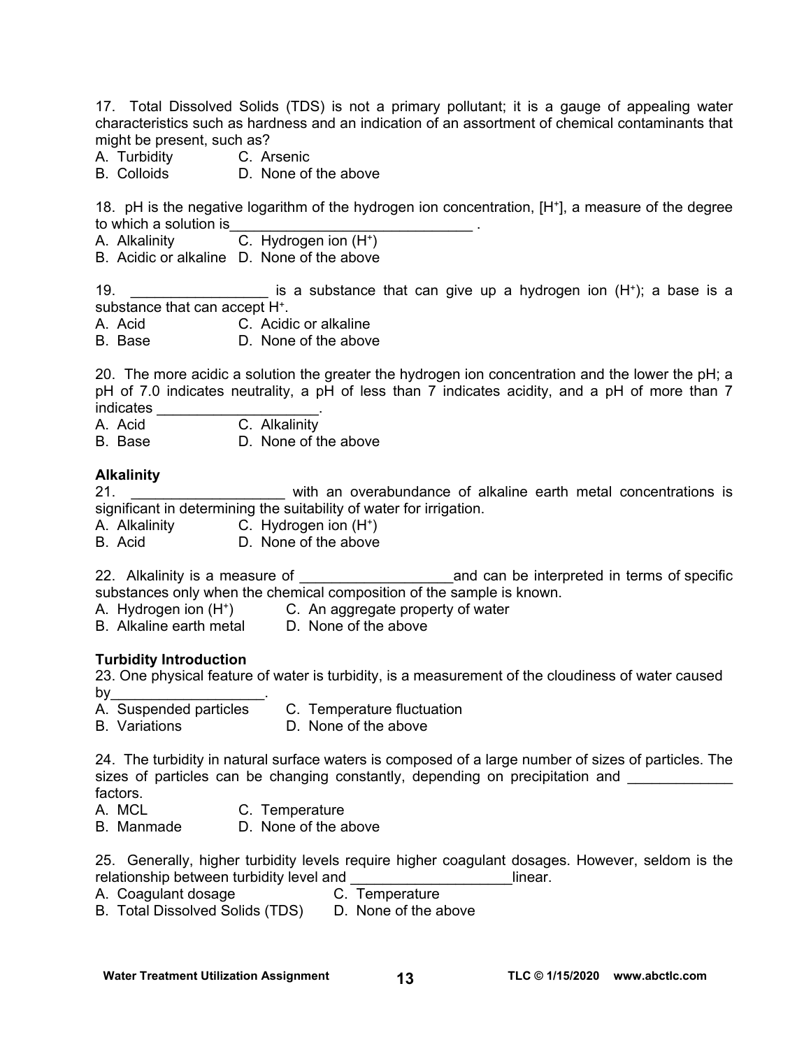17. Total Dissolved Solids (TDS) is not a primary pollutant; it is a gauge of appealing water characteristics such as hardness and an indication of an assortment of chemical contaminants that might be present, such as?

A. Turbidity  C. Arsenic
B. Colloids  D. None of the above

18. pH is the negative logarithm of the hydrogen ion concentration, [$H^+$], a measure of the degree to which a solution is______________________________ .

A. Alkalinity  C. Hydrogen ion ($H^+$)
B. Acidic or alkaline  D. None of the above

19. _________________ is a substance that can give up a hydrogen ion ($H^+$); a base is a substance that can accept $H^+$.

A. Acid  C. Acidic or alkaline
B. Base  D. None of the above

20. The more acidic a solution the greater the hydrogen ion concentration and the lower the pH; a pH of 7.0 indicates neutrality, a pH of less than 7 indicates acidity, and a pH of more than 7 indicates ____________________.

A. Acid  C. Alkalinity
B. Base  D. None of the above

**Alkalinity**

21. ___________________ with an overabundance of alkaline earth metal concentrations is significant in determining the suitability of water for irrigation.

A. Alkalinity  C. Hydrogen ion ($H^+$)
B. Acid  D. None of the above

22. Alkalinity is a measure of ___________________and can be interpreted in terms of specific substances only when the chemical composition of the sample is known.

A. Hydrogen ion ($H^+$)  C. An aggregate property of water
B. Alkaline earth metal  D. None of the above

**Turbidity Introduction**

23. One physical feature of water is turbidity, is a measurement of the cloudiness of water caused by___________________.

A. Suspended particles  C. Temperature fluctuation
B. Variations  D. None of the above

24. The turbidity in natural surface waters is composed of a large number of sizes of particles. The sizes of particles can be changing constantly, depending on precipitation and _____________ factors.

A. MCL  C. Temperature
B. Manmade  D. None of the above

25. Generally, higher turbidity levels require higher coagulant dosages. However, seldom is the relationship between turbidity level and ____________________linear.

A. Coagulant dosage  C. Temperature
B. Total Dissolved Solids (TDS)  D. None of the above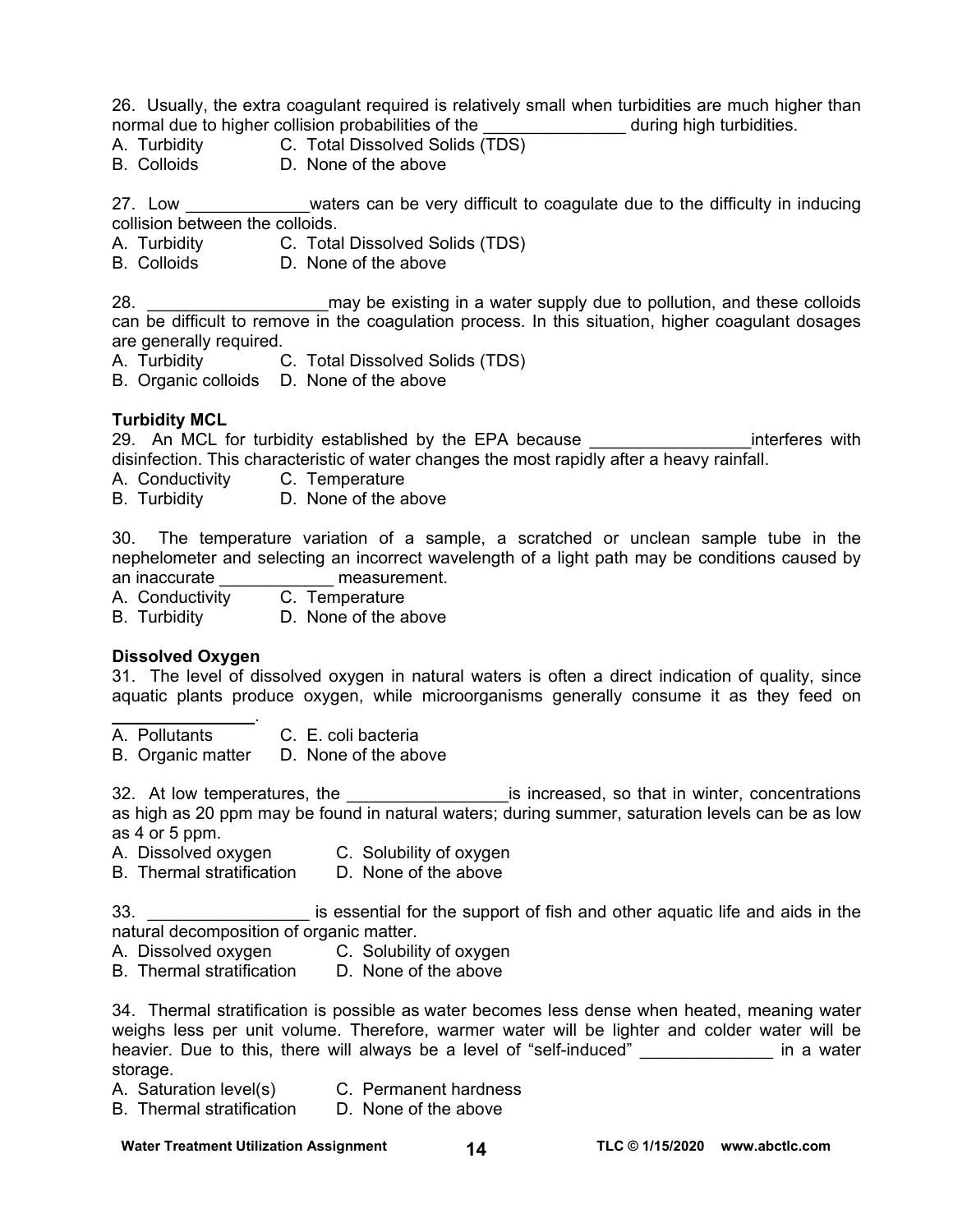26. Usually, the extra coagulant required is relatively small when turbidities are much higher than normal due to higher collision probabilities of the _______________ during high turbidities.
A. Turbidity C. Total Dissolved Solids (TDS)
B. Colloids D. None of the above

27. Low _____________waters can be very difficult to coagulate due to the difficulty in inducing collision between the colloids.
A. Turbidity C. Total Dissolved Solids (TDS)
B. Colloids D. None of the above

28. ___________________may be existing in a water supply due to pollution, and these colloids can be difficult to remove in the coagulation process. In this situation, higher coagulant dosages are generally required.
A. Turbidity C. Total Dissolved Solids (TDS)
B. Organic colloids D. None of the above

**Turbidity MCL**

29. An MCL for turbidity established by the EPA because _________________interferes with disinfection. This characteristic of water changes the most rapidly after a heavy rainfall.
A. Conductivity C. Temperature
B. Turbidity D. None of the above

30. The temperature variation of a sample, a scratched or unclean sample tube in the nephelometer and selecting an incorrect wavelength of a light path may be conditions caused by an inaccurate ____________ measurement.
A. Conductivity C. Temperature
B. Turbidity D. None of the above

**Dissolved Oxygen**

31. The level of dissolved oxygen in natural waters is often a direct indication of quality, since aquatic plants produce oxygen, while microorganisms generally consume it as they feed on _______________.
A. Pollutants C. E. coli bacteria
B. Organic matter D. None of the above

32. At low temperatures, the _________________is increased, so that in winter, concentrations as high as 20 ppm may be found in natural waters; during summer, saturation levels can be as low as 4 or 5 ppm.
A. Dissolved oxygen C. Solubility of oxygen
B. Thermal stratification D. None of the above

33. _________________ is essential for the support of fish and other aquatic life and aids in the natural decomposition of organic matter.
A. Dissolved oxygen C. Solubility of oxygen
B. Thermal stratification D. None of the above

34. Thermal stratification is possible as water becomes less dense when heated, meaning water weighs less per unit volume. Therefore, warmer water will be lighter and colder water will be heavier. Due to this, there will always be a level of "self-induced" ______________ in a water storage.
A. Saturation level(s) C. Permanent hardness
B. Thermal stratification D. None of the above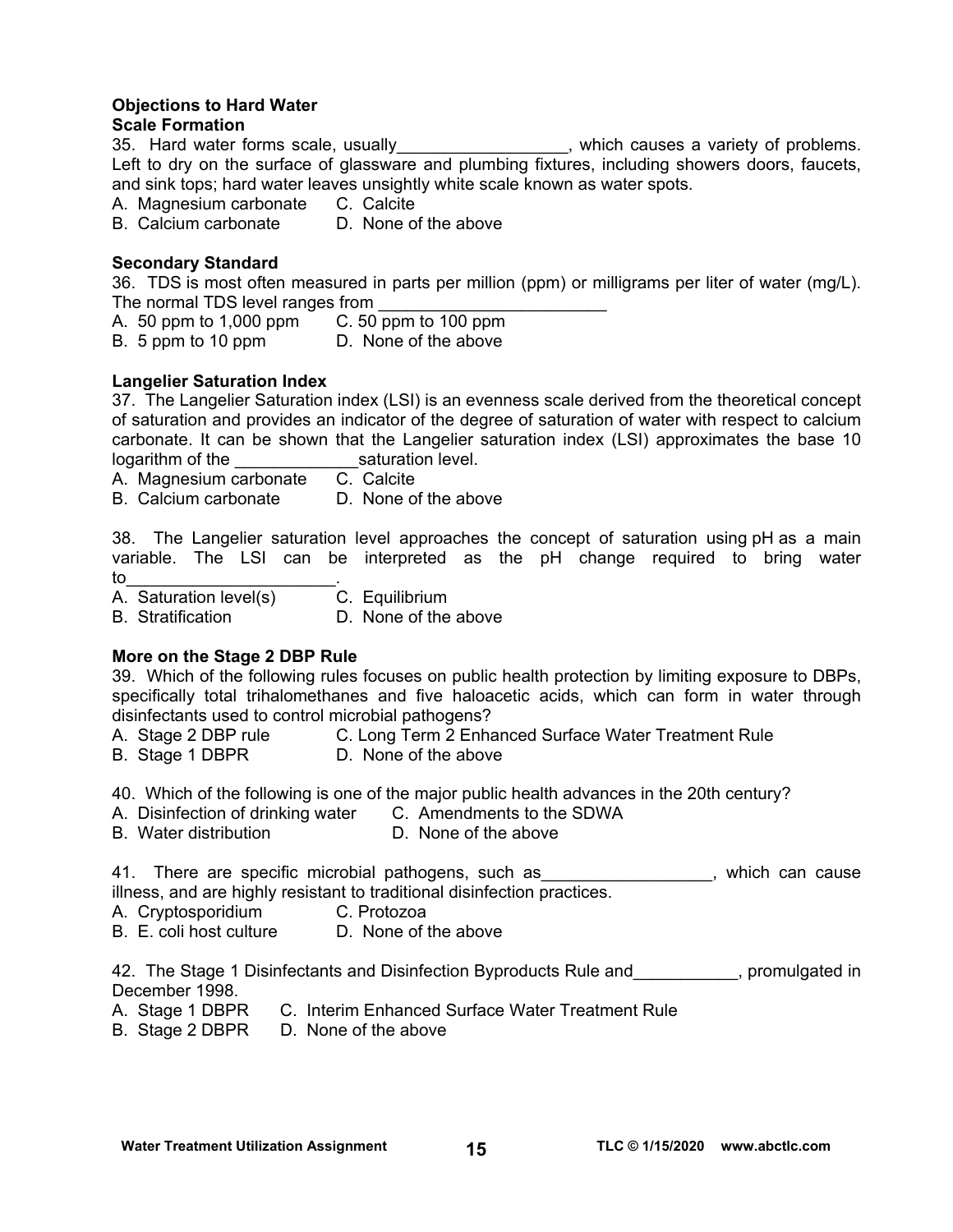**Objections to Hard Water**
**Scale Formation**

35. Hard water forms scale, usually__________________, which causes a variety of problems. Left to dry on the surface of glassware and plumbing fixtures, including showers doors, faucets, and sink tops; hard water leaves unsightly white scale known as water spots.
A. Magnesium carbonate  C. Calcite
B. Calcium carbonate  D. None of the above

**Secondary Standard**

36. TDS is most often measured in parts per million (ppm) or milligrams per liter of water (mg/L). The normal TDS level ranges from ________________________
A. 50 ppm to 1,000 ppm  C. 50 ppm to 100 ppm
B. 5 ppm to 10 ppm  D. None of the above

**Langelier Saturation Index**

37. The Langelier Saturation index (LSI) is an evenness scale derived from the theoretical concept of saturation and provides an indicator of the degree of saturation of water with respect to calcium carbonate. It can be shown that the Langelier saturation index (LSI) approximates the base 10 logarithm of the _____________saturation level.
A. Magnesium carbonate  C. Calcite
B. Calcium carbonate  D. None of the above

38. The Langelier saturation level approaches the concept of saturation using pH as a main variable. The LSI can be interpreted as the pH change required to bring water to______________________.
A. Saturation level(s)  C. Equilibrium
B. Stratification  D. None of the above

**More on the Stage 2 DBP Rule**

39. Which of the following rules focuses on public health protection by limiting exposure to DBPs, specifically total trihalomethanes and five haloacetic acids, which can form in water through disinfectants used to control microbial pathogens?
A. Stage 2 DBP rule  C. Long Term 2 Enhanced Surface Water Treatment Rule
B. Stage 1 DBPR  D. None of the above

40. Which of the following is one of the major public health advances in the 20th century?
A. Disinfection of drinking water  C. Amendments to the SDWA
B. Water distribution  D. None of the above

41. There are specific microbial pathogens, such as__________________, which can cause illness, and are highly resistant to traditional disinfection practices.
A. Cryptosporidium  C. Protozoa
B. E. coli host culture  D. None of the above

42. The Stage 1 Disinfectants and Disinfection Byproducts Rule and___________, promulgated in December 1998.
A. Stage 1 DBPR  C. Interim Enhanced Surface Water Treatment Rule
B. Stage 2 DBPR  D. None of the above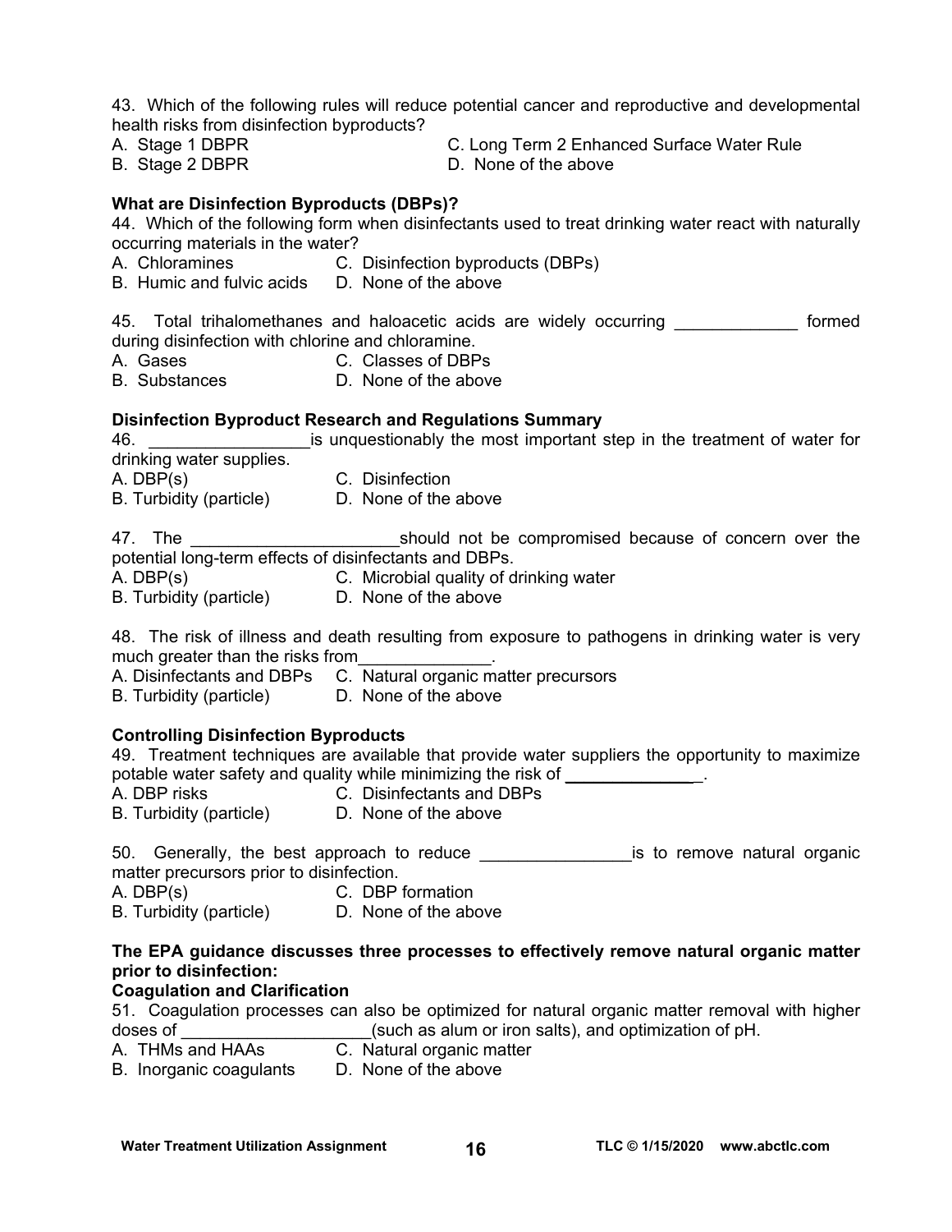43. Which of the following rules will reduce potential cancer and reproductive and developmental health risks from disinfection byproducts?

A. Stage 1 DBPR
B. Stage 2 DBPR
C. Long Term 2 Enhanced Surface Water Rule
D. None of the above

**What are Disinfection Byproducts (DBPs)?**

44. Which of the following form when disinfectants used to treat drinking water react with naturally occurring materials in the water?

A. Chloramines
B. Humic and fulvic acids
C. Disinfection byproducts (DBPs)
D. None of the above

45. Total trihalomethanes and haloacetic acids are widely occurring _____________ formed during disinfection with chlorine and chloramine.

A. Gases
B. Substances
C. Classes of DBPs
D. None of the above

**Disinfection Byproduct Research and Regulations Summary**

46. ________________is unquestionably the most important step in the treatment of water for drinking water supplies.

A. DBP(s)
B. Turbidity (particle)
C. Disinfection
D. None of the above

47. The ______________________should not be compromised because of concern over the potential long-term effects of disinfectants and DBPs.

A. DBP(s)
B. Turbidity (particle)
C. Microbial quality of drinking water
D. None of the above

48. The risk of illness and death resulting from exposure to pathogens in drinking water is very much greater than the risks from______________.

A. Disinfectants and DBPs
B. Turbidity (particle)
C. Natural organic matter precursors
D. None of the above

**Controlling Disinfection Byproducts**

49. Treatment techniques are available that provide water suppliers the opportunity to maximize potable water safety and quality while minimizing the risk of ______________.

A. DBP risks
B. Turbidity (particle)
C. Disinfectants and DBPs
D. None of the above

50. Generally, the best approach to reduce ________________is to remove natural organic matter precursors prior to disinfection.

A. DBP(s)
B. Turbidity (particle)
C. DBP formation
D. None of the above

**The EPA guidance discusses three processes to effectively remove natural organic matter prior to disinfection:**

**Coagulation and Clarification**

51. Coagulation processes can also be optimized for natural organic matter removal with higher doses of ____________________(such as alum or iron salts), and optimization of pH.

A. THMs and HAAs
B. Inorganic coagulants
C. Natural organic matter
D. None of the above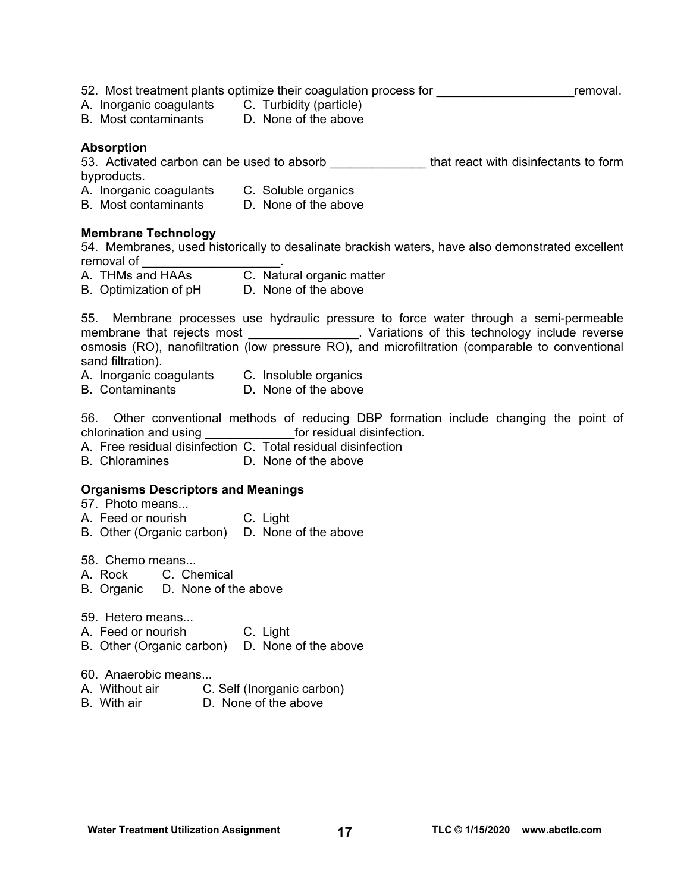52. Most treatment plants optimize their coagulation process for ____________________removal.

A. Inorganic coagulants C. Turbidity (particle)
B. Most contaminants D. None of the above

**Absorption**

53. Activated carbon can be used to absorb ______________ that react with disinfectants to form byproducts.

A. Inorganic coagulants C. Soluble organics
B. Most contaminants D. None of the above

**Membrane Technology**

54. Membranes, used historically to desalinate brackish waters, have also demonstrated excellent removal of ____________________.

A. THMs and HAAs C. Natural organic matter
B. Optimization of pH D. None of the above

55. Membrane processes use hydraulic pressure to force water through a semi-permeable membrane that rejects most ________________. Variations of this technology include reverse osmosis (RO), nanofiltration (low pressure RO), and microfiltration (comparable to conventional sand filtration).

A. Inorganic coagulants C. Insoluble organics
B. Contaminants D. None of the above

56. Other conventional methods of reducing DBP formation include changing the point of chlorination and using _____________for residual disinfection.

A. Free residual disinfection C. Total residual disinfection
B. Chloramines D. None of the above

**Organisms Descriptors and Meanings**

57. Photo means...

A. Feed or nourish C. Light
B. Other (Organic carbon) D. None of the above

58. Chemo means...

A. Rock C. Chemical
B. Organic D. None of the above

59. Hetero means...

A. Feed or nourish C. Light
B. Other (Organic carbon) D. None of the above

60. Anaerobic means...

A. Without air C. Self (Inorganic carbon)
B. With air D. None of the above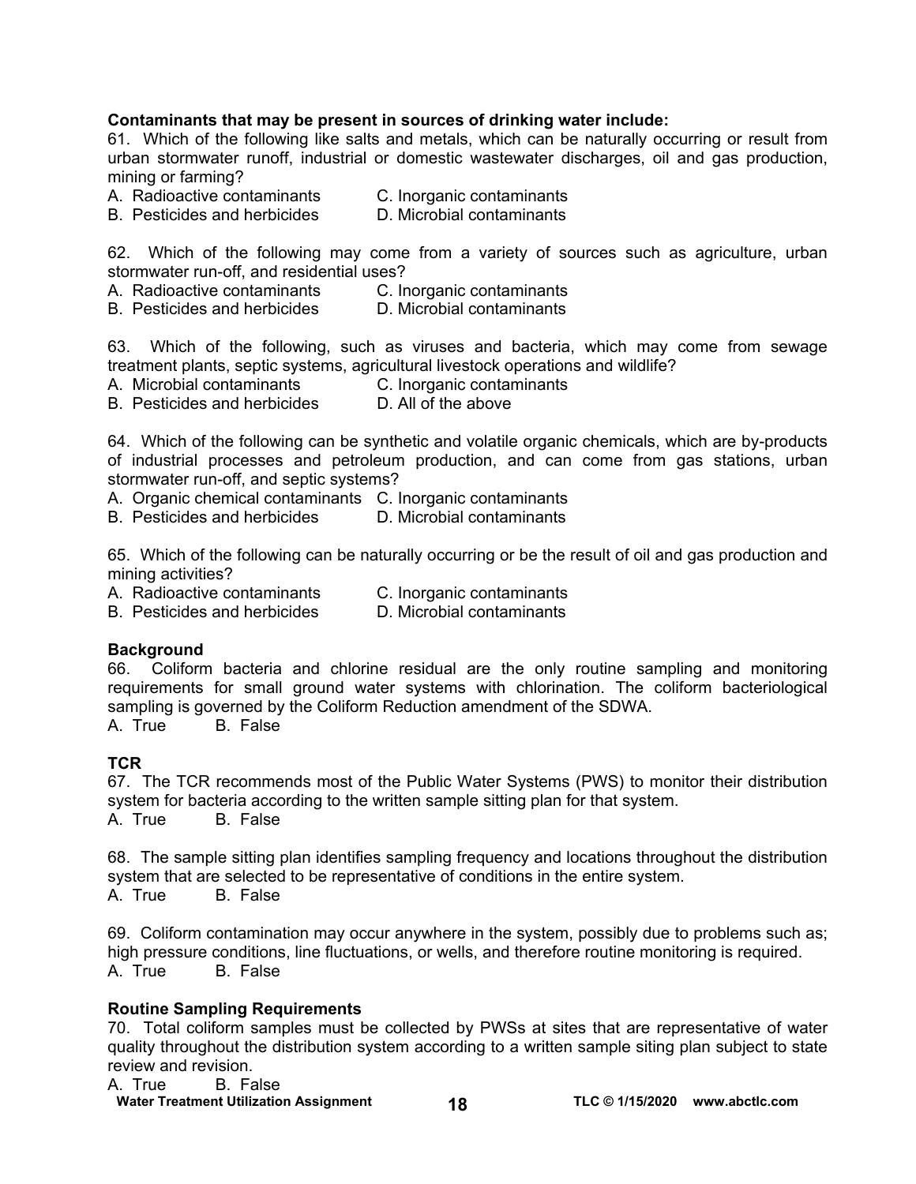**Contaminants that may be present in sources of drinking water include:**

61. Which of the following like salts and metals, which can be naturally occurring or result from urban stormwater runoff, industrial or domestic wastewater discharges, oil and gas production, mining or farming?

A. Radioactive contaminants
B. Pesticides and herbicides
C. Inorganic contaminants
D. Microbial contaminants

62. Which of the following may come from a variety of sources such as agriculture, urban stormwater run-off, and residential uses?

A. Radioactive contaminants
B. Pesticides and herbicides
C. Inorganic contaminants
D. Microbial contaminants

63. Which of the following, such as viruses and bacteria, which may come from sewage treatment plants, septic systems, agricultural livestock operations and wildlife?

A. Microbial contaminants
B. Pesticides and herbicides
C. Inorganic contaminants
D. All of the above

64. Which of the following can be synthetic and volatile organic chemicals, which are by-products of industrial processes and petroleum production, and can come from gas stations, urban stormwater run-off, and septic systems?

A. Organic chemical contaminants
B. Pesticides and herbicides
C. Inorganic contaminants
D. Microbial contaminants

65. Which of the following can be naturally occurring or be the result of oil and gas production and mining activities?

A. Radioactive contaminants
B. Pesticides and herbicides
C. Inorganic contaminants
D. Microbial contaminants

**Background**

66. Coliform bacteria and chlorine residual are the only routine sampling and monitoring requirements for small ground water systems with chlorination. The coliform bacteriological sampling is governed by the Coliform Reduction amendment of the SDWA.

A. True B. False

**TCR**

67. The TCR recommends most of the Public Water Systems (PWS) to monitor their distribution system for bacteria according to the written sample sitting plan for that system.

A. True B. False

68. The sample sitting plan identifies sampling frequency and locations throughout the distribution system that are selected to be representative of conditions in the entire system.

A. True B. False

69. Coliform contamination may occur anywhere in the system, possibly due to problems such as; high pressure conditions, line fluctuations, or wells, and therefore routine monitoring is required.

A. True B. False

**Routine Sampling Requirements**

70. Total coliform samples must be collected by PWSs at sites that are representative of water quality throughout the distribution system according to a written sample siting plan subject to state review and revision.

A. True B. False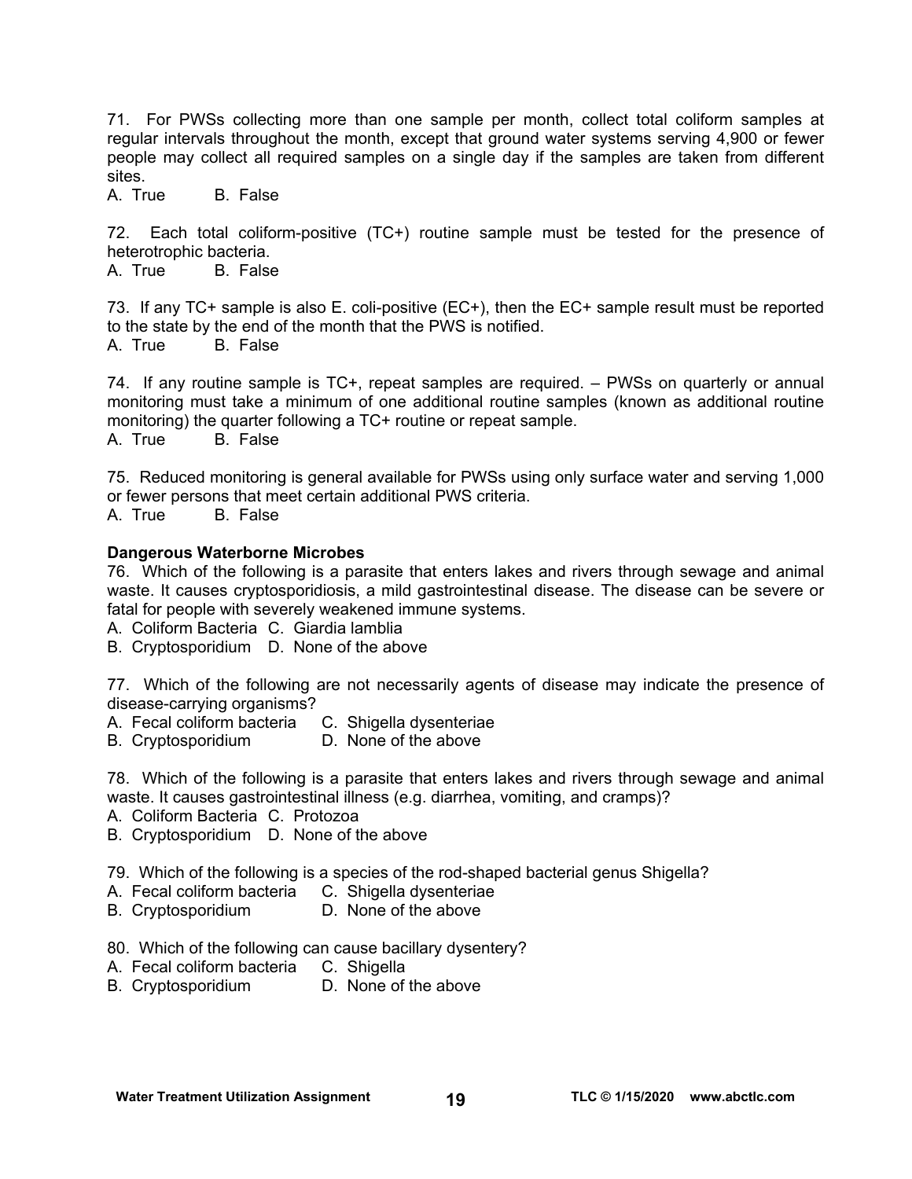71. For PWSs collecting more than one sample per month, collect total coliform samples at regular intervals throughout the month, except that ground water systems serving 4,900 or fewer people may collect all required samples on a single day if the samples are taken from different sites.
A. True B. False

72. Each total coliform-positive (TC+) routine sample must be tested for the presence of heterotrophic bacteria.
A. True B. False

73. If any TC+ sample is also E. coli-positive (EC+), then the EC+ sample result must be reported to the state by the end of the month that the PWS is notified.
A. True B. False

74. If any routine sample is TC+, repeat samples are required. – PWSs on quarterly or annual monitoring must take a minimum of one additional routine samples (known as additional routine monitoring) the quarter following a TC+ routine or repeat sample.
A. True B. False

75. Reduced monitoring is general available for PWSs using only surface water and serving 1,000 or fewer persons that meet certain additional PWS criteria.
A. True B. False

**Dangerous Waterborne Microbes**

76. Which of the following is a parasite that enters lakes and rivers through sewage and animal waste. It causes cryptosporidiosis, a mild gastrointestinal disease. The disease can be severe or fatal for people with severely weakened immune systems.
A. Coliform Bacteria C. Giardia lamblia
B. Cryptosporidium D. None of the above

77. Which of the following are not necessarily agents of disease may indicate the presence of disease-carrying organisms?
A. Fecal coliform bacteria C. Shigella dysenteriae
B. Cryptosporidium D. None of the above

78. Which of the following is a parasite that enters lakes and rivers through sewage and animal waste. It causes gastrointestinal illness (e.g. diarrhea, vomiting, and cramps)?
A. Coliform Bacteria C. Protozoa
B. Cryptosporidium D. None of the above

79. Which of the following is a species of the rod-shaped bacterial genus Shigella?
A. Fecal coliform bacteria C. Shigella dysenteriae
B. Cryptosporidium D. None of the above

80. Which of the following can cause bacillary dysentery?
A. Fecal coliform bacteria C. Shigella
B. Cryptosporidium D. None of the above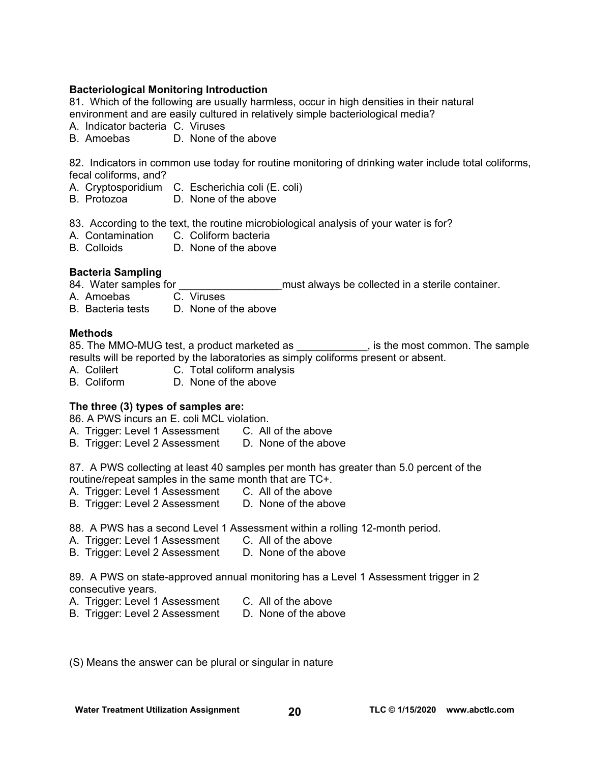**Bacteriological Monitoring Introduction**

81. Which of the following are usually harmless, occur in high densities in their natural environment and are easily cultured in relatively simple bacteriological media?
A. Indicator bacteria C. Viruses
B. Amoebas D. None of the above

82. Indicators in common use today for routine monitoring of drinking water include total coliforms, fecal coliforms, and?
A. Cryptosporidium C. Escherichia coli (E. coli)
B. Protozoa D. None of the above

83. According to the text, the routine microbiological analysis of your water is for?
A. Contamination C. Coliform bacteria
B. Colloids D. None of the above

**Bacteria Sampling**

84. Water samples for _________________must always be collected in a sterile container.
A. Amoebas C. Viruses
B. Bacteria tests D. None of the above

**Methods**

85. The MMO-MUG test, a product marketed as ____________, is the most common. The sample results will be reported by the laboratories as simply coliforms present or absent.
A. Colilert C. Total coliform analysis
B. Coliform D. None of the above

**The three (3) types of samples are:**

86. A PWS incurs an E. coli MCL violation.
A. Trigger: Level 1 Assessment C. All of the above
B. Trigger: Level 2 Assessment D. None of the above

87. A PWS collecting at least 40 samples per month has greater than 5.0 percent of the routine/repeat samples in the same month that are TC+.
A. Trigger: Level 1 Assessment C. All of the above
B. Trigger: Level 2 Assessment D. None of the above

88. A PWS has a second Level 1 Assessment within a rolling 12-month period.
A. Trigger: Level 1 Assessment C. All of the above
B. Trigger: Level 2 Assessment D. None of the above

89. A PWS on state-approved annual monitoring has a Level 1 Assessment trigger in 2 consecutive years.
A. Trigger: Level 1 Assessment C. All of the above
B. Trigger: Level 2 Assessment D. None of the above

(S) Means the answer can be plural or singular in nature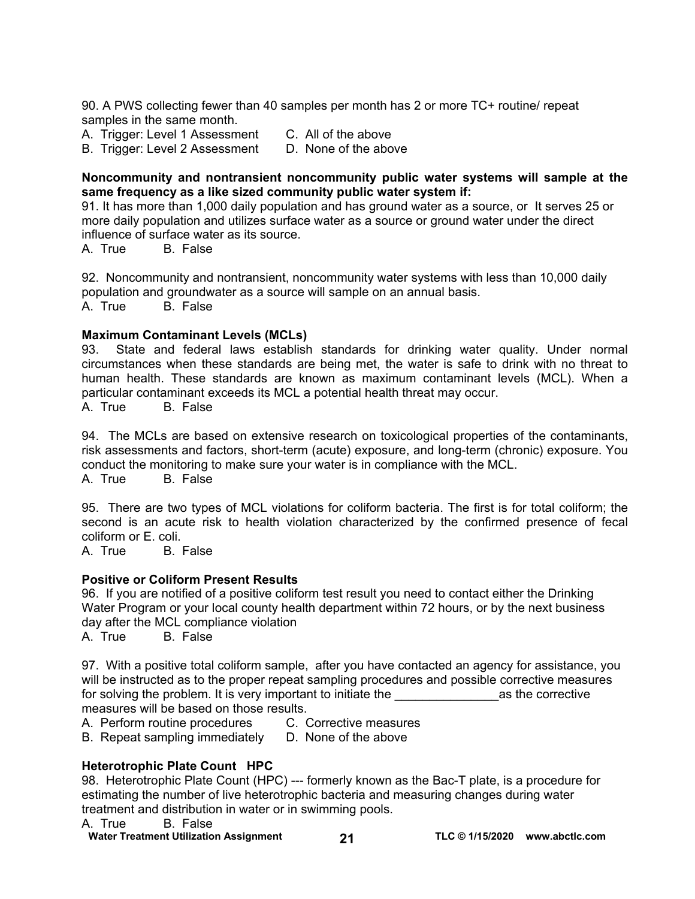90. A PWS collecting fewer than 40 samples per month has 2 or more TC+ routine/ repeat samples in the same month.

A. Trigger: Level 1 Assessment  C. All of the above
B. Trigger: Level 2 Assessment  D. None of the above

**Noncommunity and nontransient noncommunity public water systems will sample at the same frequency as a like sized community public water system if:**

91. It has more than 1,000 daily population and has ground water as a source, or It serves 25 or more daily population and utilizes surface water as a source or ground water under the direct influence of surface water as its source.

A. True  B. False

92. Noncommunity and nontransient, noncommunity water systems with less than 10,000 daily population and groundwater as a source will sample on an annual basis.

A. True  B. False

**Maximum Contaminant Levels (MCLs)**

93. State and federal laws establish standards for drinking water quality. Under normal circumstances when these standards are being met, the water is safe to drink with no threat to human health. These standards are known as maximum contaminant levels (MCL). When a particular contaminant exceeds its MCL a potential health threat may occur.

A. True  B. False

94. The MCLs are based on extensive research on toxicological properties of the contaminants, risk assessments and factors, short-term (acute) exposure, and long-term (chronic) exposure. You conduct the monitoring to make sure your water is in compliance with the MCL.

A. True  B. False

95. There are two types of MCL violations for coliform bacteria. The first is for total coliform; the second is an acute risk to health violation characterized by the confirmed presence of fecal coliform or E. coli.

A. True  B. False

**Positive or Coliform Present Results**

96. If you are notified of a positive coliform test result you need to contact either the Drinking Water Program or your local county health department within 72 hours, or by the next business day after the MCL compliance violation

A. True  B. False

97. With a positive total coliform sample, after you have contacted an agency for assistance, you will be instructed as to the proper repeat sampling procedures and possible corrective measures for solving the problem. It is very important to initiate the _______________as the corrective measures will be based on those results.

A. Perform routine procedures  C. Corrective measures
B. Repeat sampling immediately  D. None of the above

**Heterotrophic Plate Count HPC**

98. Heterotrophic Plate Count (HPC) --- formerly known as the Bac-T plate, is a procedure for estimating the number of live heterotrophic bacteria and measuring changes during water treatment and distribution in water or in swimming pools.

A. True  B. False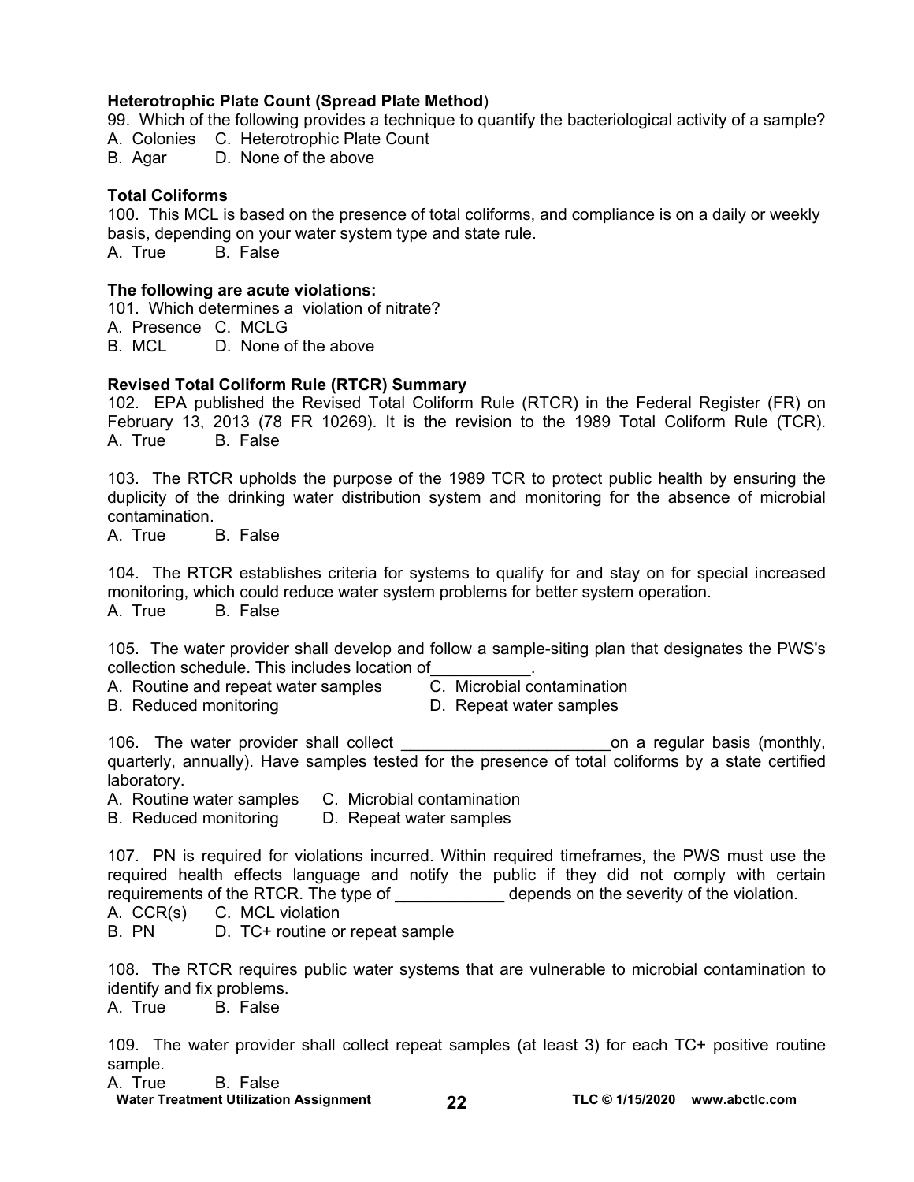**Heterotrophic Plate Count (Spread Plate Method**)

99. Which of the following provides a technique to quantify the bacteriological activity of a sample?
A. Colonies C. Heterotrophic Plate Count
B. Agar D. None of the above

**Total Coliforms**

100. This MCL is based on the presence of total coliforms, and compliance is on a daily or weekly basis, depending on your water system type and state rule.
A. True B. False

**The following are acute violations:**

101. Which determines a violation of nitrate?
A. Presence C. MCLG
B. MCL D. None of the above

**Revised Total Coliform Rule (RTCR) Summary**

102. EPA published the Revised Total Coliform Rule (RTCR) in the Federal Register (FR) on February 13, 2013 (78 FR 10269). It is the revision to the 1989 Total Coliform Rule (TCR).
A. True B. False

103. The RTCR upholds the purpose of the 1989 TCR to protect public health by ensuring the duplicity of the drinking water distribution system and monitoring for the absence of microbial contamination.
A. True B. False

104. The RTCR establishes criteria for systems to qualify for and stay on for special increased monitoring, which could reduce water system problems for better system operation.
A. True B. False

105. The water provider shall develop and follow a sample-siting plan that designates the PWS's collection schedule. This includes location of___________.
A. Routine and repeat water samples C. Microbial contamination
B. Reduced monitoring D. Repeat water samples

106. The water provider shall collect _______________________on a regular basis (monthly, quarterly, annually). Have samples tested for the presence of total coliforms by a state certified laboratory.
A. Routine water samples C. Microbial contamination
B. Reduced monitoring D. Repeat water samples

107. PN is required for violations incurred. Within required timeframes, the PWS must use the required health effects language and notify the public if they did not comply with certain requirements of the RTCR. The type of ____________ depends on the severity of the violation.
A. CCR(s) C. MCL violation
B. PN D. TC+ routine or repeat sample

108. The RTCR requires public water systems that are vulnerable to microbial contamination to identify and fix problems.
A. True B. False

109. The water provider shall collect repeat samples (at least 3) for each TC+ positive routine sample.
A. True B. False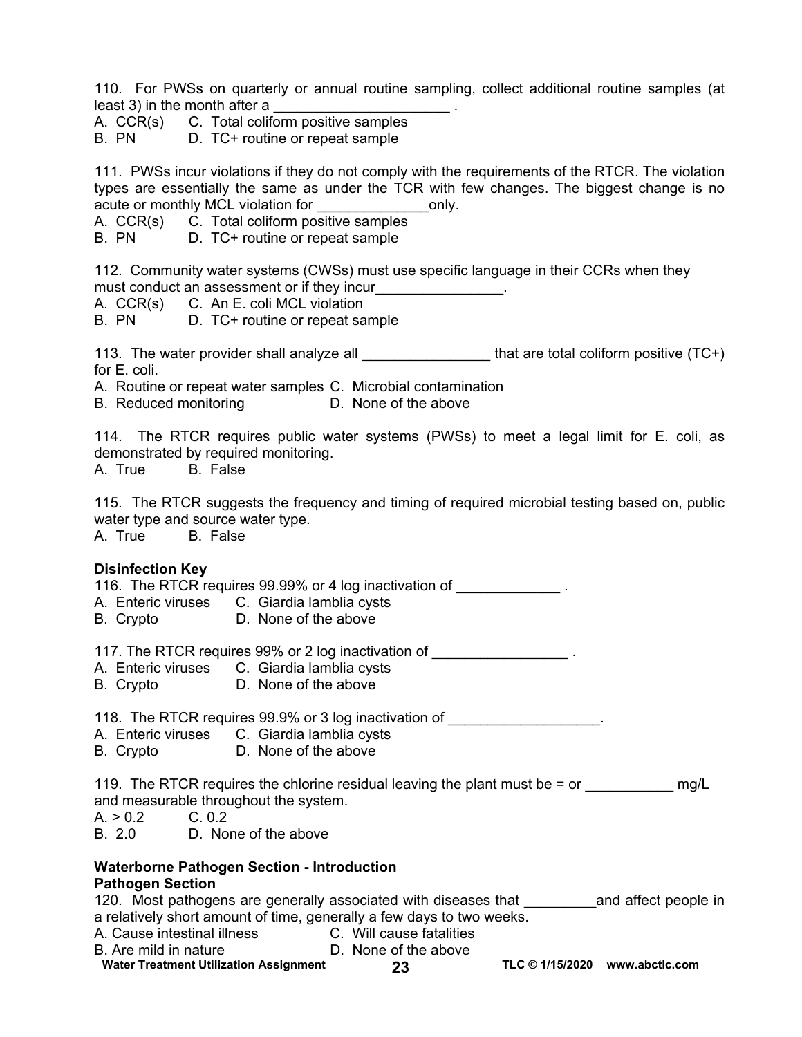110. For PWSs on quarterly or annual routine sampling, collect additional routine samples (at least 3) in the month after a ______________________ .

A. CCR(s) C. Total coliform positive samples
B. PN D. TC+ routine or repeat sample

111. PWSs incur violations if they do not comply with the requirements of the RTCR. The violation types are essentially the same as under the TCR with few changes. The biggest change is no acute or monthly MCL violation for ______________only.

A. CCR(s) C. Total coliform positive samples
B. PN D. TC+ routine or repeat sample

112. Community water systems (CWSs) must use specific language in their CCRs when they must conduct an assessment or if they incur________________.

A. CCR(s) C. An E. coli MCL violation
B. PN D. TC+ routine or repeat sample

113. The water provider shall analyze all ________________ that are total coliform positive (TC+) for E. coli.

A. Routine or repeat water samples C. Microbial contamination
B. Reduced monitoring D. None of the above

114. The RTCR requires public water systems (PWSs) to meet a legal limit for E. coli, as demonstrated by required monitoring.

A. True B. False

115. The RTCR suggests the frequency and timing of required microbial testing based on, public water type and source water type.

A. True B. False

**Disinfection Key**

116. The RTCR requires 99.99% or 4 log inactivation of _____________ .

A. Enteric viruses C. Giardia lamblia cysts
B. Crypto D. None of the above

117. The RTCR requires 99% or 2 log inactivation of _________________ .

A. Enteric viruses C. Giardia lamblia cysts
B. Crypto D. None of the above

118. The RTCR requires 99.9% or 3 log inactivation of ___________________.

A. Enteric viruses C. Giardia lamblia cysts
B. Crypto D. None of the above

119. The RTCR requires the chlorine residual leaving the plant must be = or ___________ mg/L and measurable throughout the system.

A. > 0.2 C. 0.2
B. 2.0 D. None of the above

**Waterborne Pathogen Section - Introduction**
**Pathogen Section**

120. Most pathogens are generally associated with diseases that _________and affect people in a relatively short amount of time, generally a few days to two weeks.

A. Cause intestinal illness C. Will cause fatalities
B. Are mild in nature D. None of the above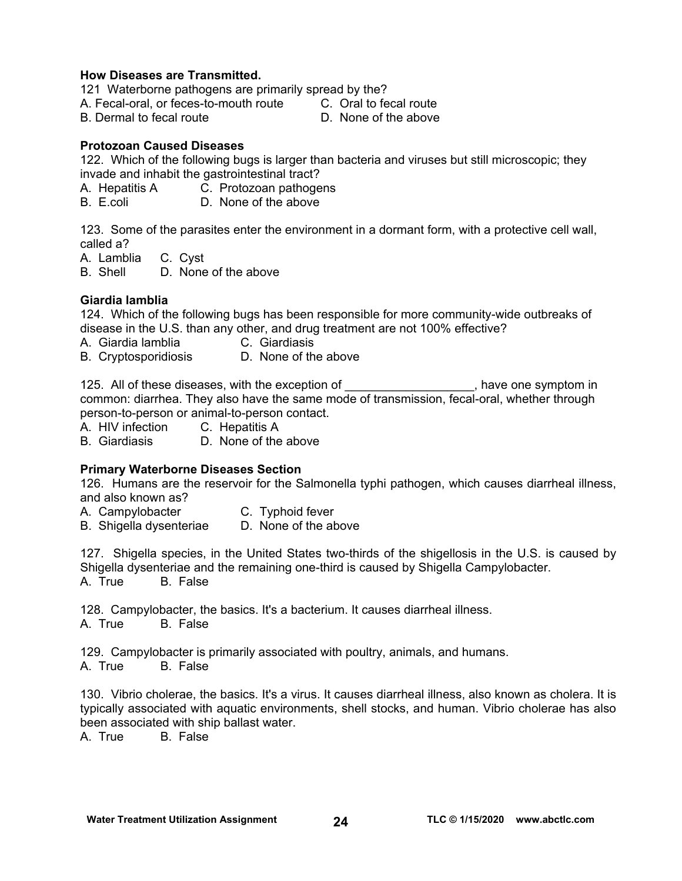**How Diseases are Transmitted.**

121 Waterborne pathogens are primarily spread by the?

A. Fecal-oral, or feces-to-mouth route
B. Dermal to fecal route
C. Oral to fecal route
D. None of the above

**Protozoan Caused Diseases**

122. Which of the following bugs is larger than bacteria and viruses but still microscopic; they invade and inhabit the gastrointestinal tract?

A. Hepatitis A
B. E.coli
C. Protozoan pathogens
D. None of the above

123. Some of the parasites enter the environment in a dormant form, with a protective cell wall, called a?

A. Lamblia
B. Shell
C. Cyst
D. None of the above

**Giardia lamblia**

124. Which of the following bugs has been responsible for more community-wide outbreaks of disease in the U.S. than any other, and drug treatment are not 100% effective?

A. Giardia lamblia
B. Cryptosporidiosis
C. Giardiasis
D. None of the above

125. All of these diseases, with the exception of ___________________, have one symptom in common: diarrhea. They also have the same mode of transmission, fecal-oral, whether through person-to-person or animal-to-person contact.

A. HIV infection
B. Giardiasis
C. Hepatitis A
D. None of the above

**Primary Waterborne Diseases Section**

126. Humans are the reservoir for the Salmonella typhi pathogen, which causes diarrheal illness, and also known as?

A. Campylobacter
B. Shigella dysenteriae
C. Typhoid fever
D. None of the above

127. Shigella species, in the United States two-thirds of the shigellosis in the U.S. is caused by Shigella dysenteriae and the remaining one-third is caused by Shigella Campylobacter.

A. True
B. False

128. Campylobacter, the basics. It's a bacterium. It causes diarrheal illness.

A. True
B. False

129. Campylobacter is primarily associated with poultry, animals, and humans.

A. True
B. False

130. Vibrio cholerae, the basics. It's a virus. It causes diarrheal illness, also known as cholera. It is typically associated with aquatic environments, shell stocks, and human. Vibrio cholerae has also been associated with ship ballast water.

A. True
B. False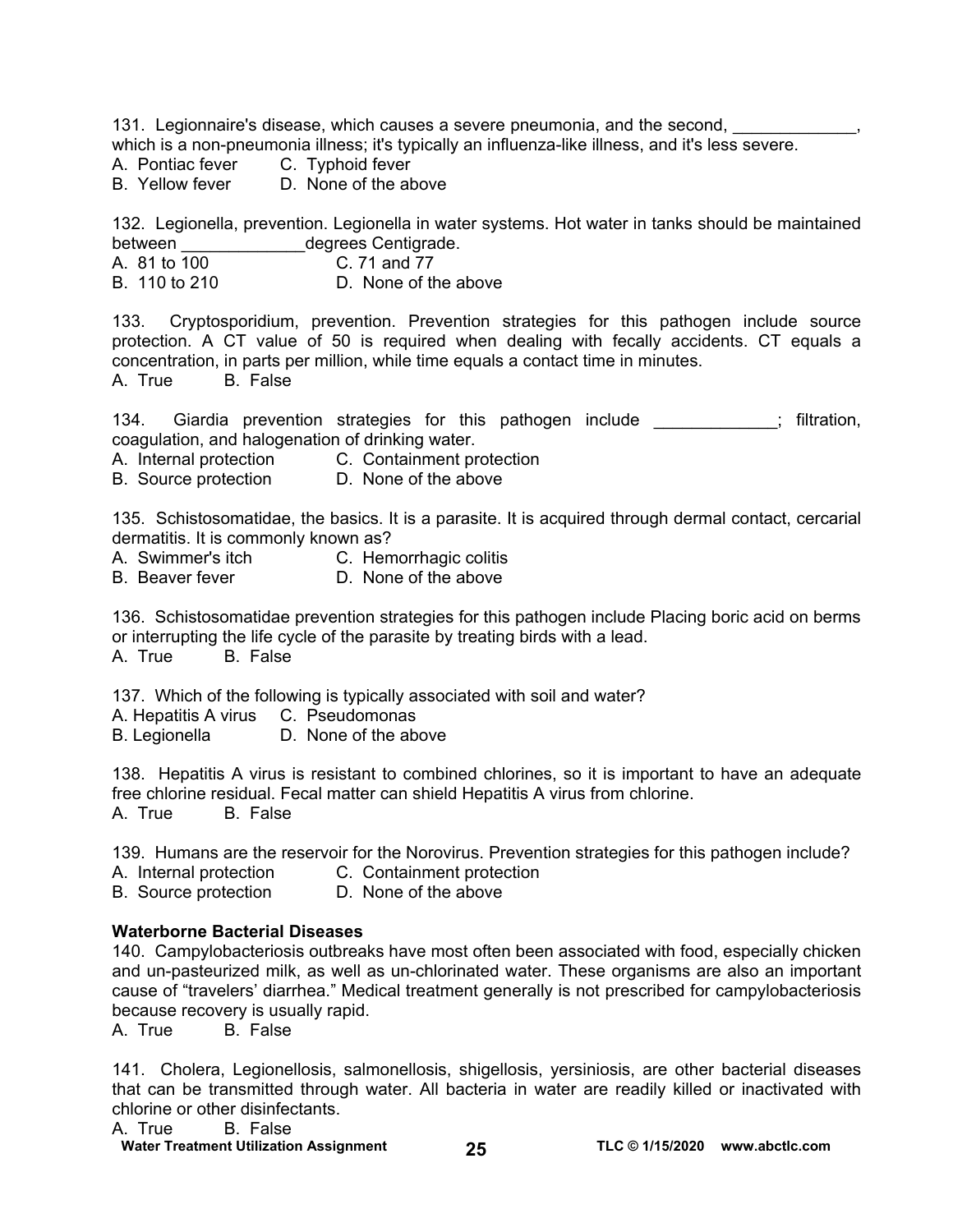131. Legionnaire's disease, which causes a severe pneumonia, and the second, _____________, which is a non-pneumonia illness; it's typically an influenza-like illness, and it's less severe.
A. Pontiac fever
B. Yellow fever
C. Typhoid fever
D. None of the above

132. Legionella, prevention. Legionella in water systems. Hot water in tanks should be maintained between _____________degrees Centigrade.
A. 81 to 100
B. 110 to 210
C. 71 and 77
D. None of the above

133. Cryptosporidium, prevention. Prevention strategies for this pathogen include source protection. A CT value of 50 is required when dealing with fecally accidents. CT equals a concentration, in parts per million, while time equals a contact time in minutes.
A. True B. False

134. Giardia prevention strategies for this pathogen include _____________; filtration, coagulation, and halogenation of drinking water.
A. Internal protection
B. Source protection
C. Containment protection
D. None of the above

135. Schistosomatidae, the basics. It is a parasite. It is acquired through dermal contact, cercarial dermatitis. It is commonly known as?
A. Swimmer's itch
B. Beaver fever
C. Hemorrhagic colitis
D. None of the above

136. Schistosomatidae prevention strategies for this pathogen include Placing boric acid on berms or interrupting the life cycle of the parasite by treating birds with a lead.
A. True B. False

137. Which of the following is typically associated with soil and water?
A. Hepatitis A virus
B. Legionella
C. Pseudomonas
D. None of the above

138. Hepatitis A virus is resistant to combined chlorines, so it is important to have an adequate free chlorine residual. Fecal matter can shield Hepatitis A virus from chlorine.
A. True B. False

139. Humans are the reservoir for the Norovirus. Prevention strategies for this pathogen include?
A. Internal protection
B. Source protection
C. Containment protection
D. None of the above

**Waterborne Bacterial Diseases**

140. Campylobacteriosis outbreaks have most often been associated with food, especially chicken and un-pasteurized milk, as well as un-chlorinated water. These organisms are also an important cause of "travelers' diarrhea." Medical treatment generally is not prescribed for campylobacteriosis because recovery is usually rapid.
A. True B. False

141. Cholera, Legionellosis, salmonellosis, shigellosis, yersiniosis, are other bacterial diseases that can be transmitted through water. All bacteria in water are readily killed or inactivated with chlorine or other disinfectants.
A. True B. False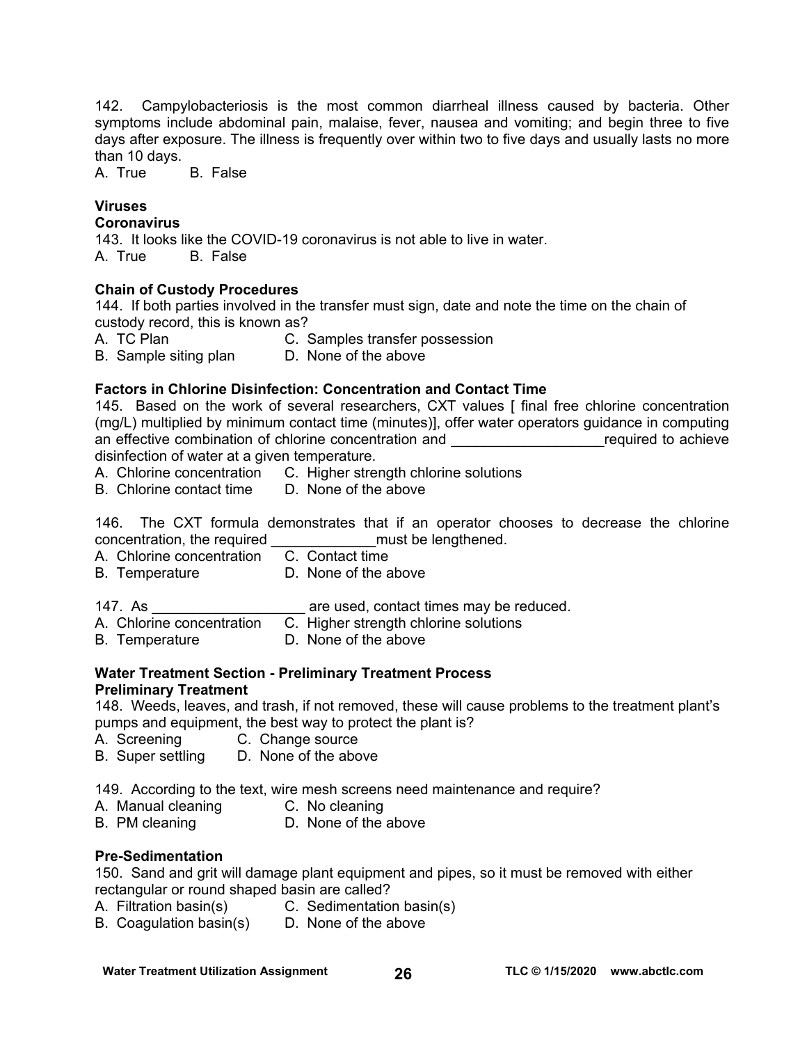142. Campylobacteriosis is the most common diarrheal illness caused by bacteria. Other symptoms include abdominal pain, malaise, fever, nausea and vomiting; and begin three to five days after exposure. The illness is frequently over within two to five days and usually lasts no more than 10 days.

A. True B. False

**Viruses**

**Coronavirus**

143. It looks like the COVID-19 coronavirus is not able to live in water.

A. True B. False

**Chain of Custody Procedures**

144. If both parties involved in the transfer must sign, date and note the time on the chain of custody record, this is known as?

A. TC Plan C. Samples transfer possession
B. Sample siting plan D. None of the above

**Factors in Chlorine Disinfection: Concentration and Contact Time**

145. Based on the work of several researchers, CXT values [ final free chlorine concentration (mg/L) multiplied by minimum contact time (minutes)], offer water operators guidance in computing an effective combination of chlorine concentration and ___________________required to achieve disinfection of water at a given temperature.

A. Chlorine concentration C. Higher strength chlorine solutions
B. Chlorine contact time D. None of the above

146. The CXT formula demonstrates that if an operator chooses to decrease the chlorine concentration, the required _____________must be lengthened.

A. Chlorine concentration C. Contact time
B. Temperature D. None of the above

147. As ___________________ are used, contact times may be reduced.

A. Chlorine concentration C. Higher strength chlorine solutions
B. Temperature D. None of the above

**Water Treatment Section - Preliminary Treatment Process**

**Preliminary Treatment**

148. Weeds, leaves, and trash, if not removed, these will cause problems to the treatment plant's pumps and equipment, the best way to protect the plant is?

A. Screening C. Change source
B. Super settling D. None of the above

149. According to the text, wire mesh screens need maintenance and require?

A. Manual cleaning C. No cleaning
B. PM cleaning D. None of the above

**Pre-Sedimentation**

150. Sand and grit will damage plant equipment and pipes, so it must be removed with either rectangular or round shaped basin are called?

A. Filtration basin(s) C. Sedimentation basin(s)
B. Coagulation basin(s) D. None of the above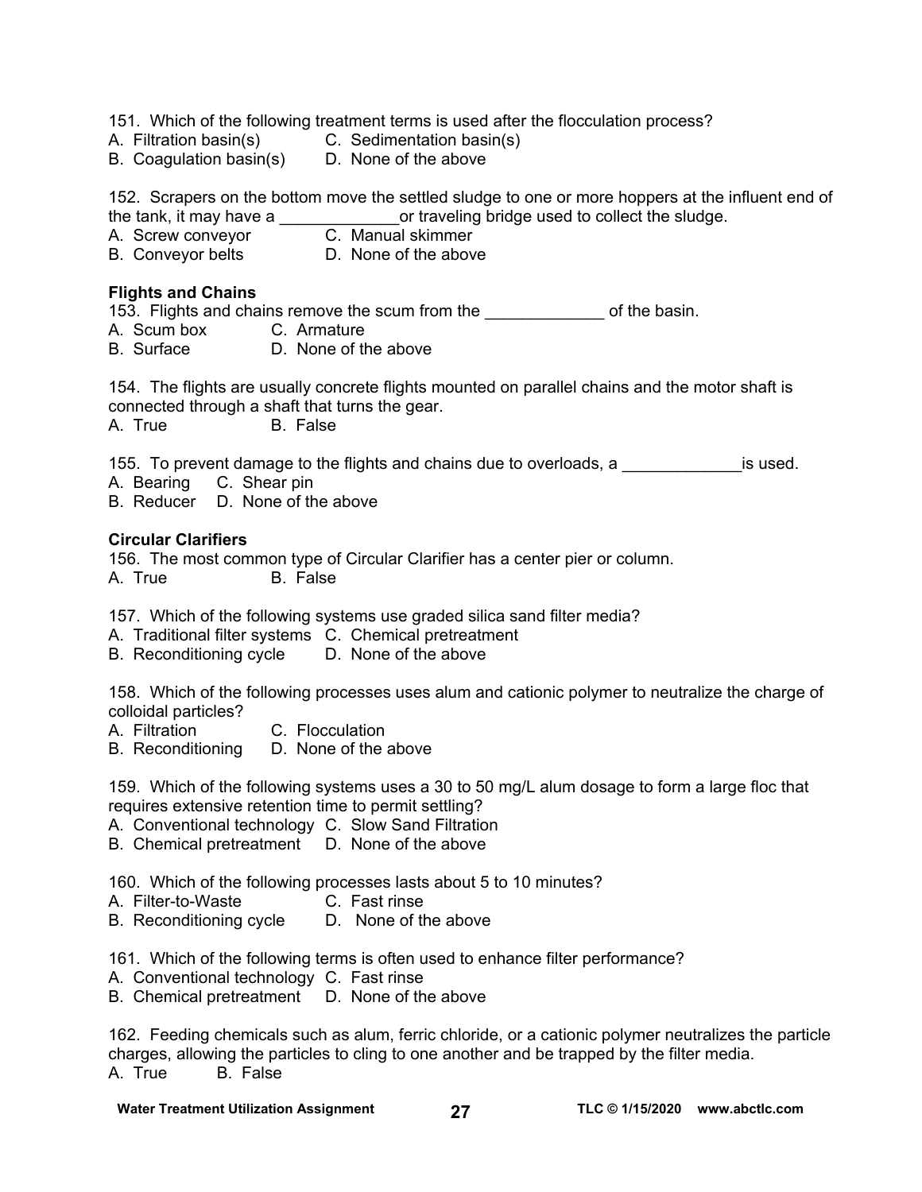151. Which of the following treatment terms is used after the flocculation process?
A. Filtration basin(s) C. Sedimentation basin(s)
B. Coagulation basin(s) D. None of the above

152. Scrapers on the bottom move the settled sludge to one or more hoppers at the influent end of the tank, it may have a _____________or traveling bridge used to collect the sludge.
A. Screw conveyor C. Manual skimmer
B. Conveyor belts D. None of the above

**Flights and Chains**

153. Flights and chains remove the scum from the _____________ of the basin.
A. Scum box C. Armature
B. Surface D. None of the above

154. The flights are usually concrete flights mounted on parallel chains and the motor shaft is connected through a shaft that turns the gear.
A. True B. False

155. To prevent damage to the flights and chains due to overloads, a _____________is used.
A. Bearing C. Shear pin
B. Reducer D. None of the above

**Circular Clarifiers**

156. The most common type of Circular Clarifier has a center pier or column.
A. True B. False

157. Which of the following systems use graded silica sand filter media?
A. Traditional filter systems C. Chemical pretreatment
B. Reconditioning cycle D. None of the above

158. Which of the following processes uses alum and cationic polymer to neutralize the charge of colloidal particles?
A. Filtration C. Flocculation
B. Reconditioning D. None of the above

159. Which of the following systems uses a 30 to 50 mg/L alum dosage to form a large floc that requires extensive retention time to permit settling?
A. Conventional technology C. Slow Sand Filtration
B. Chemical pretreatment D. None of the above

160. Which of the following processes lasts about 5 to 10 minutes?
A. Filter-to-Waste C. Fast rinse
B. Reconditioning cycle D. None of the above

161. Which of the following terms is often used to enhance filter performance?
A. Conventional technology C. Fast rinse
B. Chemical pretreatment D. None of the above

162. Feeding chemicals such as alum, ferric chloride, or a cationic polymer neutralizes the particle charges, allowing the particles to cling to one another and be trapped by the filter media.
A. True B. False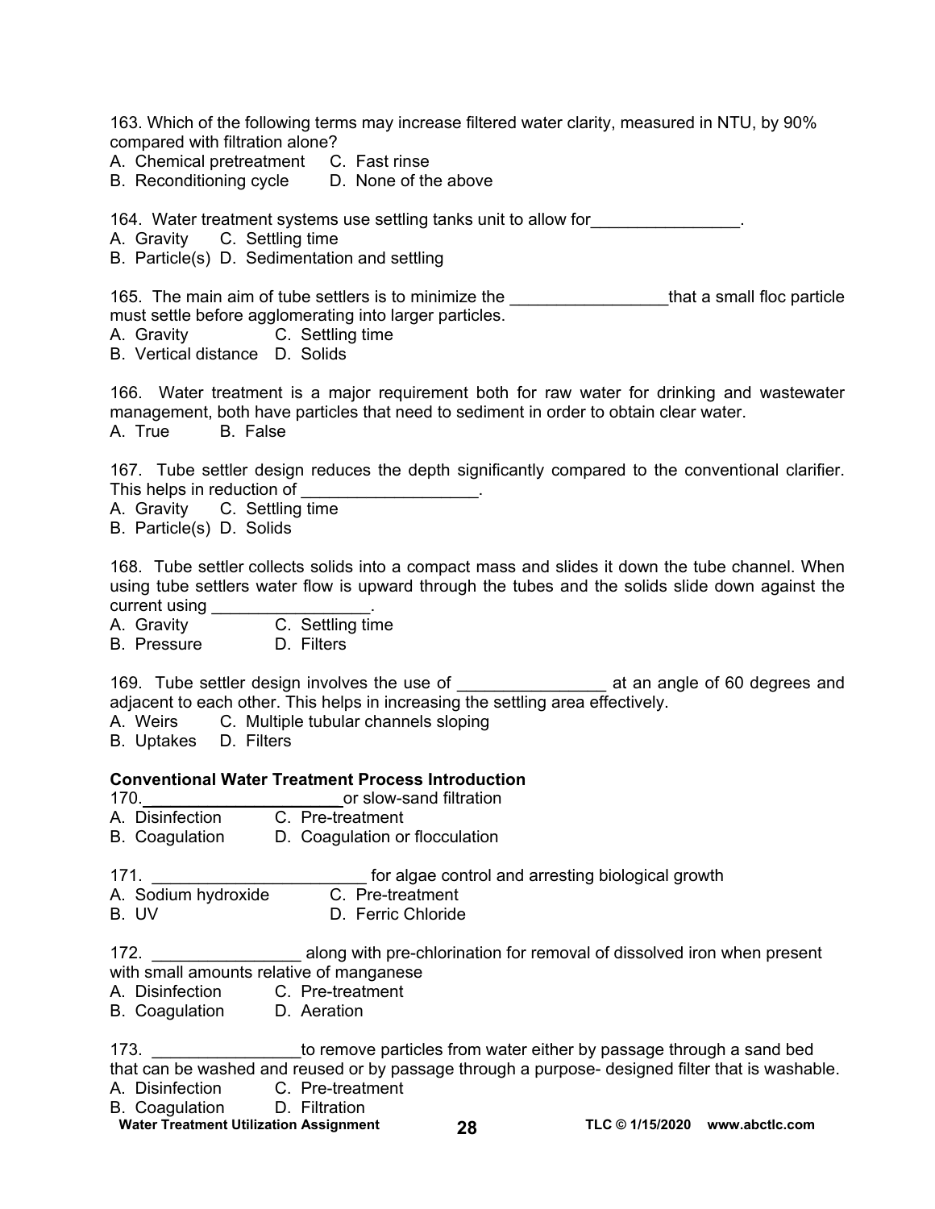163. Which of the following terms may increase filtered water clarity, measured in NTU, by 90% compared with filtration alone?
A. Chemical pretreatment C. Fast rinse
B. Reconditioning cycle D. None of the above

164. Water treatment systems use settling tanks unit to allow for________________.
A. Gravity C. Settling time
B. Particle(s) D. Sedimentation and settling

165. The main aim of tube settlers is to minimize the _________________that a small floc particle must settle before agglomerating into larger particles.
A. Gravity C. Settling time
B. Vertical distance D. Solids

166. Water treatment is a major requirement both for raw water for drinking and wastewater management, both have particles that need to sediment in order to obtain clear water.
A. True B. False

167. Tube settler design reduces the depth significantly compared to the conventional clarifier. This helps in reduction of ___________________.
A. Gravity C. Settling time
B. Particle(s) D. Solids

168. Tube settler collects solids into a compact mass and slides it down the tube channel. When using tube settlers water flow is upward through the tubes and the solids slide down against the current using _________________.
A. Gravity C. Settling time
B. Pressure D. Filters

169. Tube settler design involves the use of ________________ at an angle of 60 degrees and adjacent to each other. This helps in increasing the settling area effectively.
A. Weirs C. Multiple tubular channels sloping
B. Uptakes D. Filters

**Conventional Water Treatment Process Introduction**

170.______________________or slow-sand filtration
A. Disinfection C. Pre-treatment
B. Coagulation D. Coagulation or flocculation

171. _______________________ for algae control and arresting biological growth
A. Sodium hydroxide C. Pre-treatment
B. UV D. Ferric Chloride

172. ________________ along with pre-chlorination for removal of dissolved iron when present with small amounts relative of manganese
A. Disinfection C. Pre-treatment
B. Coagulation D. Aeration

173. ________________to remove particles from water either by passage through a sand bed that can be washed and reused or by passage through a purpose- designed filter that is washable.
A. Disinfection C. Pre-treatment
B. Coagulation D. Filtration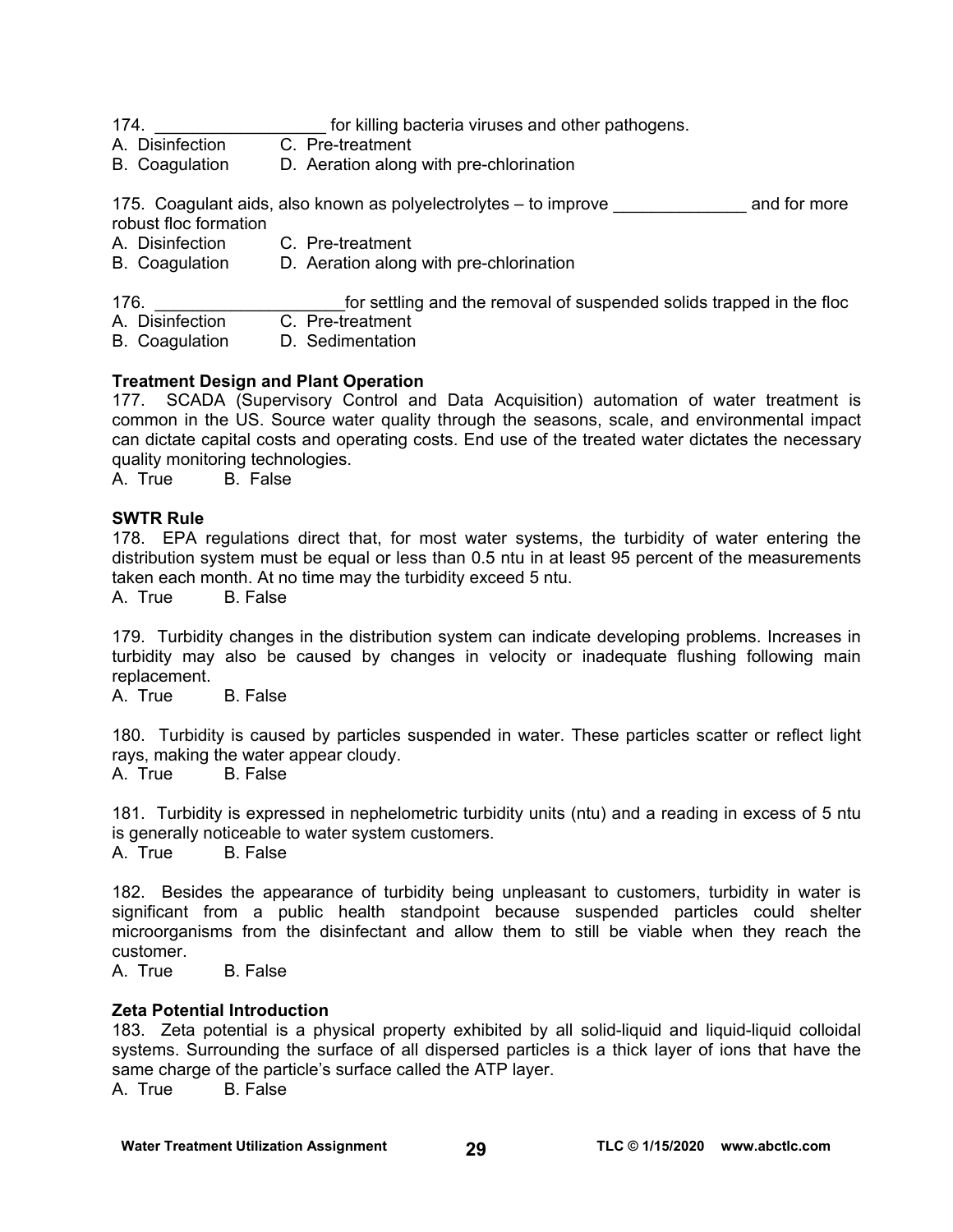174. __________________ for killing bacteria viruses and other pathogens.

A. Disinfection    C. Pre-treatment
B. Coagulation    D. Aeration along with pre-chlorination

175. Coagulant aids, also known as polyelectrolytes – to improve ______________ and for more robust floc formation

A. Disinfection    C. Pre-treatment
B. Coagulation    D. Aeration along with pre-chlorination

176. ____________________for settling and the removal of suspended solids trapped in the floc

A. Disinfection    C. Pre-treatment
B. Coagulation    D. Sedimentation

**Treatment Design and Plant Operation**

177. SCADA (Supervisory Control and Data Acquisition) automation of water treatment is common in the US. Source water quality through the seasons, scale, and environmental impact can dictate capital costs and operating costs. End use of the treated water dictates the necessary quality monitoring technologies.

A. True    B. False

**SWTR Rule**

178. EPA regulations direct that, for most water systems, the turbidity of water entering the distribution system must be equal or less than 0.5 ntu in at least 95 percent of the measurements taken each month. At no time may the turbidity exceed 5 ntu.

A. True    B. False

179. Turbidity changes in the distribution system can indicate developing problems. Increases in turbidity may also be caused by changes in velocity or inadequate flushing following main replacement.

A. True    B. False

180. Turbidity is caused by particles suspended in water. These particles scatter or reflect light rays, making the water appear cloudy.

A. True    B. False

181. Turbidity is expressed in nephelometric turbidity units (ntu) and a reading in excess of 5 ntu is generally noticeable to water system customers.

A. True    B. False

182. Besides the appearance of turbidity being unpleasant to customers, turbidity in water is significant from a public health standpoint because suspended particles could shelter microorganisms from the disinfectant and allow them to still be viable when they reach the customer.

A. True    B. False

**Zeta Potential Introduction**

183. Zeta potential is a physical property exhibited by all solid-liquid and liquid-liquid colloidal systems. Surrounding the surface of all dispersed particles is a thick layer of ions that have the same charge of the particle's surface called the ATP layer.

A. True    B. False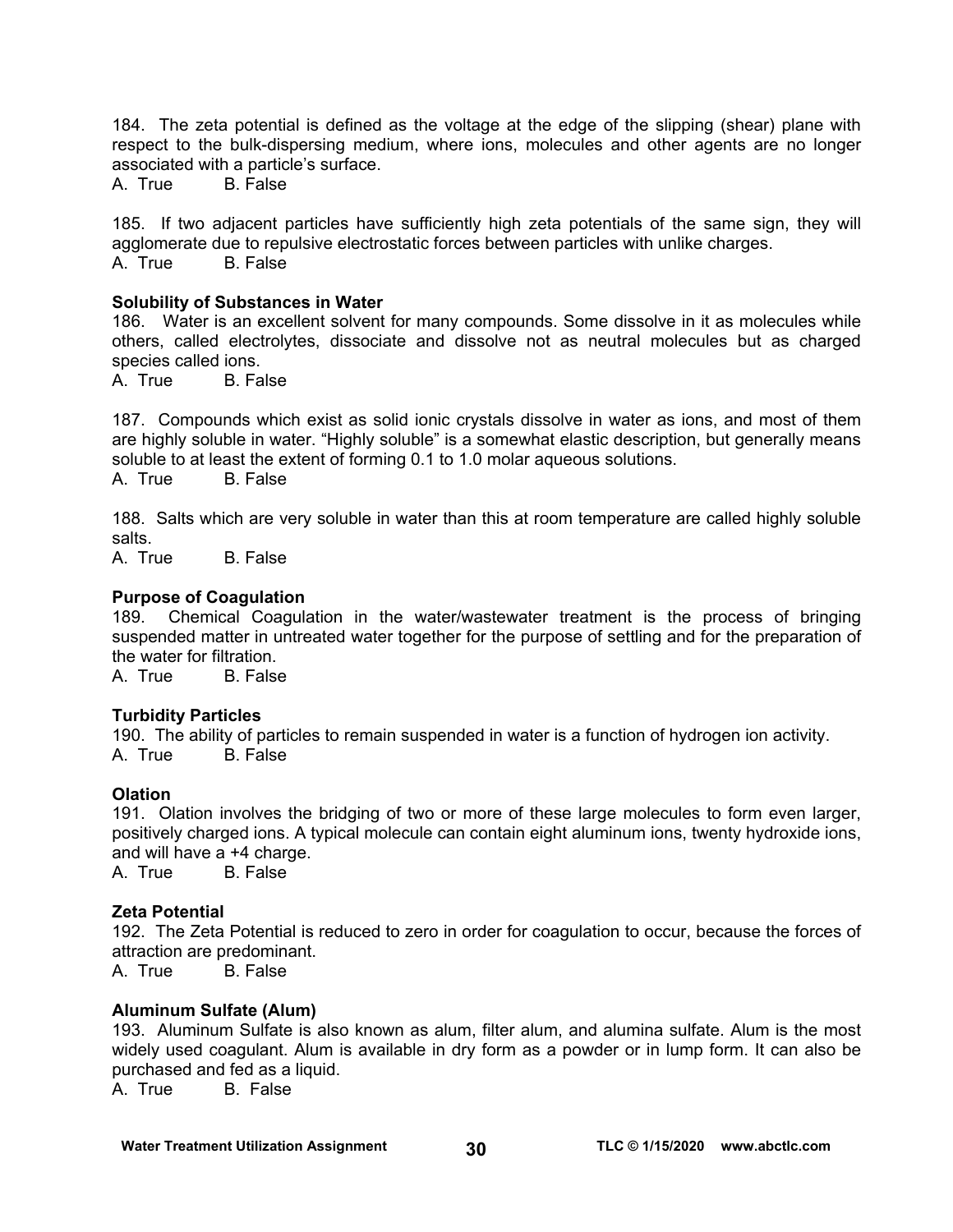184. The zeta potential is defined as the voltage at the edge of the slipping (shear) plane with respect to the bulk-dispersing medium, where ions, molecules and other agents are no longer associated with a particle's surface.
A. True B. False

185. If two adjacent particles have sufficiently high zeta potentials of the same sign, they will agglomerate due to repulsive electrostatic forces between particles with unlike charges.
A. True B. False

**Solubility of Substances in Water**

186. Water is an excellent solvent for many compounds. Some dissolve in it as molecules while others, called electrolytes, dissociate and dissolve not as neutral molecules but as charged species called ions.
A. True B. False

187. Compounds which exist as solid ionic crystals dissolve in water as ions, and most of them are highly soluble in water. "Highly soluble" is a somewhat elastic description, but generally means soluble to at least the extent of forming 0.1 to 1.0 molar aqueous solutions.
A. True B. False

188. Salts which are very soluble in water than this at room temperature are called highly soluble salts.
A. True B. False

**Purpose of Coagulation**

189. Chemical Coagulation in the water/wastewater treatment is the process of bringing suspended matter in untreated water together for the purpose of settling and for the preparation of the water for filtration.
A. True B. False

**Turbidity Particles**

190. The ability of particles to remain suspended in water is a function of hydrogen ion activity.
A. True B. False

**Olation**

191. Olation involves the bridging of two or more of these large molecules to form even larger, positively charged ions. A typical molecule can contain eight aluminum ions, twenty hydroxide ions, and will have a +4 charge.
A. True B. False

**Zeta Potential**

192. The Zeta Potential is reduced to zero in order for coagulation to occur, because the forces of attraction are predominant.
A. True B. False

**Aluminum Sulfate (Alum)**

193. Aluminum Sulfate is also known as alum, filter alum, and alumina sulfate. Alum is the most widely used coagulant. Alum is available in dry form as a powder or in lump form. It can also be purchased and fed as a liquid.
A. True B. False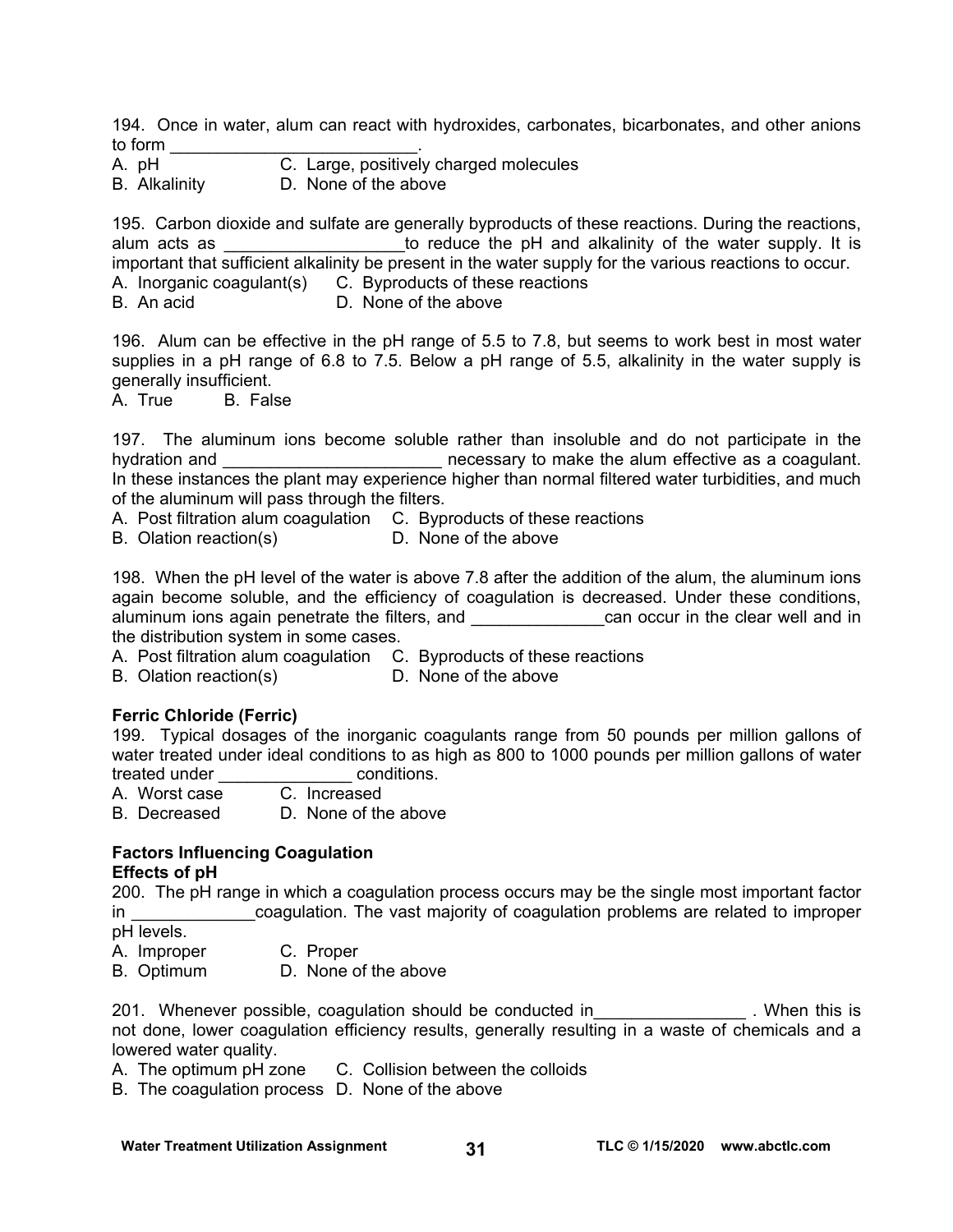194. Once in water, alum can react with hydroxides, carbonates, bicarbonates, and other anions to form ___________________________.

A. pH  
B. Alkalinity  
C. Large, positively charged molecules  
D. None of the above

195. Carbon dioxide and sulfate are generally byproducts of these reactions. During the reactions, alum acts as ___________________to reduce the pH and alkalinity of the water supply. It is important that sufficient alkalinity be present in the water supply for the various reactions to occur.

A. Inorganic coagulant(s)  
B. An acid  
C. Byproducts of these reactions  
D. None of the above

196. Alum can be effective in the pH range of 5.5 to 7.8, but seems to work best in most water supplies in a pH range of 6.8 to 7.5. Below a pH range of 5.5, alkalinity in the water supply is generally insufficient.

A. True B. False

197. The aluminum ions become soluble rather than insoluble and do not participate in the hydration and _______________________ necessary to make the alum effective as a coagulant. In these instances the plant may experience higher than normal filtered water turbidities, and much of the aluminum will pass through the filters.

A. Post filtration alum coagulation  
B. Olation reaction(s)  
C. Byproducts of these reactions  
D. None of the above

198. When the pH level of the water is above 7.8 after the addition of the alum, the aluminum ions again become soluble, and the efficiency of coagulation is decreased. Under these conditions, aluminum ions again penetrate the filters, and ______________can occur in the clear well and in the distribution system in some cases.

A. Post filtration alum coagulation  
B. Olation reaction(s)  
C. Byproducts of these reactions  
D. None of the above

**Ferric Chloride (Ferric)**

199. Typical dosages of the inorganic coagulants range from 50 pounds per million gallons of water treated under ideal conditions to as high as 800 to 1000 pounds per million gallons of water treated under ______________ conditions.

A. Worst case  
B. Decreased  
C. Increased  
D. None of the above

**Factors Influencing Coagulation**

**Effects of pH**

200. The pH range in which a coagulation process occurs may be the single most important factor in _____________coagulation. The vast majority of coagulation problems are related to improper pH levels.

A. Improper  
B. Optimum  
C. Proper  
D. None of the above

201. Whenever possible, coagulation should be conducted in________________ . When this is not done, lower coagulation efficiency results, generally resulting in a waste of chemicals and a lowered water quality.

A. The optimum pH zone  
B. The coagulation process  
C. Collision between the colloids  
D. None of the above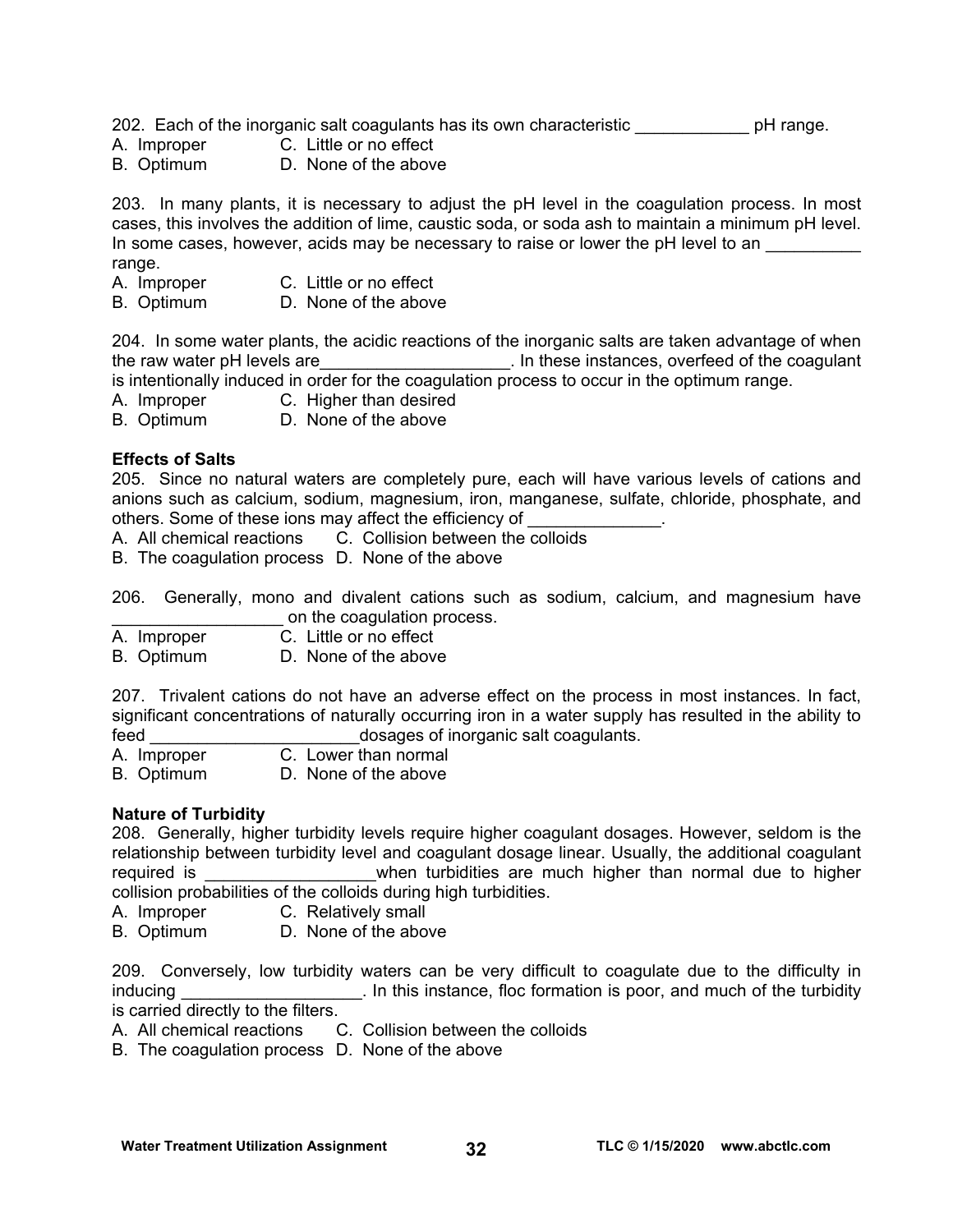202. Each of the inorganic salt coagulants has its own characteristic ____________ pH range.
A. Improper C. Little or no effect
B. Optimum D. None of the above

203. In many plants, it is necessary to adjust the pH level in the coagulation process. In most cases, this involves the addition of lime, caustic soda, or soda ash to maintain a minimum pH level. In some cases, however, acids may be necessary to raise or lower the pH level to an __________ range.
A. Improper C. Little or no effect
B. Optimum D. None of the above

204. In some water plants, the acidic reactions of the inorganic salts are taken advantage of when the raw water pH levels are____________________. In these instances, overfeed of the coagulant is intentionally induced in order for the coagulation process to occur in the optimum range.
A. Improper C. Higher than desired
B. Optimum D. None of the above

**Effects of Salts**

205. Since no natural waters are completely pure, each will have various levels of cations and anions such as calcium, sodium, magnesium, iron, manganese, sulfate, chloride, phosphate, and others. Some of these ions may affect the efficiency of ______________.
A. All chemical reactions C. Collision between the colloids
B. The coagulation process D. None of the above

206. Generally, mono and divalent cations such as sodium, calcium, and magnesium have __________________ on the coagulation process.
A. Improper C. Little or no effect
B. Optimum D. None of the above

207. Trivalent cations do not have an adverse effect on the process in most instances. In fact, significant concentrations of naturally occurring iron in a water supply has resulted in the ability to feed ______________________dosages of inorganic salt coagulants.
A. Improper C. Lower than normal
B. Optimum D. None of the above

**Nature of Turbidity**

208. Generally, higher turbidity levels require higher coagulant dosages. However, seldom is the relationship between turbidity level and coagulant dosage linear. Usually, the additional coagulant required is __________________when turbidities are much higher than normal due to higher collision probabilities of the colloids during high turbidities.
A. Improper C. Relatively small
B. Optimum D. None of the above

209. Conversely, low turbidity waters can be very difficult to coagulate due to the difficulty in inducing ___________________. In this instance, floc formation is poor, and much of the turbidity is carried directly to the filters.
A. All chemical reactions C. Collision between the colloids
B. The coagulation process D. None of the above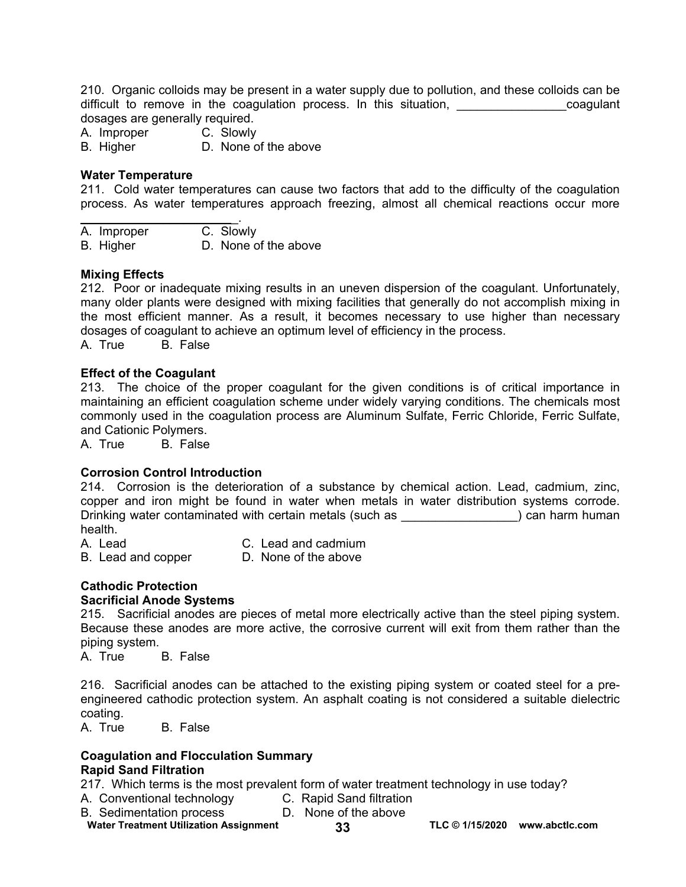210. Organic colloids may be present in a water supply due to pollution, and these colloids can be difficult to remove in the coagulation process. In this situation, ________________coagulant dosages are generally required.

A. Improper C. Slowly
B. Higher D. None of the above

**Water Temperature**

211. Cold water temperatures can cause two factors that add to the difficulty of the coagulation process. As water temperatures approach freezing, almost all chemical reactions occur more _______________________.

A. Improper C. Slowly
B. Higher D. None of the above

**Mixing Effects**

212. Poor or inadequate mixing results in an uneven dispersion of the coagulant. Unfortunately, many older plants were designed with mixing facilities that generally do not accomplish mixing in the most efficient manner. As a result, it becomes necessary to use higher than necessary dosages of coagulant to achieve an optimum level of efficiency in the process.

A. True B. False

**Effect of the Coagulant**

213. The choice of the proper coagulant for the given conditions is of critical importance in maintaining an efficient coagulation scheme under widely varying conditions. The chemicals most commonly used in the coagulation process are Aluminum Sulfate, Ferric Chloride, Ferric Sulfate, and Cationic Polymers.

A. True B. False

**Corrosion Control Introduction**

214. Corrosion is the deterioration of a substance by chemical action. Lead, cadmium, zinc, copper and iron might be found in water when metals in water distribution systems corrode. Drinking water contaminated with certain metals (such as _________________) can harm human health.

A. Lead C. Lead and cadmium
B. Lead and copper D. None of the above

**Cathodic Protection**
**Sacrificial Anode Systems**

215. Sacrificial anodes are pieces of metal more electrically active than the steel piping system. Because these anodes are more active, the corrosive current will exit from them rather than the piping system.

A. True B. False

216. Sacrificial anodes can be attached to the existing piping system or coated steel for a pre-engineered cathodic protection system. An asphalt coating is not considered a suitable dielectric coating.

A. True B. False

**Coagulation and Flocculation Summary**
**Rapid Sand Filtration**

217. Which terms is the most prevalent form of water treatment technology in use today?

A. Conventional technology C. Rapid Sand filtration
B. Sedimentation process D. None of the above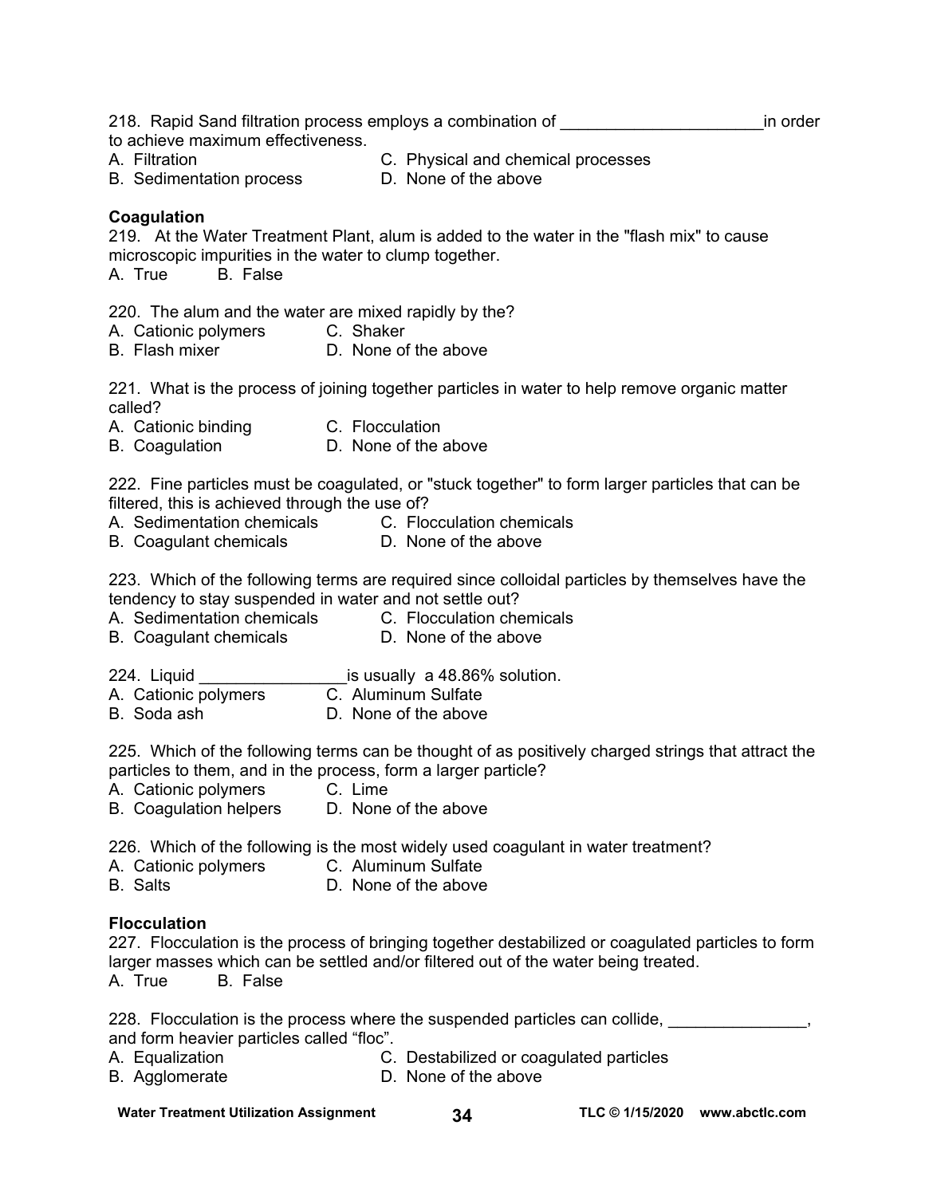218. Rapid Sand filtration process employs a combination of ______________________in order to achieve maximum effectiveness.

A. Filtration  
B. Sedimentation process  
C. Physical and chemical processes  
D. None of the above

**Coagulation**

219. At the Water Treatment Plant, alum is added to the water in the "flash mix" to cause microscopic impurities in the water to clump together.

A. True B. False

220. The alum and the water are mixed rapidly by the?

A. Cationic polymers  
B. Flash mixer  
C. Shaker  
D. None of the above

221. What is the process of joining together particles in water to help remove organic matter called?

A. Cationic binding  
B. Coagulation  
C. Flocculation  
D. None of the above

222. Fine particles must be coagulated, or "stuck together" to form larger particles that can be filtered, this is achieved through the use of?

A. Sedimentation chemicals  
B. Coagulant chemicals  
C. Flocculation chemicals  
D. None of the above

223. Which of the following terms are required since colloidal particles by themselves have the tendency to stay suspended in water and not settle out?

A. Sedimentation chemicals  
B. Coagulant chemicals  
C. Flocculation chemicals  
D. None of the above

224. Liquid ________________is usually a 48.86% solution.

A. Cationic polymers  
B. Soda ash  
C. Aluminum Sulfate  
D. None of the above

225. Which of the following terms can be thought of as positively charged strings that attract the particles to them, and in the process, form a larger particle?

A. Cationic polymers  
B. Coagulation helpers  
C. Lime  
D. None of the above

226. Which of the following is the most widely used coagulant in water treatment?

A. Cationic polymers  
B. Salts  
C. Aluminum Sulfate  
D. None of the above

**Flocculation**

227. Flocculation is the process of bringing together destabilized or coagulated particles to form larger masses which can be settled and/or filtered out of the water being treated.

A. True B. False

228. Flocculation is the process where the suspended particles can collide, _______________, and form heavier particles called "floc".

A. Equalization  
B. Agglomerate  
C. Destabilized or coagulated particles  
D. None of the above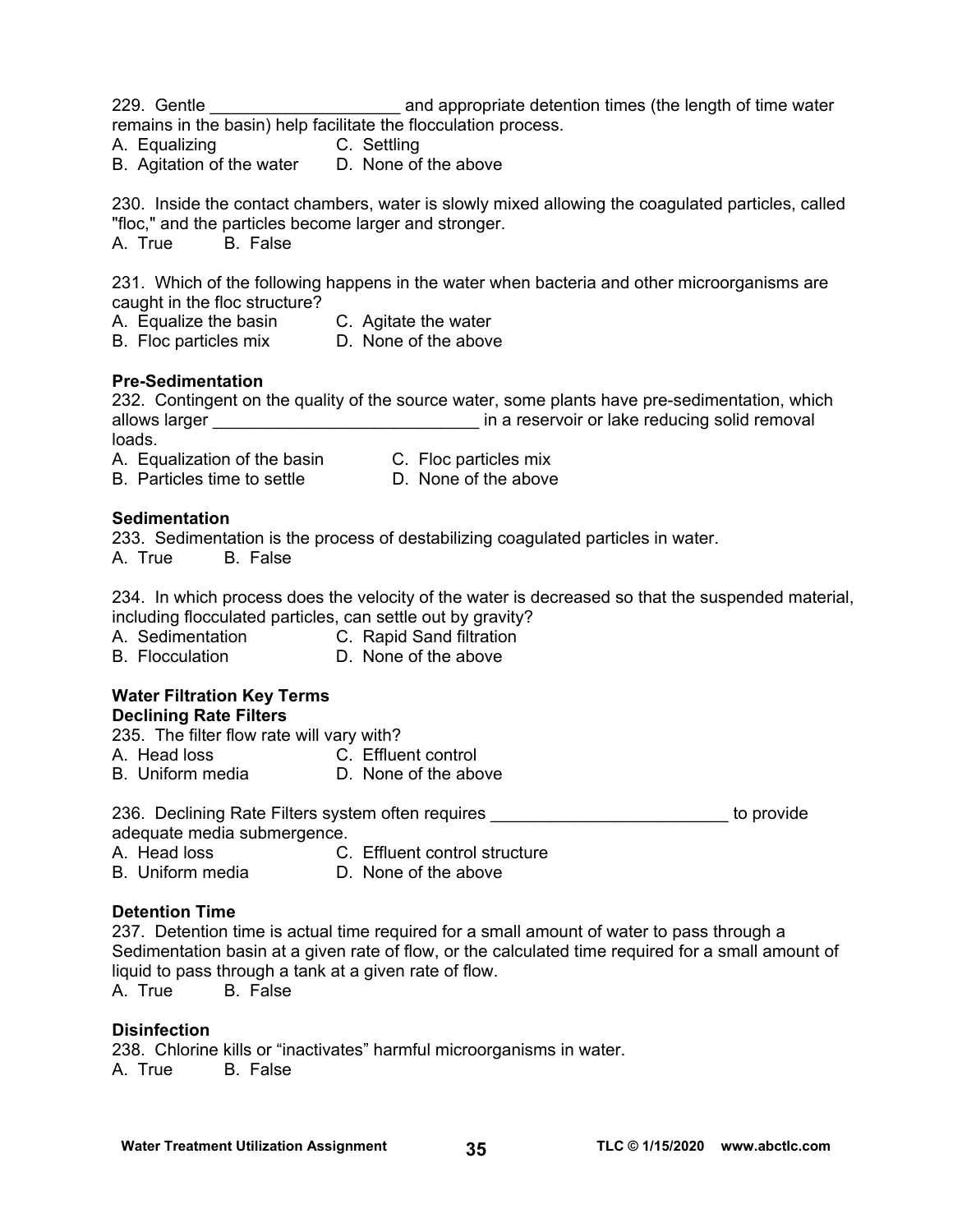229. Gentle ____________________ and appropriate detention times (the length of time water remains in the basin) help facilitate the flocculation process.
A. Equalizing  C. Settling
B. Agitation of the water  D. None of the above

230. Inside the contact chambers, water is slowly mixed allowing the coagulated particles, called "floc," and the particles become larger and stronger.
A. True  B. False

231. Which of the following happens in the water when bacteria and other microorganisms are caught in the floc structure?
A. Equalize the basin  C. Agitate the water
B. Floc particles mix  D. None of the above

**Pre-Sedimentation**

232. Contingent on the quality of the source water, some plants have pre-sedimentation, which allows larger ____________________________ in a reservoir or lake reducing solid removal loads.
A. Equalization of the basin  C. Floc particles mix
B. Particles time to settle  D. None of the above

**Sedimentation**

233. Sedimentation is the process of destabilizing coagulated particles in water.
A. True  B. False

234. In which process does the velocity of the water is decreased so that the suspended material, including flocculated particles, can settle out by gravity?
A. Sedimentation  C. Rapid Sand filtration
B. Flocculation  D. None of the above

**Water Filtration Key Terms**

**Declining Rate Filters**

235. The filter flow rate will vary with?
A. Head loss  C. Effluent control
B. Uniform media  D. None of the above

236. Declining Rate Filters system often requires _________________________ to provide adequate media submergence.
A. Head loss  C. Effluent control structure
B. Uniform media  D. None of the above

**Detention Time**

237. Detention time is actual time required for a small amount of water to pass through a Sedimentation basin at a given rate of flow, or the calculated time required for a small amount of liquid to pass through a tank at a given rate of flow.
A. True  B. False

**Disinfection**

238. Chlorine kills or "inactivates" harmful microorganisms in water.
A. True  B. False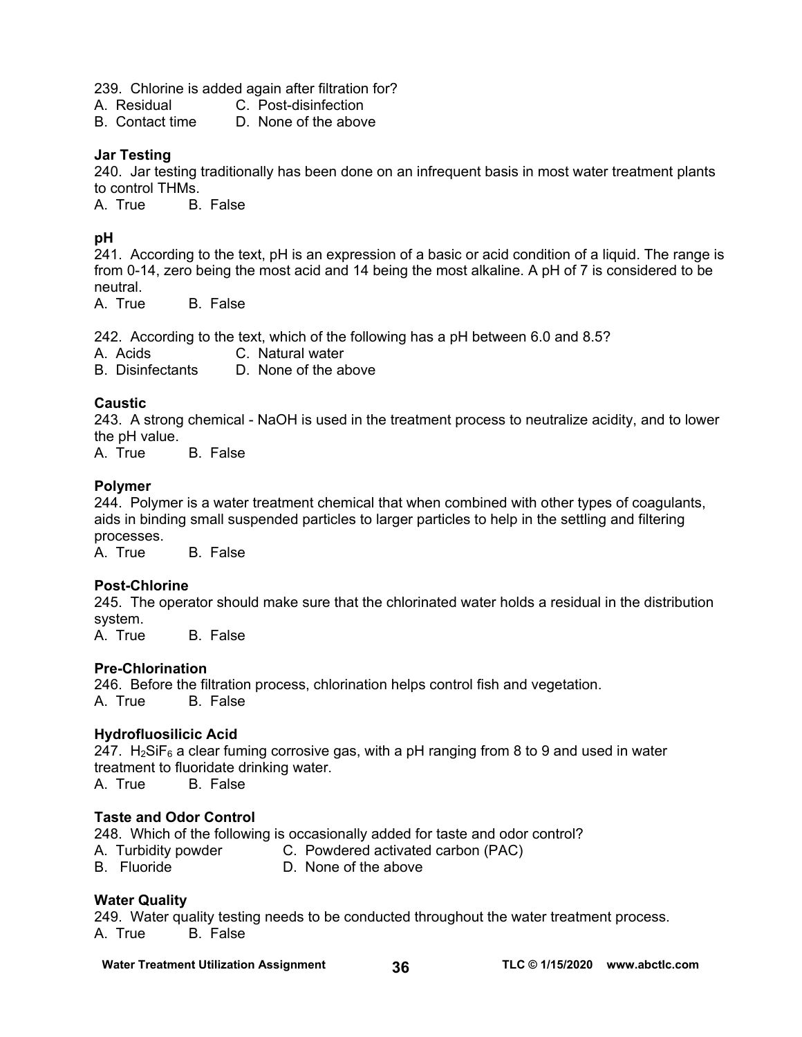239. Chlorine is added again after filtration for?
A. Residual C. Post-disinfection
B. Contact time D. None of the above

**Jar Testing**
240. Jar testing traditionally has been done on an infrequent basis in most water treatment plants to control THMs.
A. True B. False

**pH**
241. According to the text, pH is an expression of a basic or acid condition of a liquid. The range is from 0-14, zero being the most acid and 14 being the most alkaline. A pH of 7 is considered to be neutral.
A. True B. False

242. According to the text, which of the following has a pH between 6.0 and 8.5?
A. Acids C. Natural water
B. Disinfectants D. None of the above

**Caustic**
243. A strong chemical - NaOH is used in the treatment process to neutralize acidity, and to lower the pH value.
A. True B. False

**Polymer**
244. Polymer is a water treatment chemical that when combined with other types of coagulants, aids in binding small suspended particles to larger particles to help in the settling and filtering processes.
A. True B. False

**Post-Chlorine**
245. The operator should make sure that the chlorinated water holds a residual in the distribution system.
A. True B. False

**Pre-Chlorination**
246. Before the filtration process, chlorination helps control fish and vegetation.
A. True B. False

**Hydrofluosilicic Acid**
247. $H_2SiF_6$ a clear fuming corrosive gas, with a pH ranging from 8 to 9 and used in water treatment to fluoridate drinking water.
A. True B. False

**Taste and Odor Control**
248. Which of the following is occasionally added for taste and odor control?
A. Turbidity powder C. Powdered activated carbon (PAC)
B. Fluoride D. None of the above

**Water Quality**
249. Water quality testing needs to be conducted throughout the water treatment process.
A. True B. False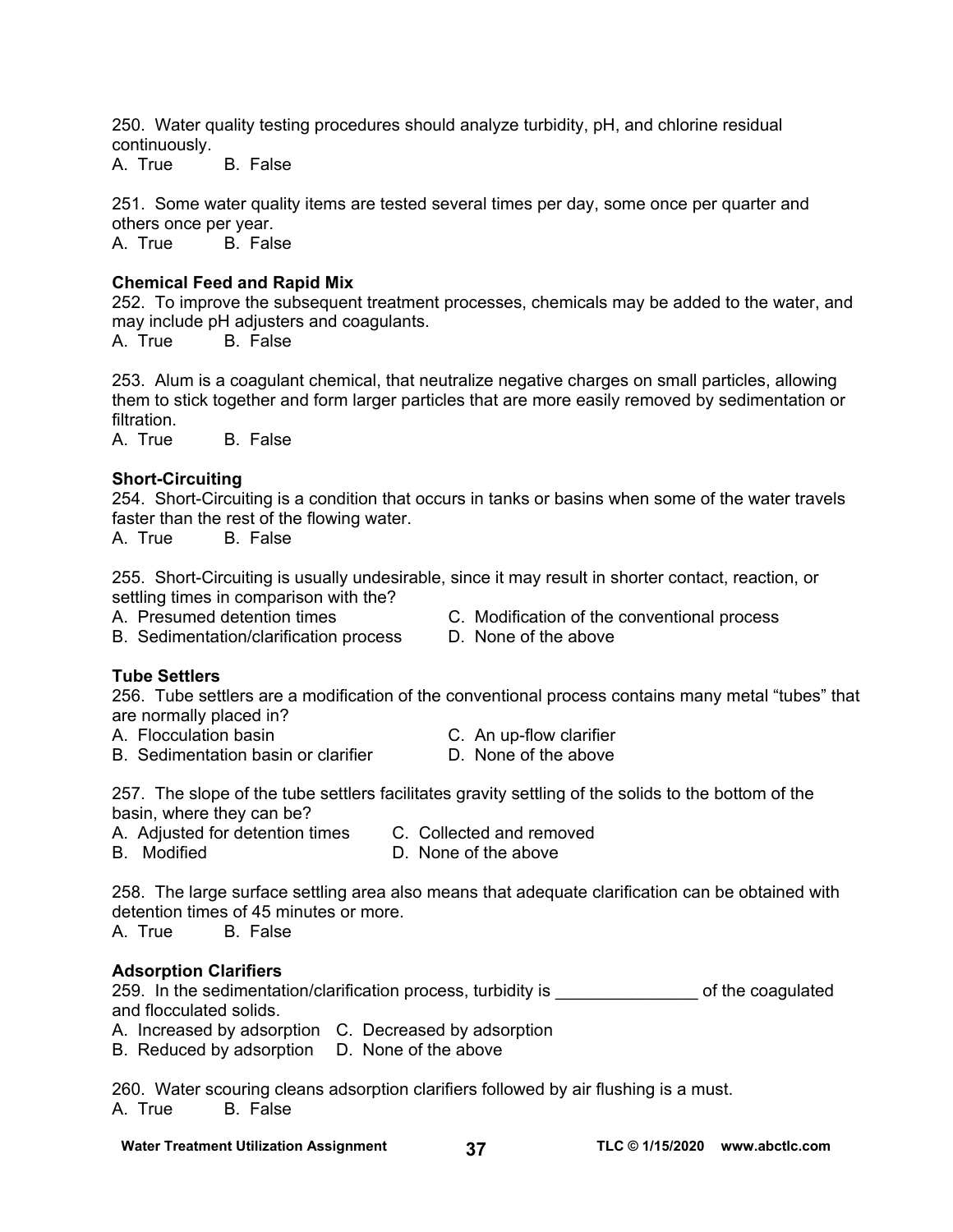250. Water quality testing procedures should analyze turbidity, pH, and chlorine residual continuously.
A. True B. False

251. Some water quality items are tested several times per day, some once per quarter and others once per year.
A. True B. False

**Chemical Feed and Rapid Mix**

252. To improve the subsequent treatment processes, chemicals may be added to the water, and may include pH adjusters and coagulants.
A. True B. False

253. Alum is a coagulant chemical, that neutralize negative charges on small particles, allowing them to stick together and form larger particles that are more easily removed by sedimentation or filtration.
A. True B. False

**Short-Circuiting**

254. Short-Circuiting is a condition that occurs in tanks or basins when some of the water travels faster than the rest of the flowing water.
A. True B. False

255. Short-Circuiting is usually undesirable, since it may result in shorter contact, reaction, or settling times in comparison with the?
A. Presumed detention times
B. Sedimentation/clarification process
C. Modification of the conventional process
D. None of the above

**Tube Settlers**

256. Tube settlers are a modification of the conventional process contains many metal "tubes" that are normally placed in?
A. Flocculation basin
B. Sedimentation basin or clarifier
C. An up-flow clarifier
D. None of the above

257. The slope of the tube settlers facilitates gravity settling of the solids to the bottom of the basin, where they can be?
A. Adjusted for detention times
B. Modified
C. Collected and removed
D. None of the above

258. The large surface settling area also means that adequate clarification can be obtained with detention times of 45 minutes or more.
A. True B. False

**Adsorption Clarifiers**

259. In the sedimentation/clarification process, turbidity is _______________ of the coagulated and flocculated solids.
A. Increased by adsorption
B. Reduced by adsorption
C. Decreased by adsorption
D. None of the above

260. Water scouring cleans adsorption clarifiers followed by air flushing is a must.
A. True B. False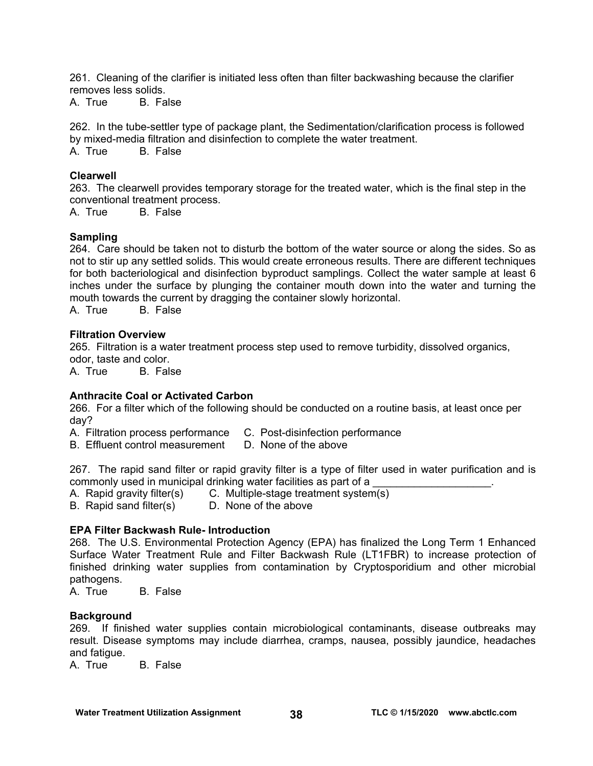261. Cleaning of the clarifier is initiated less often than filter backwashing because the clarifier removes less solids.
A. True B. False

262. In the tube-settler type of package plant, the Sedimentation/clarification process is followed by mixed-media filtration and disinfection to complete the water treatment.
A. True B. False

**Clearwell**

263. The clearwell provides temporary storage for the treated water, which is the final step in the conventional treatment process.
A. True B. False

**Sampling**

264. Care should be taken not to disturb the bottom of the water source or along the sides. So as not to stir up any settled solids. This would create erroneous results. There are different techniques for both bacteriological and disinfection byproduct samplings. Collect the water sample at least 6 inches under the surface by plunging the container mouth down into the water and turning the mouth towards the current by dragging the container slowly horizontal.
A. True B. False

**Filtration Overview**

265. Filtration is a water treatment process step used to remove turbidity, dissolved organics, odor, taste and color.
A. True B. False

**Anthracite Coal or Activated Carbon**

266. For a filter which of the following should be conducted on a routine basis, at least once per day?
A. Filtration process performance
B. Effluent control measurement
C. Post-disinfection performance
D. None of the above

267. The rapid sand filter or rapid gravity filter is a type of filter used in water purification and is commonly used in municipal drinking water facilities as part of a ____________________.
A. Rapid gravity filter(s)
B. Rapid sand filter(s)
C. Multiple-stage treatment system(s)
D. None of the above

**EPA Filter Backwash Rule- Introduction**

268. The U.S. Environmental Protection Agency (EPA) has finalized the Long Term 1 Enhanced Surface Water Treatment Rule and Filter Backwash Rule (LT1FBR) to increase protection of finished drinking water supplies from contamination by Cryptosporidium and other microbial pathogens.
A. True B. False

**Background**

269. If finished water supplies contain microbiological contaminants, disease outbreaks may result. Disease symptoms may include diarrhea, cramps, nausea, possibly jaundice, headaches and fatigue.
A. True B. False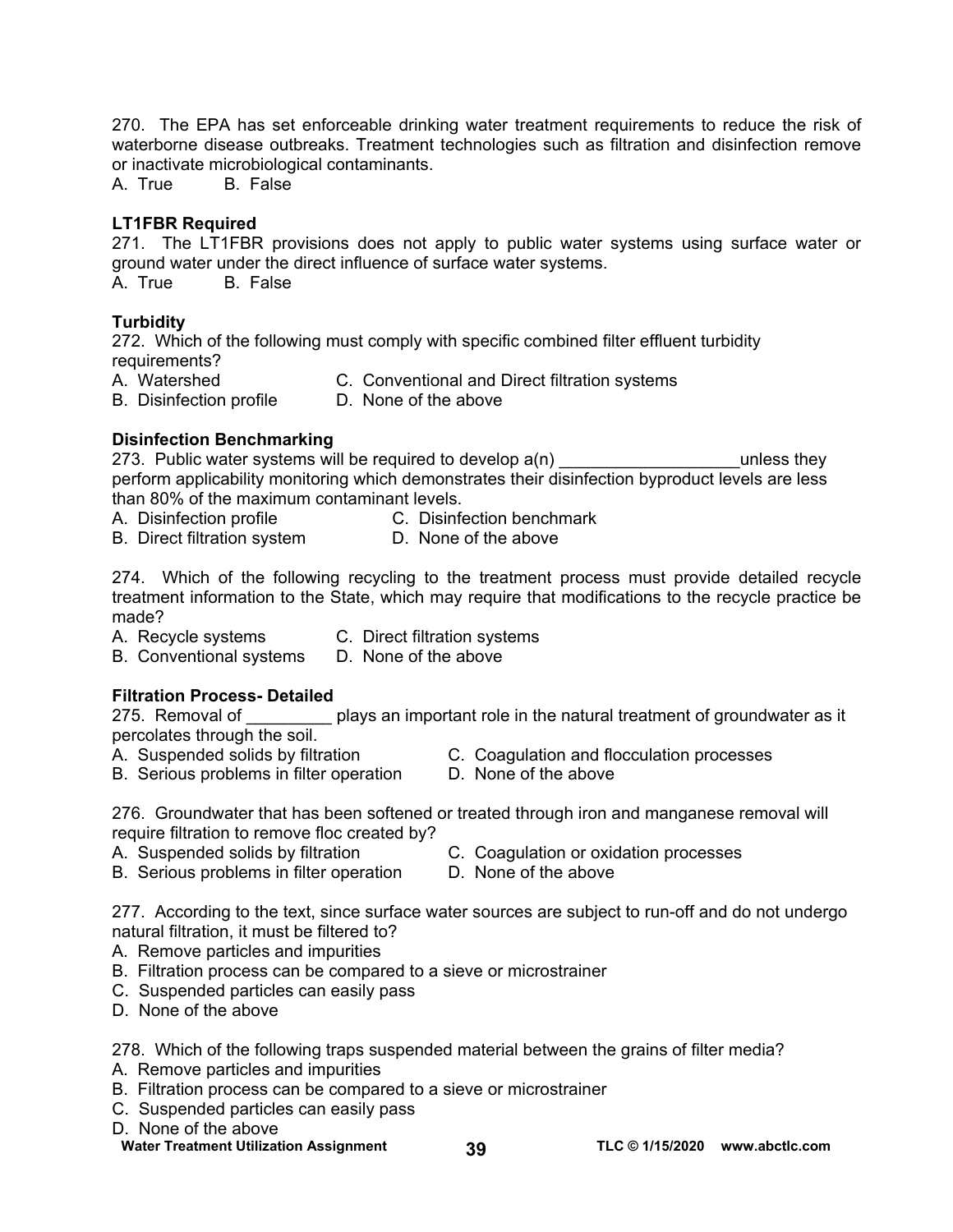270. The EPA has set enforceable drinking water treatment requirements to reduce the risk of waterborne disease outbreaks. Treatment technologies such as filtration and disinfection remove or inactivate microbiological contaminants.
A. True B. False

**LT1FBR Required**

271. The LT1FBR provisions does not apply to public water systems using surface water or ground water under the direct influence of surface water systems.
A. True B. False

**Turbidity**

272. Which of the following must comply with specific combined filter effluent turbidity requirements?
A. Watershed
B. Disinfection profile
C. Conventional and Direct filtration systems
D. None of the above

**Disinfection Benchmarking**

273. Public water systems will be required to develop a(n) ___________________unless they perform applicability monitoring which demonstrates their disinfection byproduct levels are less than 80% of the maximum contaminant levels.
A. Disinfection profile
B. Direct filtration system
C. Disinfection benchmark
D. None of the above

274. Which of the following recycling to the treatment process must provide detailed recycle treatment information to the State, which may require that modifications to the recycle practice be made?
A. Recycle systems
B. Conventional systems
C. Direct filtration systems
D. None of the above

**Filtration Process- Detailed**

275. Removal of _________ plays an important role in the natural treatment of groundwater as it percolates through the soil.
A. Suspended solids by filtration
B. Serious problems in filter operation
C. Coagulation and flocculation processes
D. None of the above

276. Groundwater that has been softened or treated through iron and manganese removal will require filtration to remove floc created by?
A. Suspended solids by filtration
B. Serious problems in filter operation
C. Coagulation or oxidation processes
D. None of the above

277. According to the text, since surface water sources are subject to run-off and do not undergo natural filtration, it must be filtered to?
A. Remove particles and impurities
B. Filtration process can be compared to a sieve or microstrainer
C. Suspended particles can easily pass
D. None of the above

278. Which of the following traps suspended material between the grains of filter media?
A. Remove particles and impurities
B. Filtration process can be compared to a sieve or microstrainer
C. Suspended particles can easily pass
D. None of the above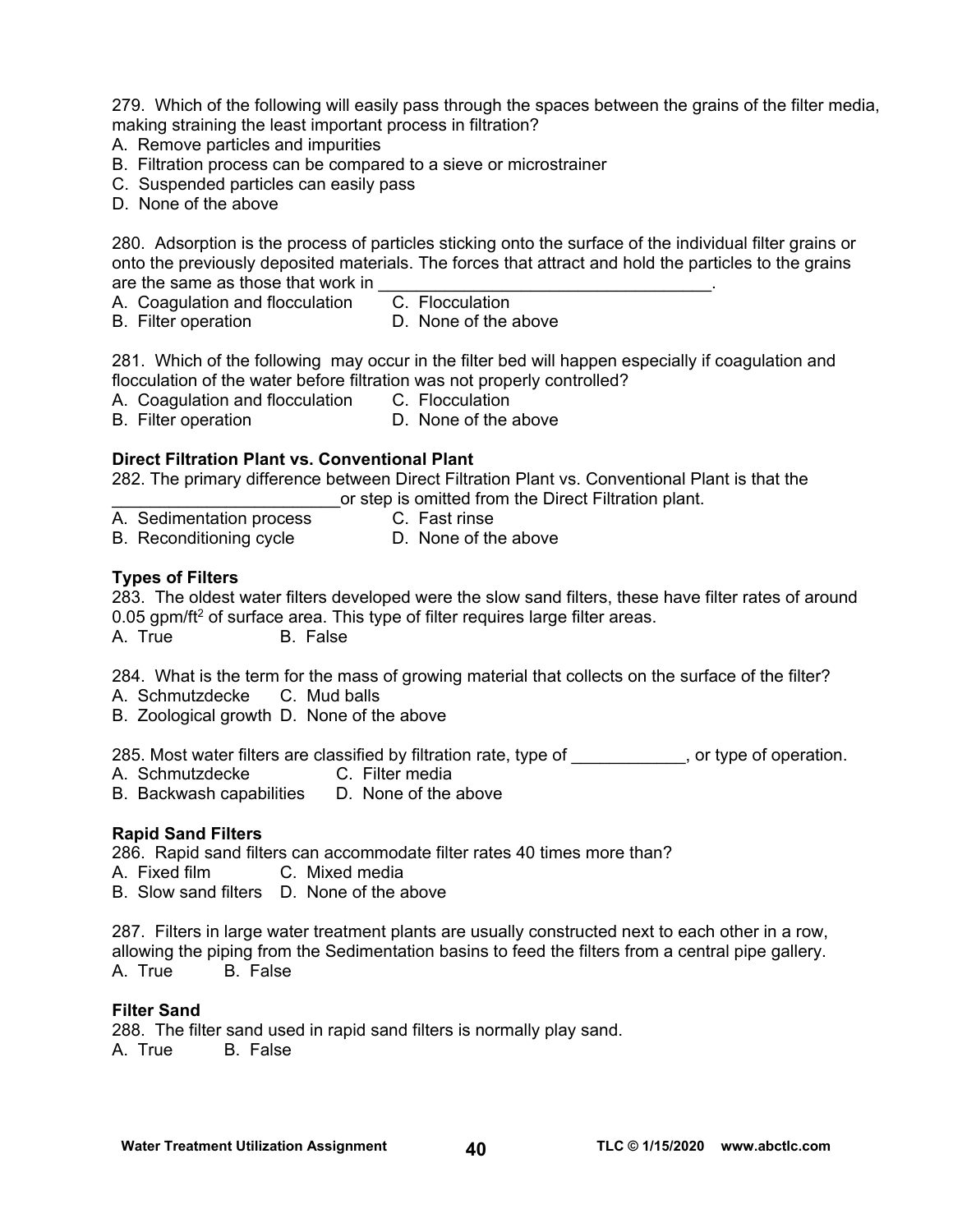279. Which of the following will easily pass through the spaces between the grains of the filter media, making straining the least important process in filtration?
A. Remove particles and impurities
B. Filtration process can be compared to a sieve or microstrainer
C. Suspended particles can easily pass
D. None of the above

280. Adsorption is the process of particles sticking onto the surface of the individual filter grains or onto the previously deposited materials. The forces that attract and hold the particles to the grains are the same as those that work in ___________________________________.
A. Coagulation and flocculation C. Flocculation
B. Filter operation D. None of the above

281. Which of the following may occur in the filter bed will happen especially if coagulation and flocculation of the water before filtration was not properly controlled?
A. Coagulation and flocculation C. Flocculation
B. Filter operation D. None of the above

**Direct Filtration Plant vs. Conventional Plant**

282. The primary difference between Direct Filtration Plant vs. Conventional Plant is that the ________________________or step is omitted from the Direct Filtration plant.
A. Sedimentation process C. Fast rinse
B. Reconditioning cycle D. None of the above

**Types of Filters**

283. The oldest water filters developed were the slow sand filters, these have filter rates of around 0.05 gpm/ft$^2$ of surface area. This type of filter requires large filter areas.
A. True B. False

284. What is the term for the mass of growing material that collects on the surface of the filter?
A. Schmutzdecke C. Mud balls
B. Zoological growth D. None of the above

285. Most water filters are classified by filtration rate, type of ____________, or type of operation.
A. Schmutzdecke C. Filter media
B. Backwash capabilities D. None of the above

**Rapid Sand Filters**

286. Rapid sand filters can accommodate filter rates 40 times more than?
A. Fixed film C. Mixed media
B. Slow sand filters D. None of the above

287. Filters in large water treatment plants are usually constructed next to each other in a row, allowing the piping from the Sedimentation basins to feed the filters from a central pipe gallery.
A. True B. False

**Filter Sand**

288. The filter sand used in rapid sand filters is normally play sand.
A. True B. False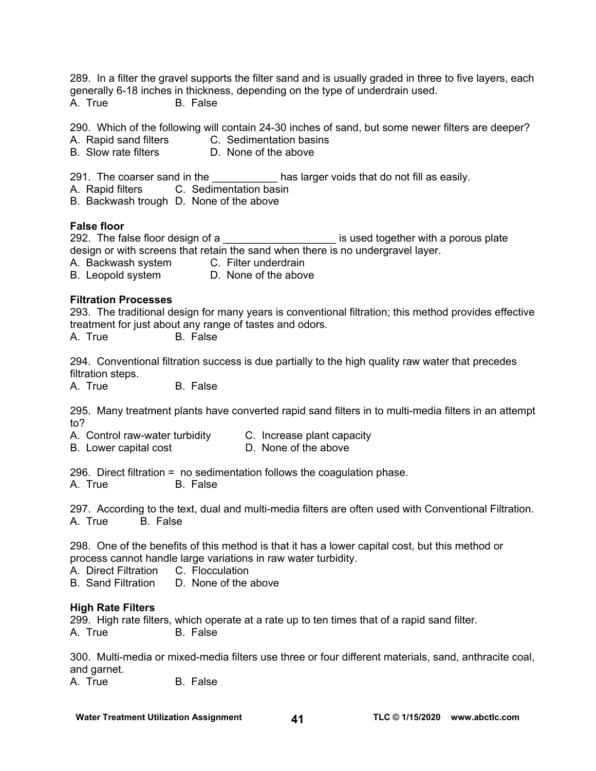289. In a filter the gravel supports the filter sand and is usually graded in three to five layers, each generally 6-18 inches in thickness, depending on the type of underdrain used.
A. True B. False

290. Which of the following will contain 24-30 inches of sand, but some newer filters are deeper?
A. Rapid sand filters C. Sedimentation basins
B. Slow rate filters D. None of the above

291. The coarser sand in the ___________ has larger voids that do not fill as easily.
A. Rapid filters C. Sedimentation basin
B. Backwash trough D. None of the above

**False floor**

292. The false floor design of a ___________________ is used together with a porous plate design or with screens that retain the sand when there is no undergravel layer.
A. Backwash system C. Filter underdrain
B. Leopold system D. None of the above

**Filtration Processes**

293. The traditional design for many years is conventional filtration; this method provides effective treatment for just about any range of tastes and odors.
A. True B. False

294. Conventional filtration success is due partially to the high quality raw water that precedes filtration steps.
A. True B. False

295. Many treatment plants have converted rapid sand filters in to multi-media filters in an attempt to?
A. Control raw-water turbidity C. Increase plant capacity
B. Lower capital cost D. None of the above

296. Direct filtration = no sedimentation follows the coagulation phase.
A. True B. False

297. According to the text, dual and multi-media filters are often used with Conventional Filtration.
A. True B. False

298. One of the benefits of this method is that it has a lower capital cost, but this method or process cannot handle large variations in raw water turbidity.
A. Direct Filtration C. Flocculation
B. Sand Filtration D. None of the above

**High Rate Filters**

299. High rate filters, which operate at a rate up to ten times that of a rapid sand filter.
A. True B. False

300. Multi-media or mixed-media filters use three or four different materials, sand, anthracite coal, and garnet.
A. True B. False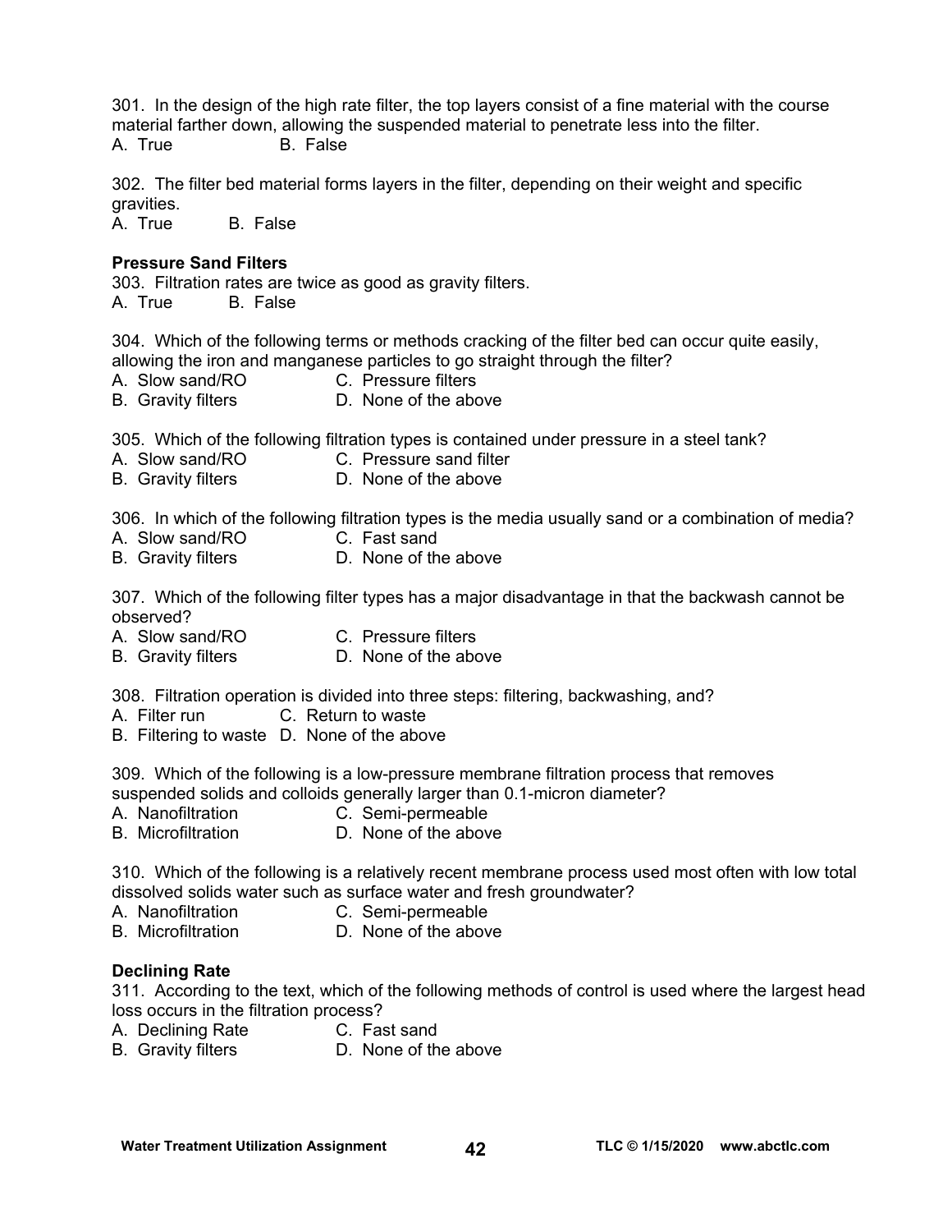301. In the design of the high rate filter, the top layers consist of a fine material with the course material farther down, allowing the suspended material to penetrate less into the filter.
A. True B. False

302. The filter bed material forms layers in the filter, depending on their weight and specific gravities.
A. True B. False

**Pressure Sand Filters**

303. Filtration rates are twice as good as gravity filters.
A. True B. False

304. Which of the following terms or methods cracking of the filter bed can occur quite easily, allowing the iron and manganese particles to go straight through the filter?
A. Slow sand/RO C. Pressure filters
B. Gravity filters D. None of the above

305. Which of the following filtration types is contained under pressure in a steel tank?
A. Slow sand/RO C. Pressure sand filter
B. Gravity filters D. None of the above

306. In which of the following filtration types is the media usually sand or a combination of media?
A. Slow sand/RO C. Fast sand
B. Gravity filters D. None of the above

307. Which of the following filter types has a major disadvantage in that the backwash cannot be observed?
A. Slow sand/RO C. Pressure filters
B. Gravity filters D. None of the above

308. Filtration operation is divided into three steps: filtering, backwashing, and?
A. Filter run C. Return to waste
B. Filtering to waste D. None of the above

309. Which of the following is a low-pressure membrane filtration process that removes suspended solids and colloids generally larger than 0.1-micron diameter?
A. Nanofiltration C. Semi-permeable
B. Microfiltration D. None of the above

310. Which of the following is a relatively recent membrane process used most often with low total dissolved solids water such as surface water and fresh groundwater?
A. Nanofiltration C. Semi-permeable
B. Microfiltration D. None of the above

**Declining Rate**

311. According to the text, which of the following methods of control is used where the largest head loss occurs in the filtration process?
A. Declining Rate C. Fast sand
B. Gravity filters D. None of the above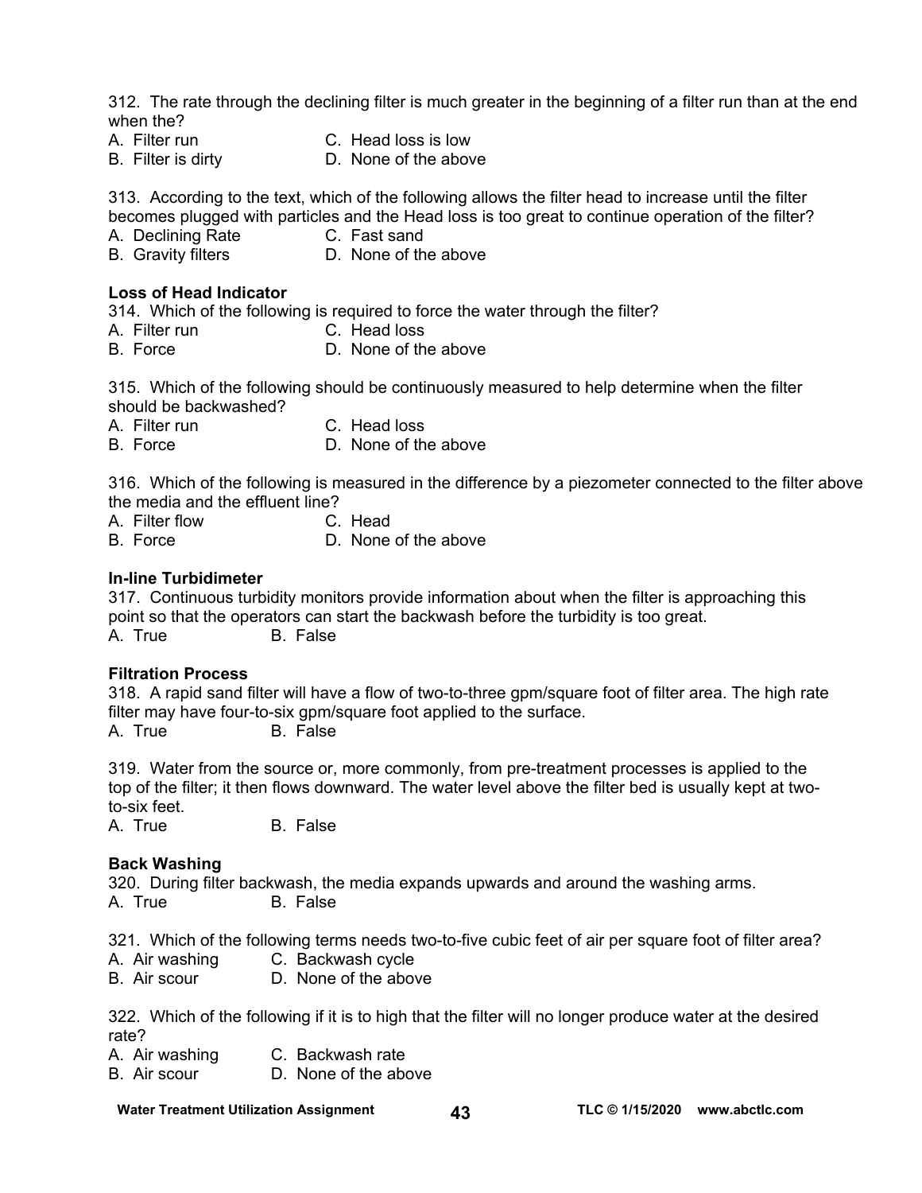312. The rate through the declining filter is much greater in the beginning of a filter run than at the end when the?

A. Filter run  
B. Filter is dirty  
C. Head loss is low  
D. None of the above

313. According to the text, which of the following allows the filter head to increase until the filter becomes plugged with particles and the Head loss is too great to continue operation of the filter?

A. Declining Rate  
B. Gravity filters  
C. Fast sand  
D. None of the above

**Loss of Head Indicator**

314. Which of the following is required to force the water through the filter?

A. Filter run  
B. Force  
C. Head loss  
D. None of the above

315. Which of the following should be continuously measured to help determine when the filter should be backwashed?

A. Filter run  
B. Force  
C. Head loss  
D. None of the above

316. Which of the following is measured in the difference by a piezometer connected to the filter above the media and the effluent line?

A. Filter flow  
B. Force  
C. Head  
D. None of the above

**In-line Turbidimeter**

317. Continuous turbidity monitors provide information about when the filter is approaching this point so that the operators can start the backwash before the turbidity is too great.

A. True  
B. False

**Filtration Process**

318. A rapid sand filter will have a flow of two-to-three gpm/square foot of filter area. The high rate filter may have four-to-six gpm/square foot applied to the surface.

A. True  
B. False

319. Water from the source or, more commonly, from pre-treatment processes is applied to the top of the filter; it then flows downward. The water level above the filter bed is usually kept at two-to-six feet.

A. True  
B. False

**Back Washing**

320. During filter backwash, the media expands upwards and around the washing arms.

A. True  
B. False

321. Which of the following terms needs two-to-five cubic feet of air per square foot of filter area?

A. Air washing  
B. Air scour  
C. Backwash cycle  
D. None of the above

322. Which of the following if it is to high that the filter will no longer produce water at the desired rate?

A. Air washing  
B. Air scour  
C. Backwash rate  
D. None of the above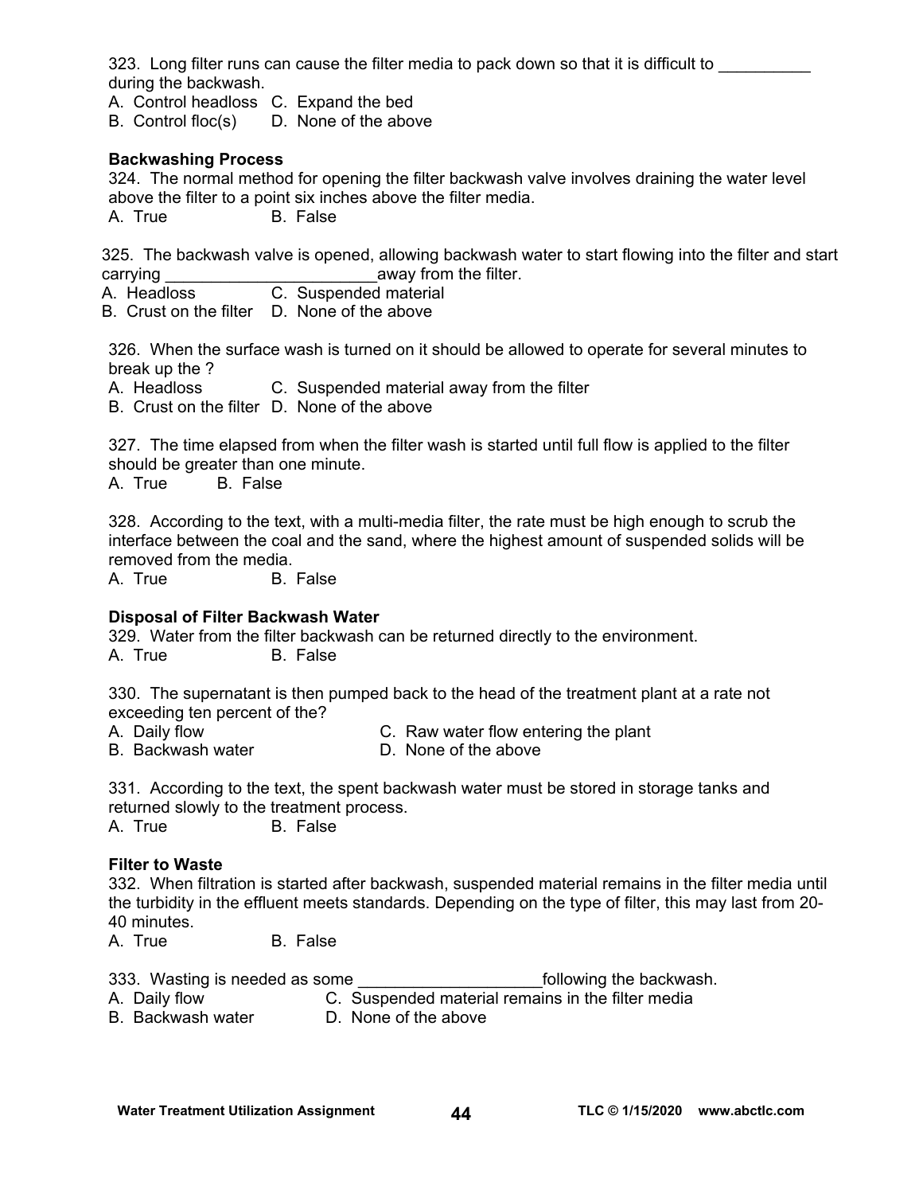323. Long filter runs can cause the filter media to pack down so that it is difficult to __________ during the backwash.
A. Control headloss C. Expand the bed
B. Control floc(s) D. None of the above

**Backwashing Process**
324. The normal method for opening the filter backwash valve involves draining the water level above the filter to a point six inches above the filter media.
A. True B. False

325. The backwash valve is opened, allowing backwash water to start flowing into the filter and start carrying _______________________away from the filter.
A. Headloss C. Suspended material
B. Crust on the filter D. None of the above

326. When the surface wash is turned on it should be allowed to operate for several minutes to break up the ?
A. Headloss C. Suspended material away from the filter
B. Crust on the filter D. None of the above

327. The time elapsed from when the filter wash is started until full flow is applied to the filter should be greater than one minute.
A. True B. False

328. According to the text, with a multi-media filter, the rate must be high enough to scrub the interface between the coal and the sand, where the highest amount of suspended solids will be removed from the media.
A. True B. False

**Disposal of Filter Backwash Water**
329. Water from the filter backwash can be returned directly to the environment.
A. True B. False

330. The supernatant is then pumped back to the head of the treatment plant at a rate not exceeding ten percent of the?
A. Daily flow C. Raw water flow entering the plant
B. Backwash water D. None of the above

331. According to the text, the spent backwash water must be stored in storage tanks and returned slowly to the treatment process.
A. True B. False

**Filter to Waste**
332. When filtration is started after backwash, suspended material remains in the filter media until the turbidity in the effluent meets standards. Depending on the type of filter, this may last from 20-40 minutes.
A. True B. False

333. Wasting is needed as some ____________________following the backwash.
A. Daily flow C. Suspended material remains in the filter media
B. Backwash water D. None of the above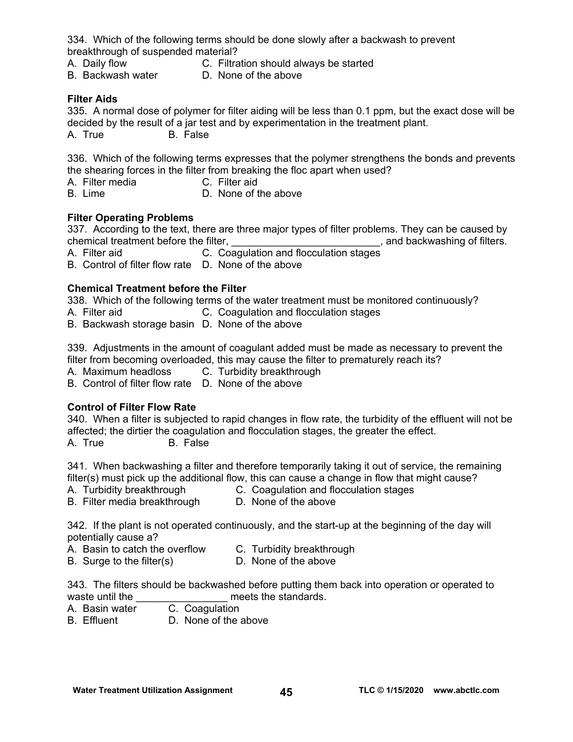334. Which of the following terms should be done slowly after a backwash to prevent breakthrough of suspended material?

A. Daily flow
B. Backwash water
C. Filtration should always be started
D. None of the above

**Filter Aids**

335. A normal dose of polymer for filter aiding will be less than 0.1 ppm, but the exact dose will be decided by the result of a jar test and by experimentation in the treatment plant.

A. True
B. False

336. Which of the following terms expresses that the polymer strengthens the bonds and prevents the shearing forces in the filter from breaking the floc apart when used?

A. Filter media
B. Lime
C. Filter aid
D. None of the above

**Filter Operating Problems**

337. According to the text, there are three major types of filter problems. They can be caused by chemical treatment before the filter, __________________________, and backwashing of filters.

A. Filter aid
B. Control of filter flow rate
C. Coagulation and flocculation stages
D. None of the above

**Chemical Treatment before the Filter**

338. Which of the following terms of the water treatment must be monitored continuously?

A. Filter aid
B. Backwash storage basin
C. Coagulation and flocculation stages
D. None of the above

339. Adjustments in the amount of coagulant added must be made as necessary to prevent the filter from becoming overloaded, this may cause the filter to prematurely reach its?

A. Maximum headloss
B. Control of filter flow rate
C. Turbidity breakthrough
D. None of the above

**Control of Filter Flow Rate**

340. When a filter is subjected to rapid changes in flow rate, the turbidity of the effluent will not be affected; the dirtier the coagulation and flocculation stages, the greater the effect.

A. True
B. False

341. When backwashing a filter and therefore temporarily taking it out of service, the remaining filter(s) must pick up the additional flow, this can cause a change in flow that might cause?

A. Turbidity breakthrough
B. Filter media breakthrough
C. Coagulation and flocculation stages
D. None of the above

342. If the plant is not operated continuously, and the start-up at the beginning of the day will potentially cause a?

A. Basin to catch the overflow
B. Surge to the filter(s)
C. Turbidity breakthrough
D. None of the above

343. The filters should be backwashed before putting them back into operation or operated to waste until the ________________ meets the standards.

A. Basin water
B. Effluent
C. Coagulation
D. None of the above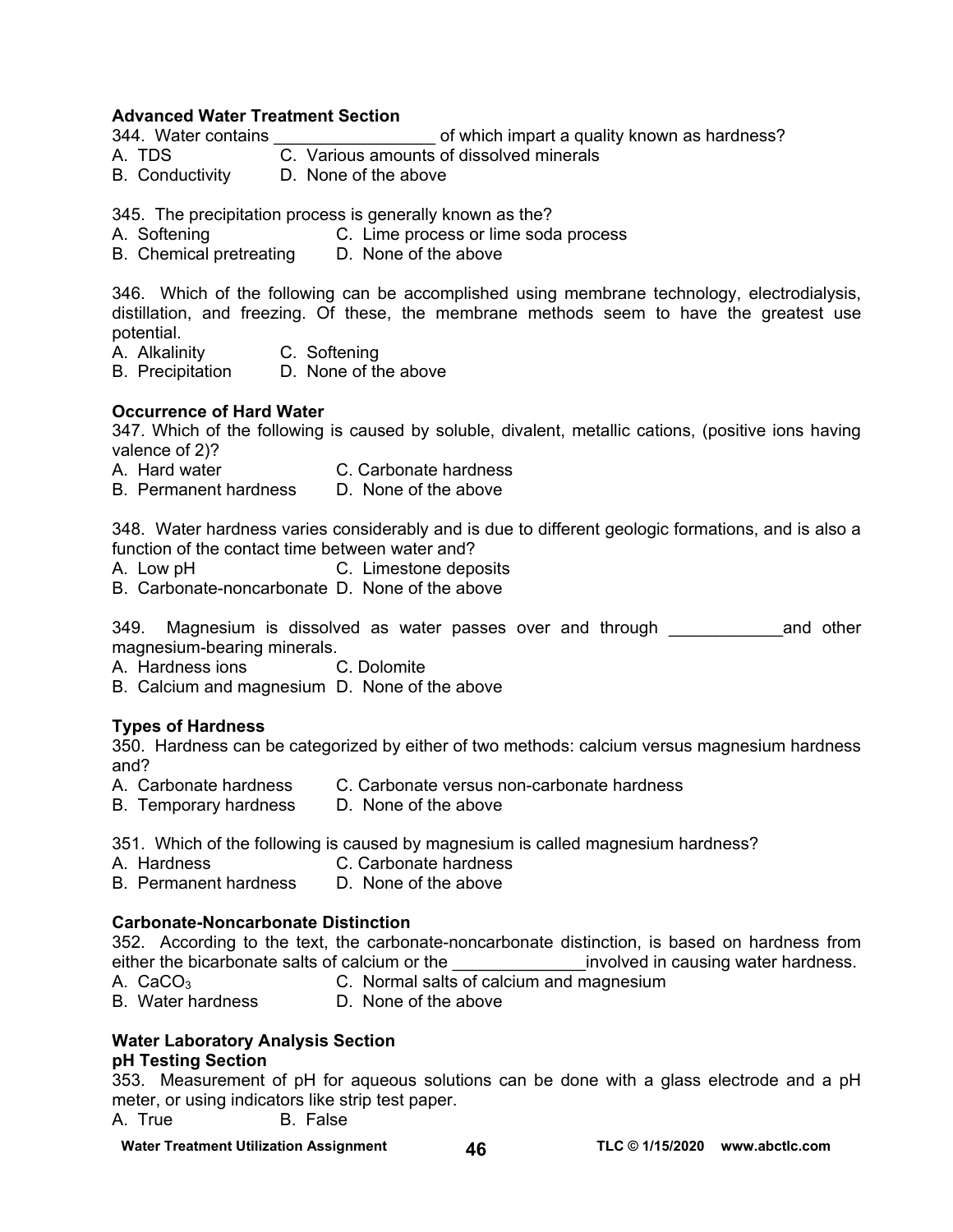**Advanced Water Treatment Section**

344. Water contains _________________ of which impart a quality known as hardness?

A. TDS  C. Various amounts of dissolved minerals
B. Conductivity  D. None of the above

345. The precipitation process is generally known as the?

A. Softening  C. Lime process or lime soda process
B. Chemical pretreating  D. None of the above

346. Which of the following can be accomplished using membrane technology, electrodialysis, distillation, and freezing. Of these, the membrane methods seem to have the greatest use potential.

A. Alkalinity  C. Softening
B. Precipitation  D. None of the above

**Occurrence of Hard Water**

347. Which of the following is caused by soluble, divalent, metallic cations, (positive ions having valence of 2)?

A. Hard water  C. Carbonate hardness
B. Permanent hardness  D. None of the above

348. Water hardness varies considerably and is due to different geologic formations, and is also a function of the contact time between water and?

A. Low pH  C. Limestone deposits
B. Carbonate-noncarbonate  D. None of the above

349. Magnesium is dissolved as water passes over and through ____________and other magnesium-bearing minerals.

A. Hardness ions  C. Dolomite
B. Calcium and magnesium  D. None of the above

**Types of Hardness**

350. Hardness can be categorized by either of two methods: calcium versus magnesium hardness and?

A. Carbonate hardness  C. Carbonate versus non-carbonate hardness
B. Temporary hardness  D. None of the above

351. Which of the following is caused by magnesium is called magnesium hardness?

A. Hardness  C. Carbonate hardness
B. Permanent hardness  D. None of the above

**Carbonate-Noncarbonate Distinction**

352. According to the text, the carbonate-noncarbonate distinction, is based on hardness from either the bicarbonate salts of calcium or the ______________involved in causing water hardness.

A. $CaCO_3$  C. Normal salts of calcium and magnesium
B. Water hardness  D. None of the above

**Water Laboratory Analysis Section**

**pH Testing Section**

353. Measurement of pH for aqueous solutions can be done with a glass electrode and a pH meter, or using indicators like strip test paper.

A. True  B. False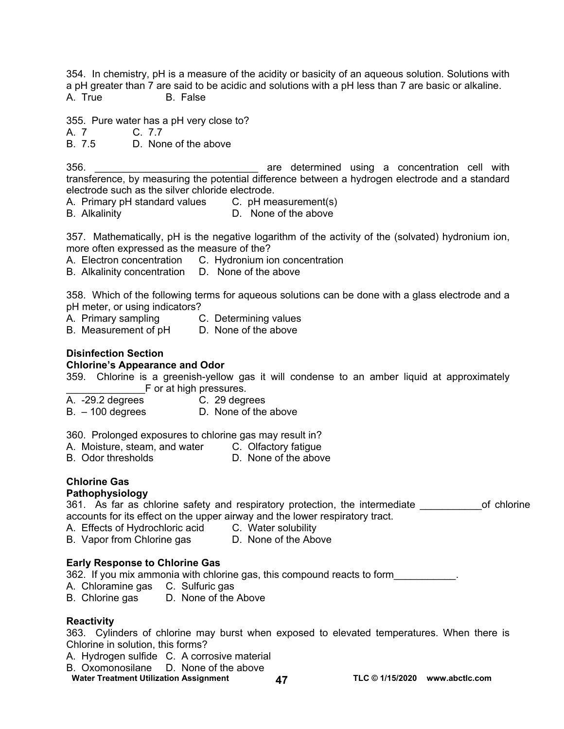354. In chemistry, pH is a measure of the acidity or basicity of an aqueous solution. Solutions with a pH greater than 7 are said to be acidic and solutions with a pH less than 7 are basic or alkaline.
A. True B. False

355. Pure water has a pH very close to?
A. 7 C. 7.7
B. 7.5 D. None of the above

356. _____________________________ are determined using a concentration cell with transference, by measuring the potential difference between a hydrogen electrode and a standard electrode such as the silver chloride electrode.
A. Primary pH standard values C. pH measurement(s)
B. Alkalinity D. None of the above

357. Mathematically, pH is the negative logarithm of the activity of the (solvated) hydronium ion, more often expressed as the measure of the?
A. Electron concentration C. Hydronium ion concentration
B. Alkalinity concentration D. None of the above

358. Which of the following terms for aqueous solutions can be done with a glass electrode and a pH meter, or using indicators?
A. Primary sampling C. Determining values
B. Measurement of pH D. None of the above

**Disinfection Section**

**Chlorine's Appearance and Odor**

359. Chlorine is a greenish-yellow gas it will condense to an amber liquid at approximately _____________F or at high pressures.
A. -29.2 degrees C. 29 degrees
B. – 100 degrees D. None of the above

360. Prolonged exposures to chlorine gas may result in?
A. Moisture, steam, and water C. Olfactory fatigue
B. Odor thresholds D. None of the above

**Chlorine Gas**

**Pathophysiology**

361. As far as chlorine safety and respiratory protection, the intermediate ___________of chlorine accounts for its effect on the upper airway and the lower respiratory tract.
A. Effects of Hydrochloric acid C. Water solubility
B. Vapor from Chlorine gas D. None of the Above

**Early Response to Chlorine Gas**

362. If you mix ammonia with chlorine gas, this compound reacts to form___________.
A. Chloramine gas C. Sulfuric gas
B. Chlorine gas D. None of the Above

**Reactivity**

363. Cylinders of chlorine may burst when exposed to elevated temperatures. When there is Chlorine in solution, this forms?
A. Hydrogen sulfide C. A corrosive material
B. Oxomonosilane D. None of the above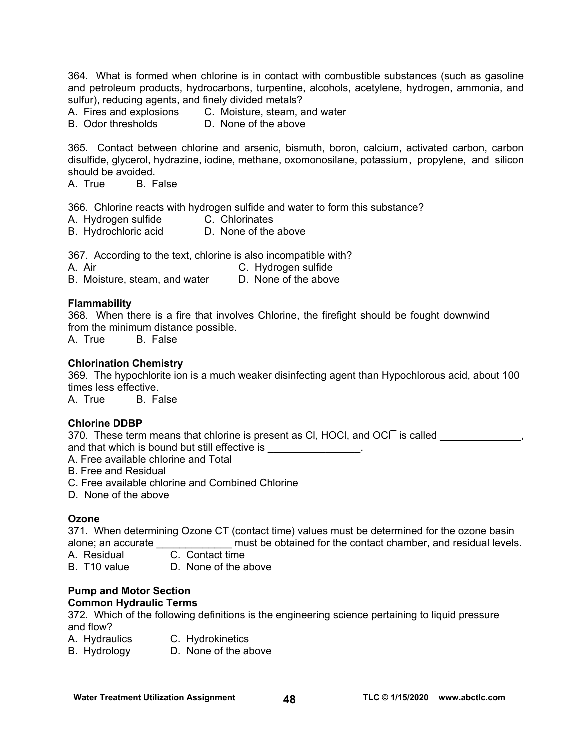364. What is formed when chlorine is in contact with combustible substances (such as gasoline and petroleum products, hydrocarbons, turpentine, alcohols, acetylene, hydrogen, ammonia, and sulfur), reducing agents, and finely divided metals?
A. Fires and explosions C. Moisture, steam, and water
B. Odor thresholds D. None of the above

365. Contact between chlorine and arsenic, bismuth, boron, calcium, activated carbon, carbon disulfide, glycerol, hydrazine, iodine, methane, oxomonosilane, potassium, propylene, and silicon should be avoided.
A. True B. False

366. Chlorine reacts with hydrogen sulfide and water to form this substance?
A. Hydrogen sulfide C. Chlorinates
B. Hydrochloric acid D. None of the above

367. According to the text, chlorine is also incompatible with?
A. Air C. Hydrogen sulfide
B. Moisture, steam, and water D. None of the above

**Flammability**
368. When there is a fire that involves Chlorine, the firefight should be fought downwind from the minimum distance possible.
A. True B. False

**Chlorination Chemistry**
369. The hypochlorite ion is a much weaker disinfecting agent than Hypochlorous acid, about 100 times less effective.
A. True B. False

**Chlorine DDBP**
370. These term means that chlorine is present as Cl, HOCl, and $OCl^{-}$ is called ______________, and that which is bound but still effective is ________________.
A. Free available chlorine and Total
B. Free and Residual
C. Free available chlorine and Combined Chlorine
D. None of the above

**Ozone**
371. When determining Ozone CT (contact time) values must be determined for the ozone basin alone; an accurate _____________ must be obtained for the contact chamber, and residual levels.
A. Residual C. Contact time
B. T10 value D. None of the above

**Pump and Motor Section**
**Common Hydraulic Terms**
372. Which of the following definitions is the engineering science pertaining to liquid pressure and flow?
A. Hydraulics C. Hydrokinetics
B. Hydrology D. None of the above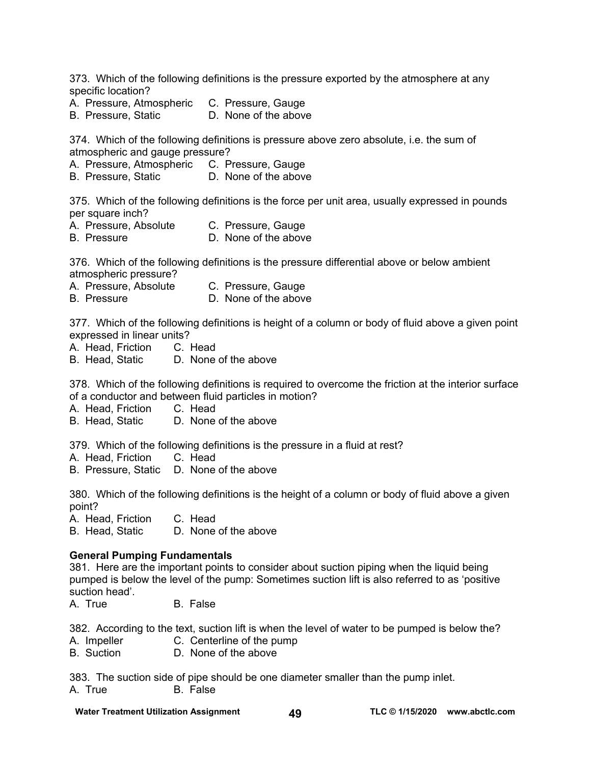373. Which of the following definitions is the pressure exported by the atmosphere at any specific location?
A. Pressure, Atmospheric C. Pressure, Gauge
B. Pressure, Static D. None of the above

374. Which of the following definitions is pressure above zero absolute, i.e. the sum of atmospheric and gauge pressure?
A. Pressure, Atmospheric C. Pressure, Gauge
B. Pressure, Static D. None of the above

375. Which of the following definitions is the force per unit area, usually expressed in pounds per square inch?
A. Pressure, Absolute C. Pressure, Gauge
B. Pressure D. None of the above

376. Which of the following definitions is the pressure differential above or below ambient atmospheric pressure?
A. Pressure, Absolute C. Pressure, Gauge
B. Pressure D. None of the above

377. Which of the following definitions is height of a column or body of fluid above a given point expressed in linear units?
A. Head, Friction C. Head
B. Head, Static D. None of the above

378. Which of the following definitions is required to overcome the friction at the interior surface of a conductor and between fluid particles in motion?
A. Head, Friction C. Head
B. Head, Static D. None of the above

379. Which of the following definitions is the pressure in a fluid at rest?
A. Head, Friction C. Head
B. Pressure, Static D. None of the above

380. Which of the following definitions is the height of a column or body of fluid above a given point?
A. Head, Friction C. Head
B. Head, Static D. None of the above

**General Pumping Fundamentals**

381. Here are the important points to consider about suction piping when the liquid being pumped is below the level of the pump: Sometimes suction lift is also referred to as 'positive suction head'.
A. True B. False

382. According to the text, suction lift is when the level of water to be pumped is below the?
A. Impeller C. Centerline of the pump
B. Suction D. None of the above

383. The suction side of pipe should be one diameter smaller than the pump inlet.
A. True B. False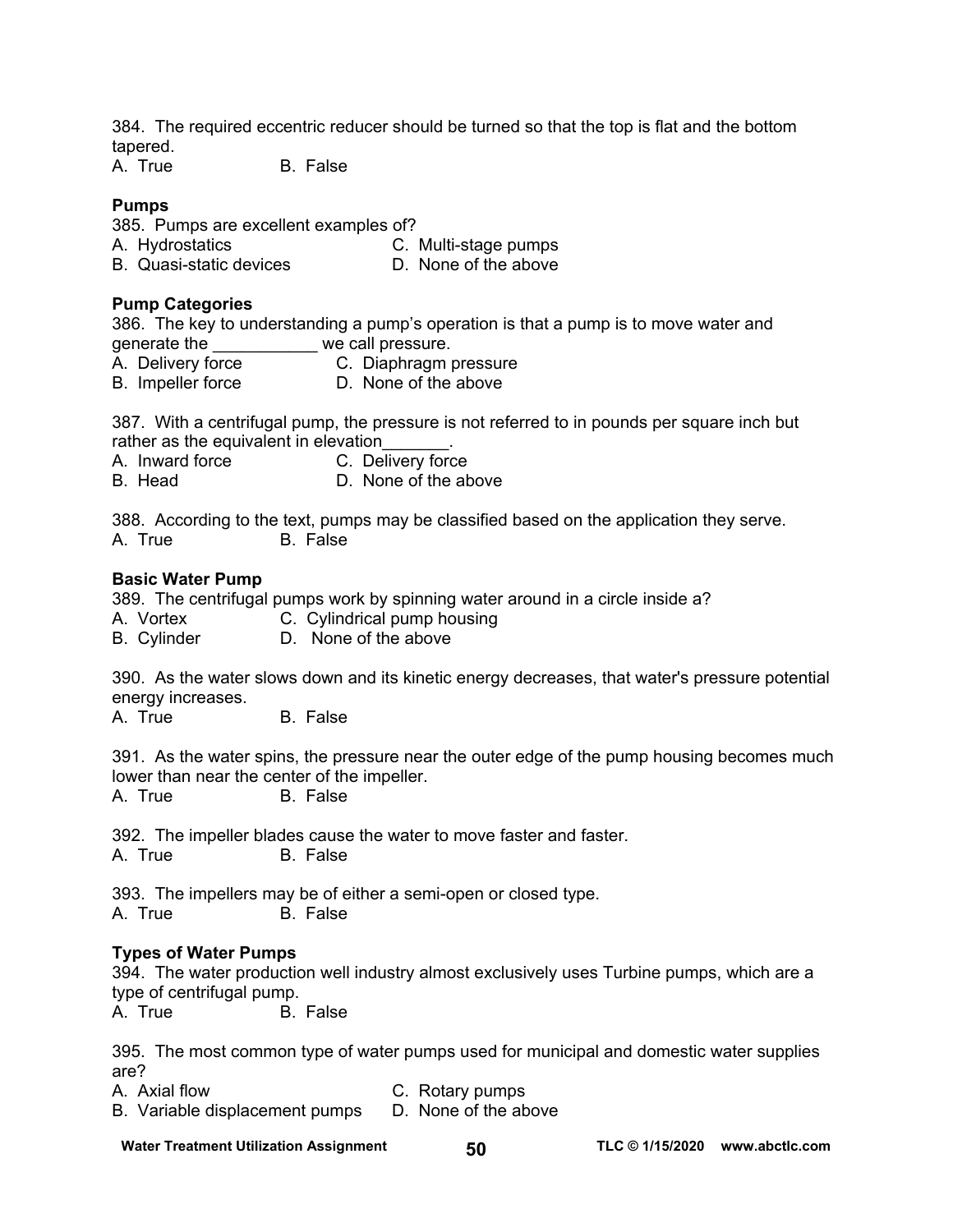384. The required eccentric reducer should be turned so that the top is flat and the bottom tapered.
A. True B. False

**Pumps**

385. Pumps are excellent examples of?
A. Hydrostatics
B. Quasi-static devices
C. Multi-stage pumps
D. None of the above

**Pump Categories**

386. The key to understanding a pump's operation is that a pump is to move water and generate the ___________ we call pressure.
A. Delivery force
B. Impeller force
C. Diaphragm pressure
D. None of the above

387. With a centrifugal pump, the pressure is not referred to in pounds per square inch but rather as the equivalent in elevation_______.
A. Inward force
B. Head
C. Delivery force
D. None of the above

388. According to the text, pumps may be classified based on the application they serve.
A. True B. False

**Basic Water Pump**

389. The centrifugal pumps work by spinning water around in a circle inside a?
A. Vortex
B. Cylinder
C. Cylindrical pump housing
D. None of the above

390. As the water slows down and its kinetic energy decreases, that water's pressure potential energy increases.
A. True B. False

391. As the water spins, the pressure near the outer edge of the pump housing becomes much lower than near the center of the impeller.
A. True B. False

392. The impeller blades cause the water to move faster and faster.
A. True B. False

393. The impellers may be of either a semi-open or closed type.
A. True B. False

**Types of Water Pumps**

394. The water production well industry almost exclusively uses Turbine pumps, which are a type of centrifugal pump.
A. True B. False

395. The most common type of water pumps used for municipal and domestic water supplies are?
A. Axial flow
B. Variable displacement pumps
C. Rotary pumps
D. None of the above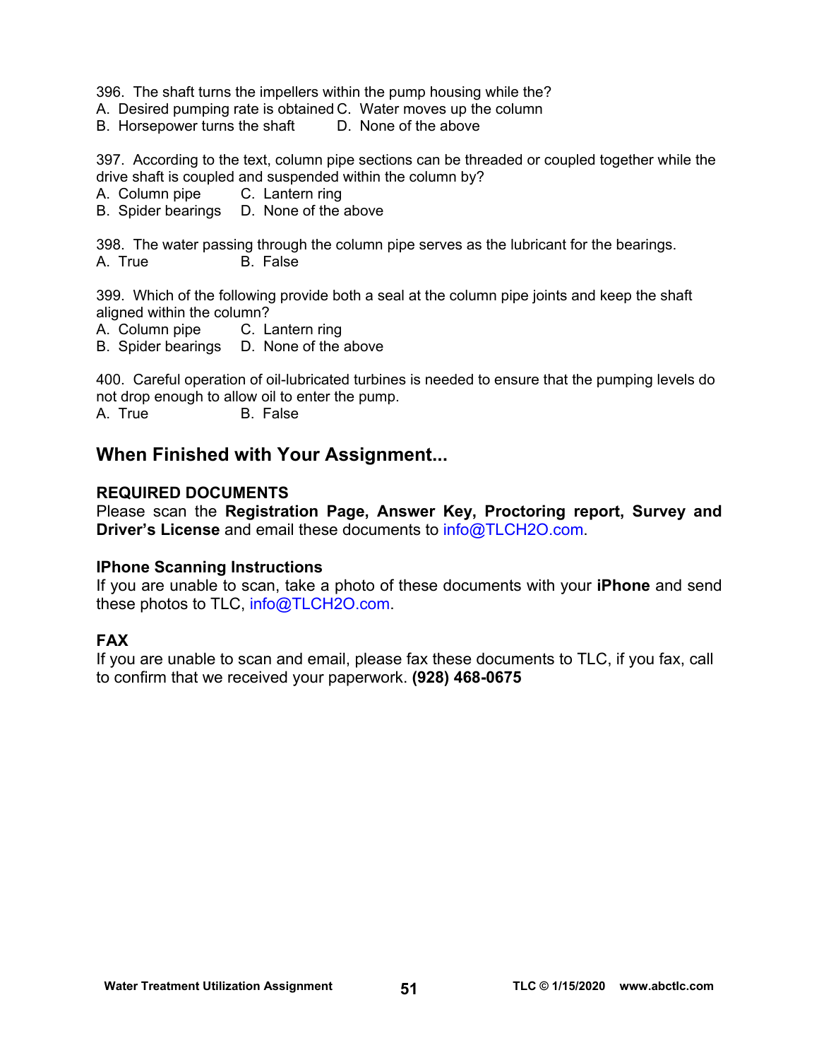396. The shaft turns the impellers within the pump housing while the?
A. Desired pumping rate is obtained
B. Horsepower turns the shaft
C. Water moves up the column
D. None of the above

397. According to the text, column pipe sections can be threaded or coupled together while the drive shaft is coupled and suspended within the column by?
A. Column pipe
B. Spider bearings
C. Lantern ring
D. None of the above

398. The water passing through the column pipe serves as the lubricant for the bearings.
A. True
B. False

399. Which of the following provide both a seal at the column pipe joints and keep the shaft aligned within the column?
A. Column pipe
B. Spider bearings
C. Lantern ring
D. None of the above

400. Careful operation of oil-lubricated turbines is needed to ensure that the pumping levels do not drop enough to allow oil to enter the pump.
A. True
B. False

## When Finished with Your Assignment...

### REQUIRED DOCUMENTS

Please scan the **Registration Page, Answer Key, Proctoring report, Survey and Driver's License** and email these documents to info@TLCH2O.com.

### IPhone Scanning Instructions

If you are unable to scan, take a photo of these documents with your **iPhone** and send these photos to TLC, info@TLCH2O.com.

### FAX

If you are unable to scan and email, please fax these documents to TLC, if you fax, call to confirm that we received your paperwork. **(928) 468-0675**